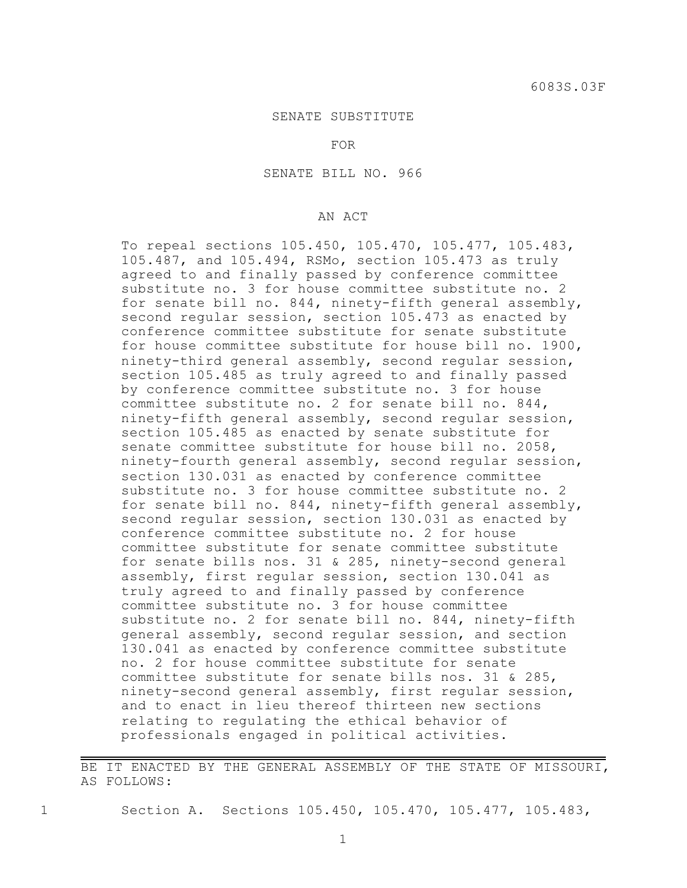6083S.03F

SENATE SUBSTITUTE

FOR

SENATE BILL NO. 966

AN ACT

To repeal sections 105.450, 105.470, 105.477, 105.483, 105.487, and 105.494, RSMo, section 105.473 as truly agreed to and finally passed by conference committee substitute no. 3 for house committee substitute no. 2 for senate bill no. 844, ninety-fifth general assembly, second regular session, section 105.473 as enacted by conference committee substitute for senate substitute for house committee substitute for house bill no. 1900, ninety-third general assembly, second regular session, section 105.485 as truly agreed to and finally passed by conference committee substitute no. 3 for house committee substitute no. 2 for senate bill no. 844, ninety-fifth general assembly, second regular session, section 105.485 as enacted by senate substitute for senate committee substitute for house bill no. 2058, ninety-fourth general assembly, second regular session, section 130.031 as enacted by conference committee substitute no. 3 for house committee substitute no. 2 for senate bill no. 844, ninety-fifth general assembly, second regular session, section 130.031 as enacted by conference committee substitute no. 2 for house committee substitute for senate committee substitute for senate bills nos. 31 & 285, ninety-second general assembly, first regular session, section 130.041 as truly agreed to and finally passed by conference committee substitute no. 3 for house committee substitute no. 2 for senate bill no. 844, ninety-fifth general assembly, second regular session, and section 130.041 as enacted by conference committee substitute no. 2 for house committee substitute for senate committee substitute for senate bills nos. 31 & 285, ninety-second general assembly, first regular session, and to enact in lieu thereof thirteen new sections relating to regulating the ethical behavior of professionals engaged in political activities.

---

BE IT ENACTED BY THE GENERAL ASSEMBLY OF THE STATE OF MISSOURI, AS FOLLOWS:

1 Section A. Sections 105.450, 105.470, 105.477, 105.483,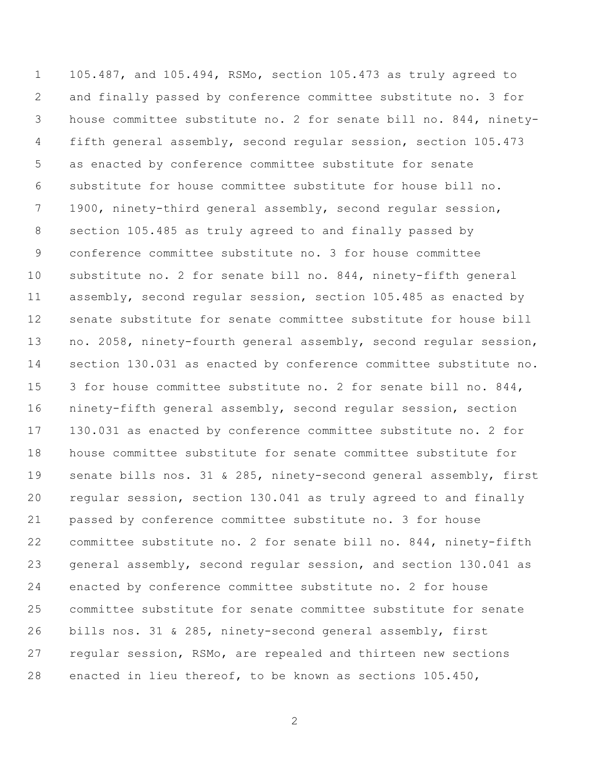105.487, and 105.494, RSMo, section 105.473 as truly agreed to and finally passed by conference committee substitute no. 3 for house committee substitute no. 2 for senate bill no. 844, ninety-fifth general assembly, second regular session, section 105.473 as enacted by conference committee substitute for senate substitute for house committee substitute for house bill no. 1900, ninety-third general assembly, second regular session, section 105.485 as truly agreed to and finally passed by conference committee substitute no. 3 for house committee substitute no. 2 for senate bill no. 844, ninety-fifth general assembly, second regular session, section 105.485 as enacted by senate substitute for senate committee substitute for house bill no. 2058, ninety-fourth general assembly, second regular session, section 130.031 as enacted by conference committee substitute no. 3 for house committee substitute no. 2 for senate bill no. 844, ninety-fifth general assembly, second regular session, section 130.031 as enacted by conference committee substitute no. 2 for house committee substitute for senate committee substitute for senate bills nos. 31 & 285, ninety-second general assembly, first regular session, section 130.041 as truly agreed to and finally passed by conference committee substitute no. 3 for house committee substitute no. 2 for senate bill no. 844, ninety-fifth general assembly, second regular session, and section 130.041 as enacted by conference committee substitute no. 2 for house committee substitute for senate committee substitute for senate bills nos. 31 & 285, ninety-second general assembly, first regular session, RSMo, are repealed and thirteen new sections enacted in lieu thereof, to be known as sections 105.450,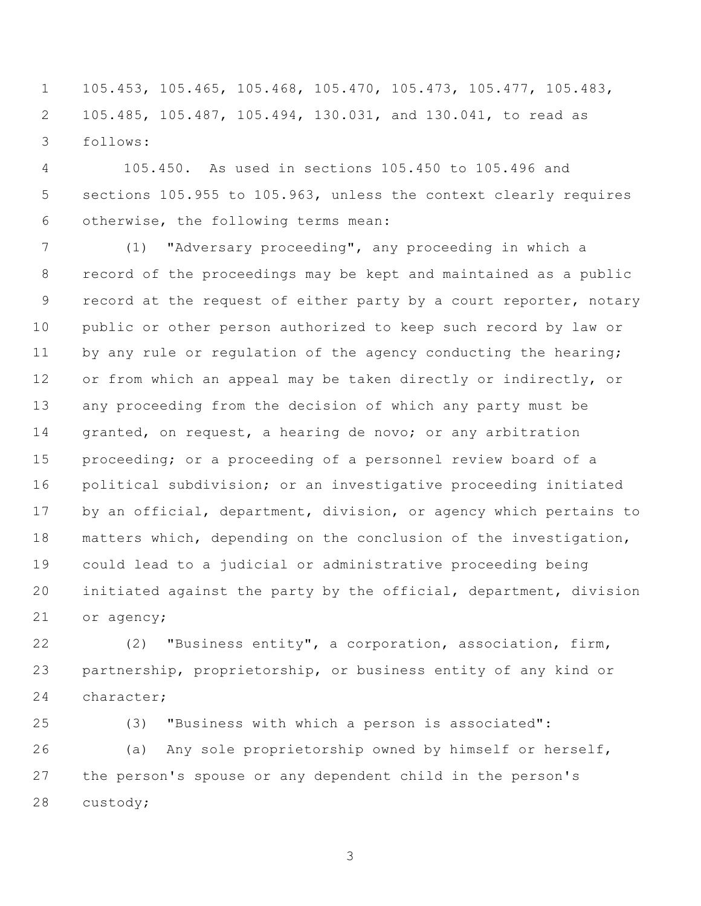105.453, 105.465, 105.468, 105.470, 105.473, 105.477, 105.483, 105.485, 105.487, 105.494, 130.031, and 130.041, to read as follows:

105.450. As used in sections 105.450 to 105.496 and sections 105.955 to 105.963, unless the context clearly requires otherwise, the following terms mean:

(1) "Adversary proceeding", any proceeding in which a record of the proceedings may be kept and maintained as a public record at the request of either party by a court reporter, notary public or other person authorized to keep such record by law or by any rule or regulation of the agency conducting the hearing; or from which an appeal may be taken directly or indirectly, or any proceeding from the decision of which any party must be granted, on request, a hearing de novo; or any arbitration proceeding; or a proceeding of a personnel review board of a political subdivision; or an investigative proceeding initiated by an official, department, division, or agency which pertains to matters which, depending on the conclusion of the investigation, could lead to a judicial or administrative proceeding being initiated against the party by the official, department, division or agency;

(2) "Business entity", a corporation, association, firm, partnership, proprietorship, or business entity of any kind or character;

(3) "Business with which a person is associated":

(a) Any sole proprietorship owned by himself or herself, the person's spouse or any dependent child in the person's custody;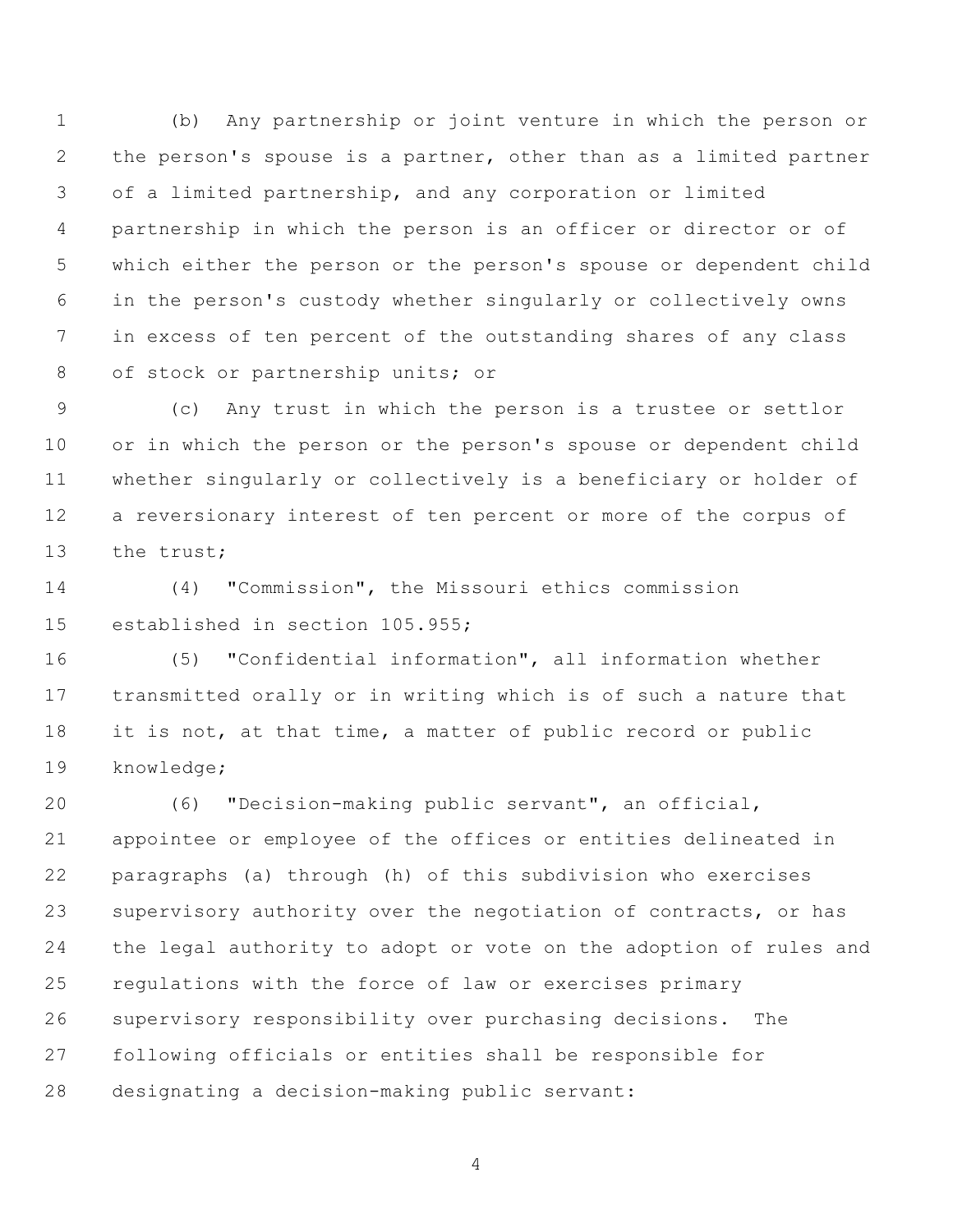(b) Any partnership or joint venture in which the person or the person's spouse is a partner, other than as a limited partner of a limited partnership, and any corporation or limited partnership in which the person is an officer or director or of which either the person or the person's spouse or dependent child in the person's custody whether singularly or collectively owns in excess of ten percent of the outstanding shares of any class of stock or partnership units; or

(c) Any trust in which the person is a trustee or settlor or in which the person or the person's spouse or dependent child whether singularly or collectively is a beneficiary or holder of a reversionary interest of ten percent or more of the corpus of the trust;

(4) "Commission", the Missouri ethics commission established in section 105.955;

(5) "Confidential information", all information whether transmitted orally or in writing which is of such a nature that it is not, at that time, a matter of public record or public knowledge;

(6) "Decision-making public servant", an official, appointee or employee of the offices or entities delineated in paragraphs (a) through (h) of this subdivision who exercises supervisory authority over the negotiation of contracts, or has the legal authority to adopt or vote on the adoption of rules and regulations with the force of law or exercises primary supervisory responsibility over purchasing decisions. The following officials or entities shall be responsible for designating a decision-making public servant: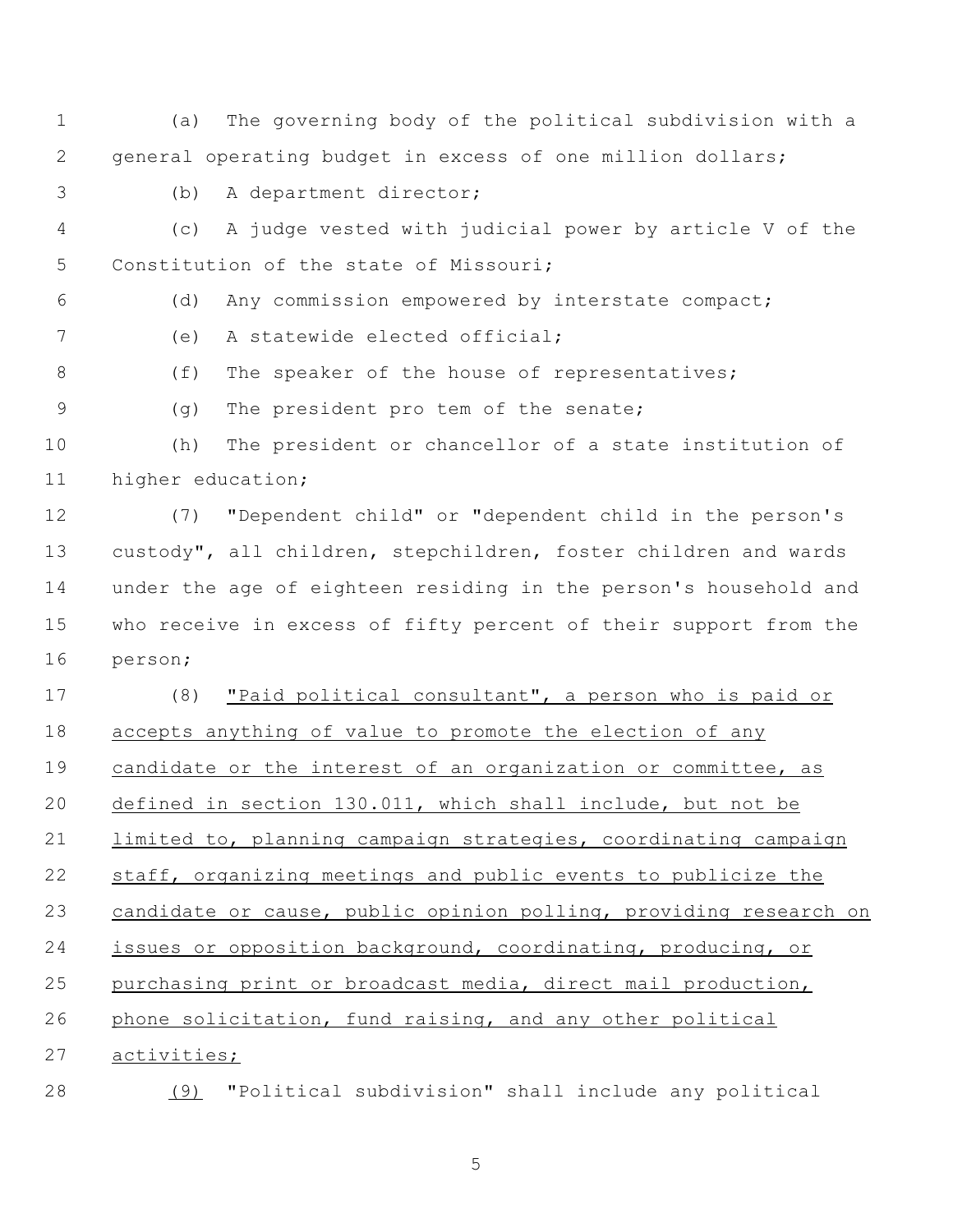(a) The governing body of the political subdivision with a general operating budget in excess of one million dollars;

(b) A department director;

(c) A judge vested with judicial power by article V of the Constitution of the state of Missouri;

(d) Any commission empowered by interstate compact;

(e) A statewide elected official;

(f) The speaker of the house of representatives;

(g) The president pro tem of the senate;

(h) The president or chancellor of a state institution of higher education;

(7) "Dependent child" or "dependent child in the person's custody", all children, stepchildren, foster children and wards under the age of eighteen residing in the person's household and who receive in excess of fifty percent of their support from the person;

(8) <u>"Paid political consultant", a person who is paid or accepts anything of value to promote the election of any candidate or the interest of an organization or committee, as defined in section 130.011, which shall include, but not be limited to, planning campaign strategies, coordinating campaign staff, organizing meetings and public events to publicize the candidate or cause, public opinion polling, providing research on issues or opposition background, coordinating, producing, or purchasing print or broadcast media, direct mail production, phone solicitation, fund raising, and any other political activities;</u>

<u>(9)</u> "Political subdivision" shall include any political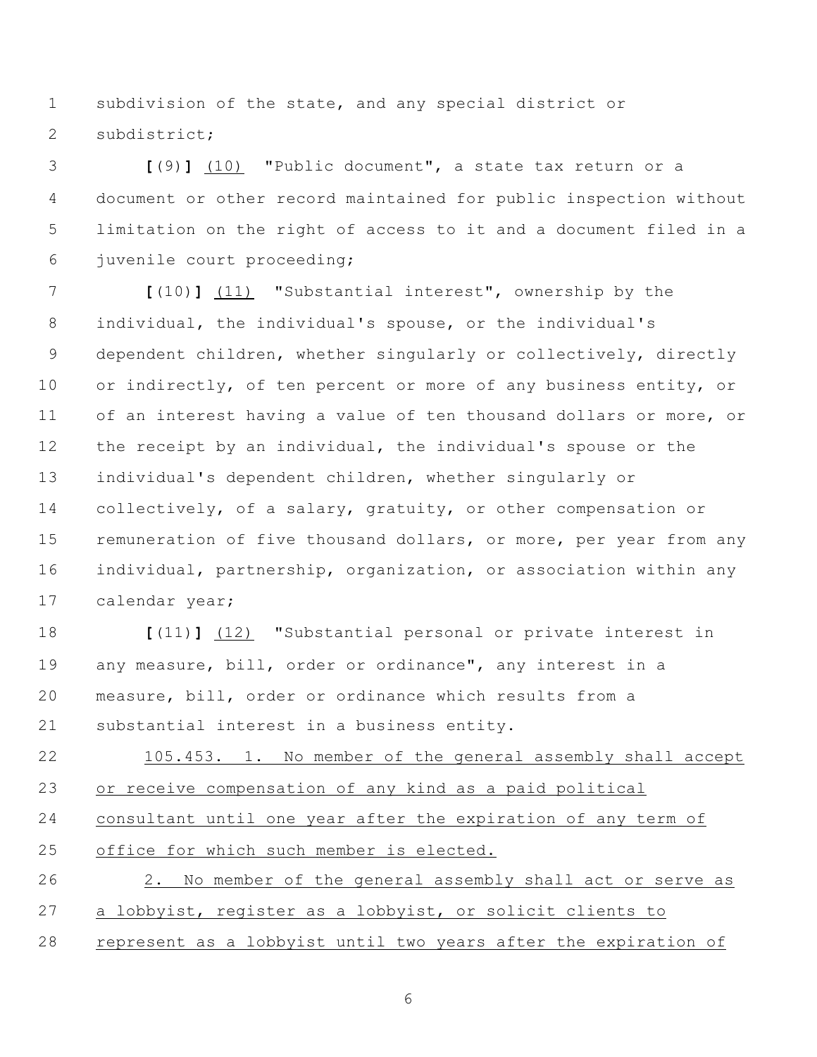subdivision of the state, and any special district or subdistrict;

**[**(9)**]** (10) "Public document", a state tax return or a document or other record maintained for public inspection without limitation on the right of access to it and a document filed in a juvenile court proceeding;

**[**(10)**]** (11) "Substantial interest", ownership by the individual, the individual's spouse, or the individual's dependent children, whether singularly or collectively, directly or indirectly, of ten percent or more of any business entity, or of an interest having a value of ten thousand dollars or more, or the receipt by an individual, the individual's spouse or the individual's dependent children, whether singularly or collectively, of a salary, gratuity, or other compensation or remuneration of five thousand dollars, or more, per year from any individual, partnership, organization, or association within any calendar year;

**[**(11)**]** (12) "Substantial personal or private interest in any measure, bill, order or ordinance", any interest in a measure, bill, order or ordinance which results from a substantial interest in a business entity.

105.453. 1. No member of the general assembly shall accept or receive compensation of any kind as a paid political consultant until one year after the expiration of any term of office for which such member is elected.

2. No member of the general assembly shall act or serve as a lobbyist, register as a lobbyist, or solicit clients to represent as a lobbyist until two years after the expiration of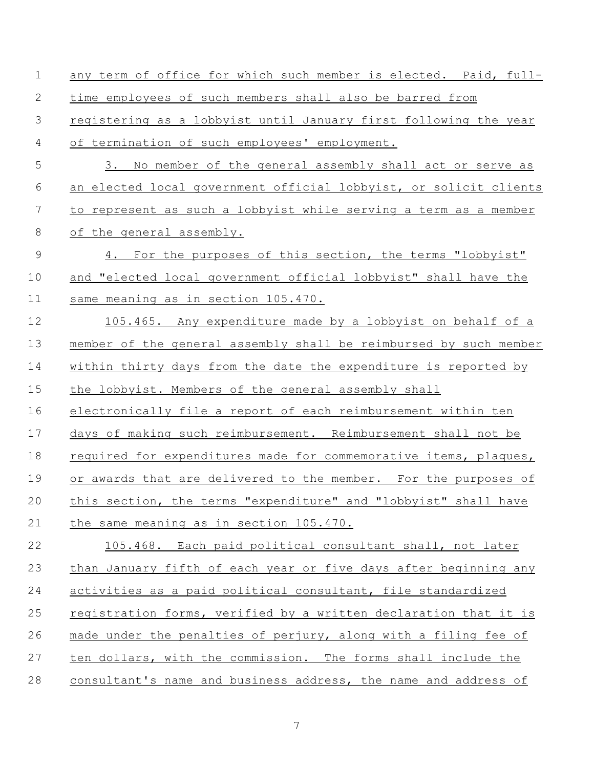any term of office for which such member is elected. Paid, full-time employees of such members shall also be barred from registering as a lobbyist until January first following the year of termination of such employees' employment.

3. No member of the general assembly shall act or serve as an elected local government official lobbyist, or solicit clients to represent as such a lobbyist while serving a term as a member of the general assembly.

4. For the purposes of this section, the terms "lobbyist" and "elected local government official lobbyist" shall have the same meaning as in section 105.470.

105.465. Any expenditure made by a lobbyist on behalf of a member of the general assembly shall be reimbursed by such member within thirty days from the date the expenditure is reported by the lobbyist. Members of the general assembly shall electronically file a report of each reimbursement within ten days of making such reimbursement. Reimbursement shall not be required for expenditures made for commemorative items, plaques, or awards that are delivered to the member. For the purposes of this section, the terms "expenditure" and "lobbyist" shall have the same meaning as in section 105.470.

105.468. Each paid political consultant shall, not later than January fifth of each year or five days after beginning any activities as a paid political consultant, file standardized registration forms, verified by a written declaration that it is made under the penalties of perjury, along with a filing fee of ten dollars, with the commission. The forms shall include the consultant's name and business address, the name and address of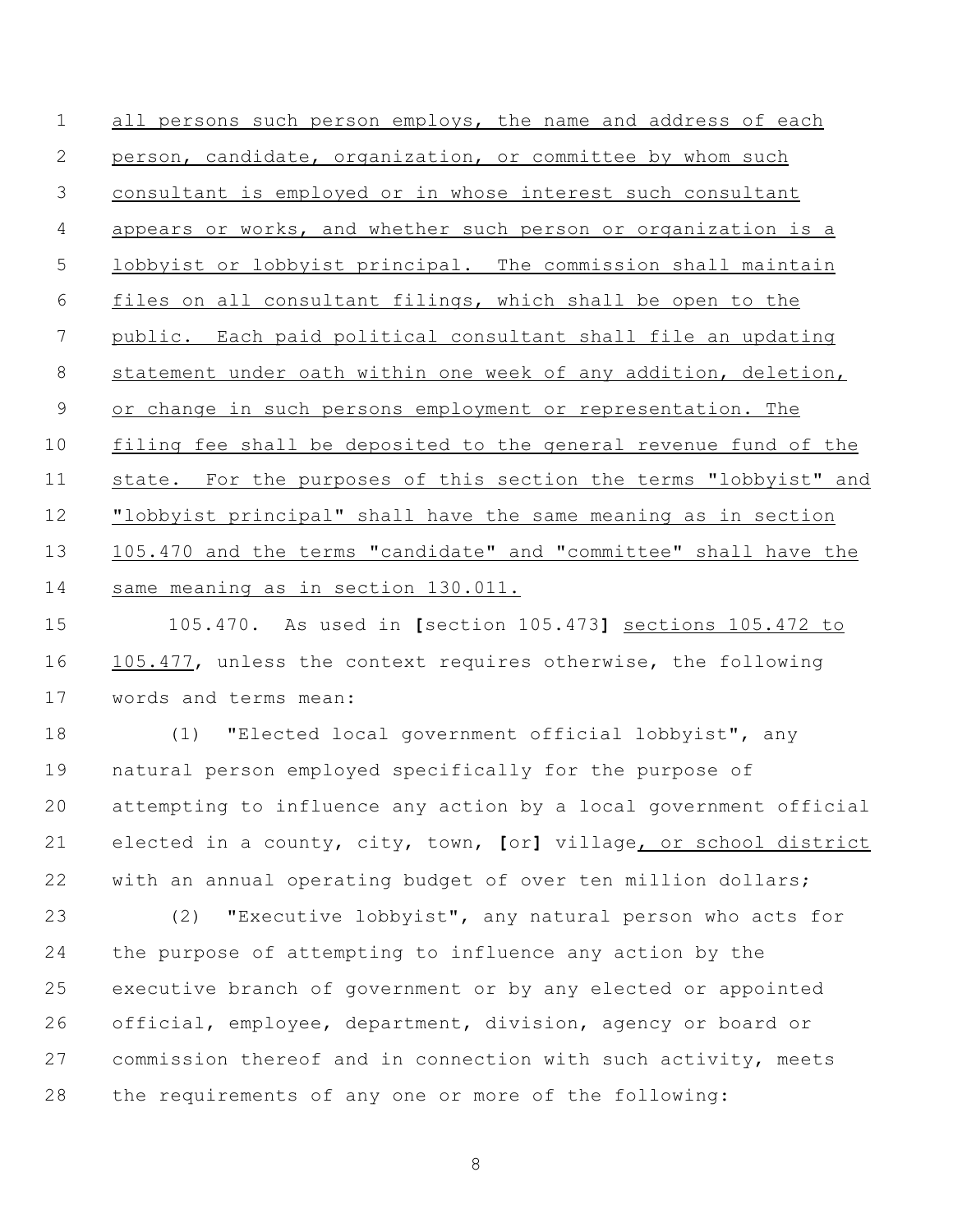all persons such person employs, the name and address of each person, candidate, organization, or committee by whom such consultant is employed or in whose interest such consultant appears or works, and whether such person or organization is a lobbyist or lobbyist principal. The commission shall maintain files on all consultant filings, which shall be open to the public. Each paid political consultant shall file an updating statement under oath within one week of any addition, deletion, or change in such persons employment or representation. The filing fee shall be deposited to the general revenue fund of the state. For the purposes of this section the terms "lobbyist" and "lobbyist principal" shall have the same meaning as in section 105.470 and the terms "candidate" and "committee" shall have the same meaning as in section 130.011.

105.470. As used in **[**section 105.473**]** sections 105.472 to 105.477, unless the context requires otherwise, the following words and terms mean:

(1) "Elected local government official lobbyist", any natural person employed specifically for the purpose of attempting to influence any action by a local government official elected in a county, city, town, **[**or**]** village, or school district with an annual operating budget of over ten million dollars;

(2) "Executive lobbyist", any natural person who acts for the purpose of attempting to influence any action by the executive branch of government or by any elected or appointed official, employee, department, division, agency or board or commission thereof and in connection with such activity, meets the requirements of any one or more of the following: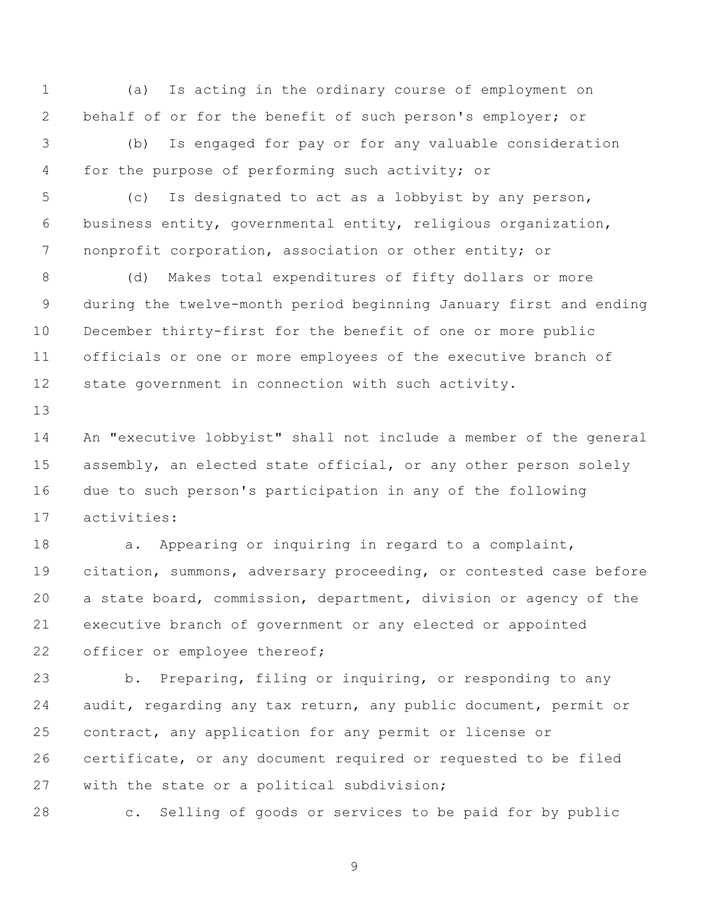(a) Is acting in the ordinary course of employment on behalf of or for the benefit of such person's employer; or

(b) Is engaged for pay or for any valuable consideration for the purpose of performing such activity; or

(c) Is designated to act as a lobbyist by any person, business entity, governmental entity, religious organization, nonprofit corporation, association or other entity; or

(d) Makes total expenditures of fifty dollars or more during the twelve-month period beginning January first and ending December thirty-first for the benefit of one or more public officials or one or more employees of the executive branch of state government in connection with such activity.

An "executive lobbyist" shall not include a member of the general assembly, an elected state official, or any other person solely due to such person's participation in any of the following activities:

a. Appearing or inquiring in regard to a complaint, citation, summons, adversary proceeding, or contested case before a state board, commission, department, division or agency of the executive branch of government or any elected or appointed officer or employee thereof;

b. Preparing, filing or inquiring, or responding to any audit, regarding any tax return, any public document, permit or contract, any application for any permit or license or certificate, or any document required or requested to be filed with the state or a political subdivision;

c. Selling of goods or services to be paid for by public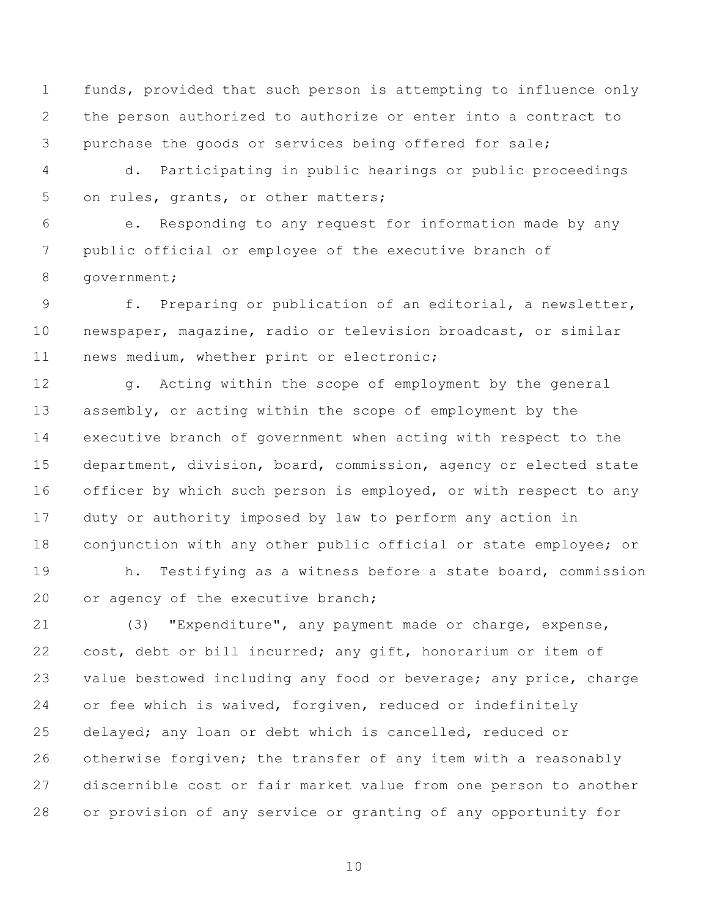funds, provided that such person is attempting to influence only the person authorized to authorize or enter into a contract to purchase the goods or services being offered for sale;

d. Participating in public hearings or public proceedings on rules, grants, or other matters;

e. Responding to any request for information made by any public official or employee of the executive branch of government;

f. Preparing or publication of an editorial, a newsletter, newspaper, magazine, radio or television broadcast, or similar news medium, whether print or electronic;

g. Acting within the scope of employment by the general assembly, or acting within the scope of employment by the executive branch of government when acting with respect to the department, division, board, commission, agency or elected state officer by which such person is employed, or with respect to any duty or authority imposed by law to perform any action in conjunction with any other public official or state employee; or

h. Testifying as a witness before a state board, commission or agency of the executive branch;

(3) "Expenditure", any payment made or charge, expense, cost, debt or bill incurred; any gift, honorarium or item of value bestowed including any food or beverage; any price, charge or fee which is waived, forgiven, reduced or indefinitely delayed; any loan or debt which is cancelled, reduced or otherwise forgiven; the transfer of any item with a reasonably discernible cost or fair market value from one person to another or provision of any service or granting of any opportunity for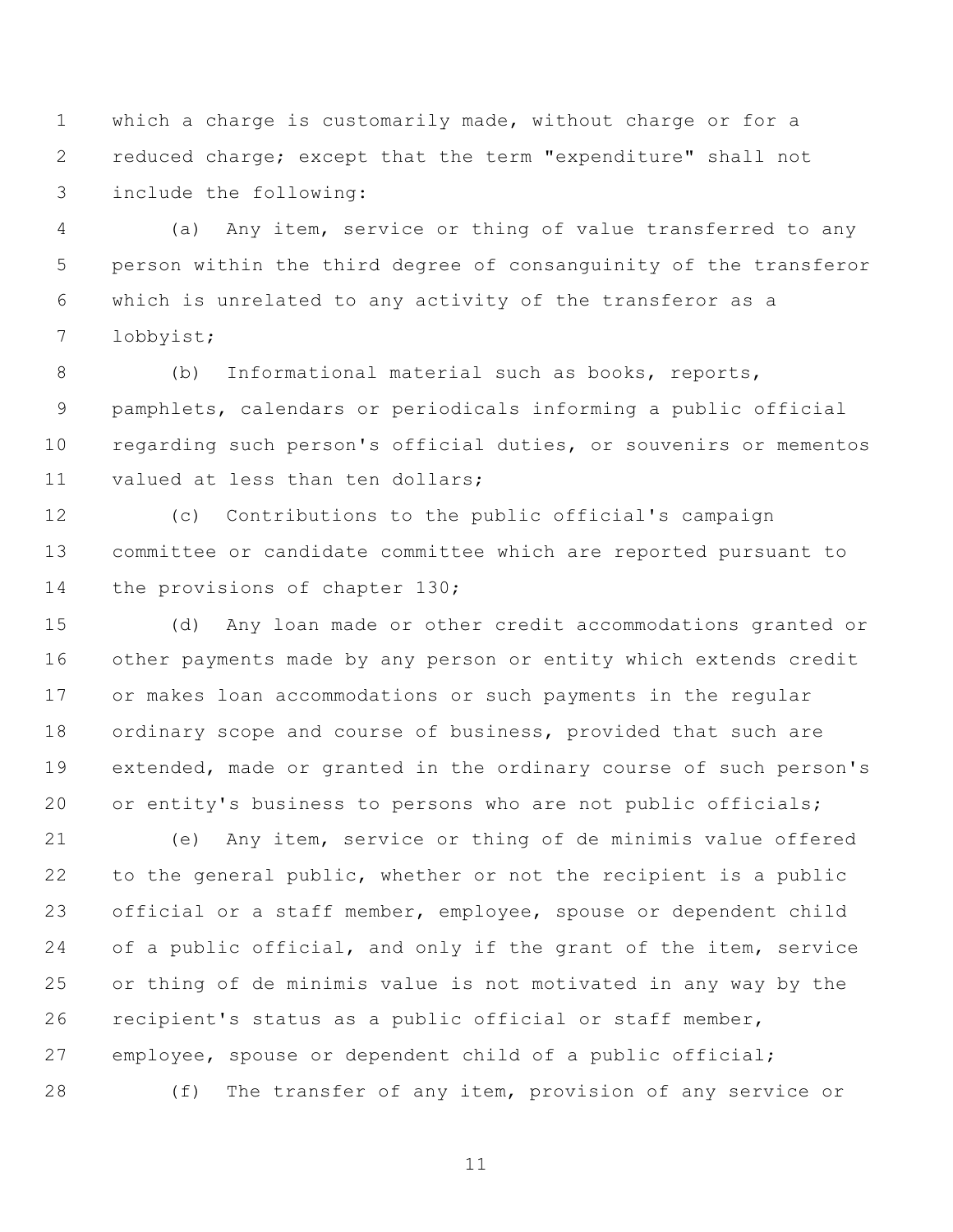which a charge is customarily made, without charge or for a reduced charge; except that the term "expenditure" shall not include the following:

(a) Any item, service or thing of value transferred to any person within the third degree of consanguinity of the transferor which is unrelated to any activity of the transferor as a lobbyist;

(b) Informational material such as books, reports, pamphlets, calendars or periodicals informing a public official regarding such person's official duties, or souvenirs or mementos valued at less than ten dollars;

(c) Contributions to the public official's campaign committee or candidate committee which are reported pursuant to the provisions of chapter 130;

(d) Any loan made or other credit accommodations granted or other payments made by any person or entity which extends credit or makes loan accommodations or such payments in the regular ordinary scope and course of business, provided that such are extended, made or granted in the ordinary course of such person's or entity's business to persons who are not public officials;

(e) Any item, service or thing of de minimis value offered to the general public, whether or not the recipient is a public official or a staff member, employee, spouse or dependent child of a public official, and only if the grant of the item, service or thing of de minimis value is not motivated in any way by the recipient's status as a public official or staff member, employee, spouse or dependent child of a public official;

(f) The transfer of any item, provision of any service or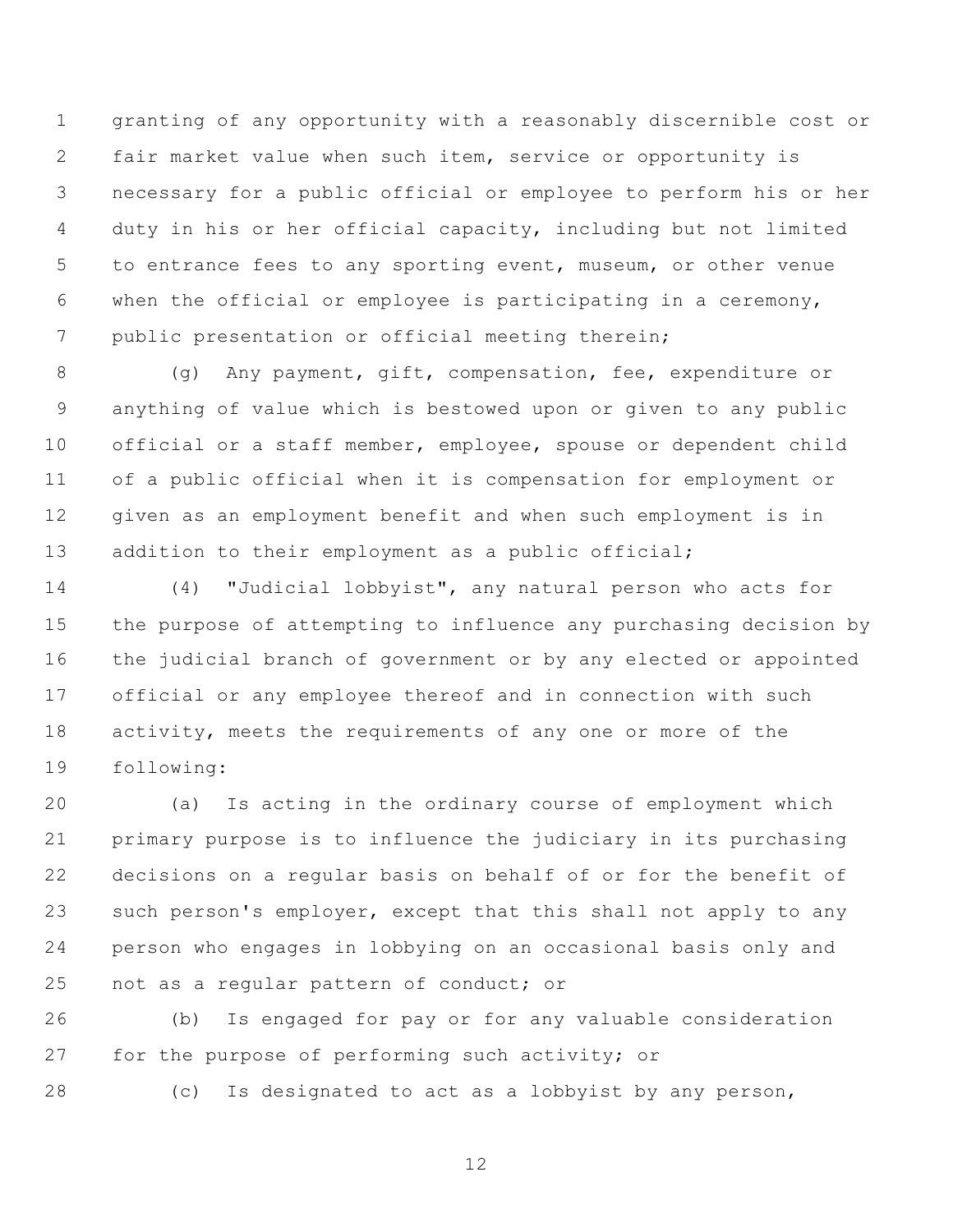granting of any opportunity with a reasonably discernible cost or fair market value when such item, service or opportunity is necessary for a public official or employee to perform his or her duty in his or her official capacity, including but not limited to entrance fees to any sporting event, museum, or other venue when the official or employee is participating in a ceremony, public presentation or official meeting therein;

(g) Any payment, gift, compensation, fee, expenditure or anything of value which is bestowed upon or given to any public official or a staff member, employee, spouse or dependent child of a public official when it is compensation for employment or given as an employment benefit and when such employment is in addition to their employment as a public official;

(4) "Judicial lobbyist", any natural person who acts for the purpose of attempting to influence any purchasing decision by the judicial branch of government or by any elected or appointed official or any employee thereof and in connection with such activity, meets the requirements of any one or more of the following:

(a) Is acting in the ordinary course of employment which primary purpose is to influence the judiciary in its purchasing decisions on a regular basis on behalf of or for the benefit of such person's employer, except that this shall not apply to any person who engages in lobbying on an occasional basis only and not as a regular pattern of conduct; or

(b) Is engaged for pay or for any valuable consideration for the purpose of performing such activity; or

(c) Is designated to act as a lobbyist by any person,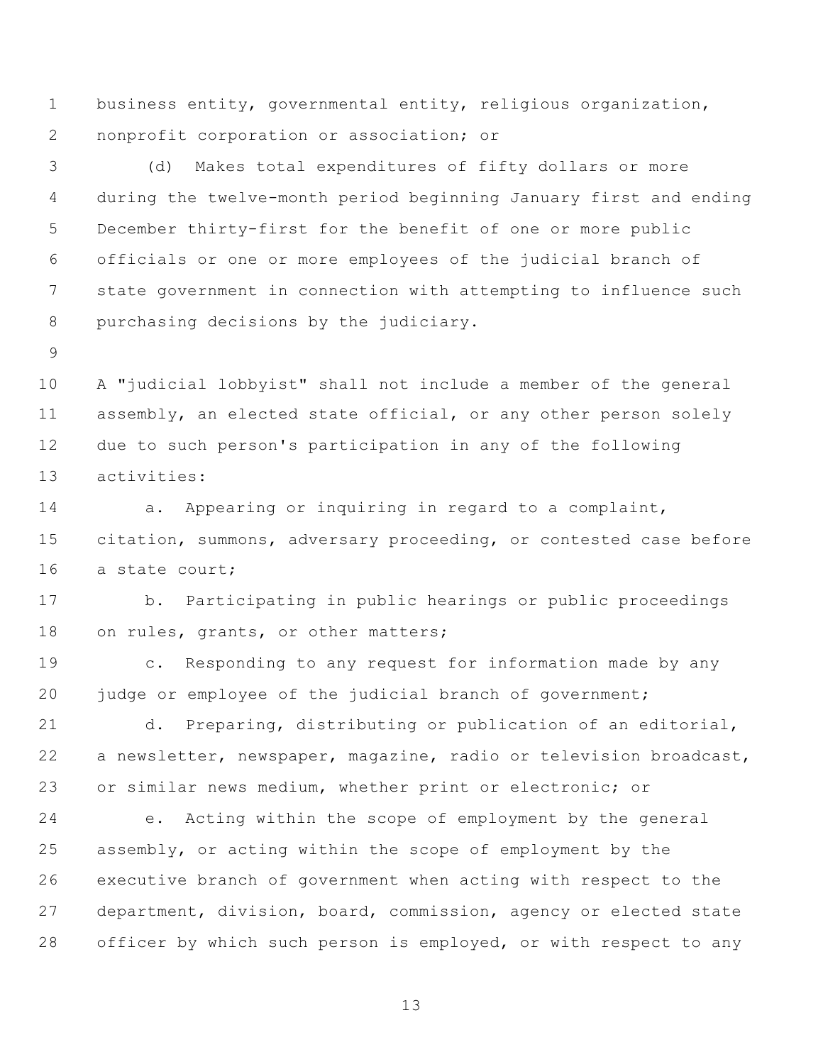business entity, governmental entity, religious organization, nonprofit corporation or association; or

(d) Makes total expenditures of fifty dollars or more during the twelve-month period beginning January first and ending December thirty-first for the benefit of one or more public officials or one or more employees of the judicial branch of state government in connection with attempting to influence such purchasing decisions by the judiciary.

A "judicial lobbyist" shall not include a member of the general assembly, an elected state official, or any other person solely due to such person's participation in any of the following activities:

a. Appearing or inquiring in regard to a complaint, citation, summons, adversary proceeding, or contested case before a state court;

b. Participating in public hearings or public proceedings on rules, grants, or other matters;

c. Responding to any request for information made by any judge or employee of the judicial branch of government;

d. Preparing, distributing or publication of an editorial, a newsletter, newspaper, magazine, radio or television broadcast, or similar news medium, whether print or electronic; or

e. Acting within the scope of employment by the general assembly, or acting within the scope of employment by the executive branch of government when acting with respect to the department, division, board, commission, agency or elected state officer by which such person is employed, or with respect to any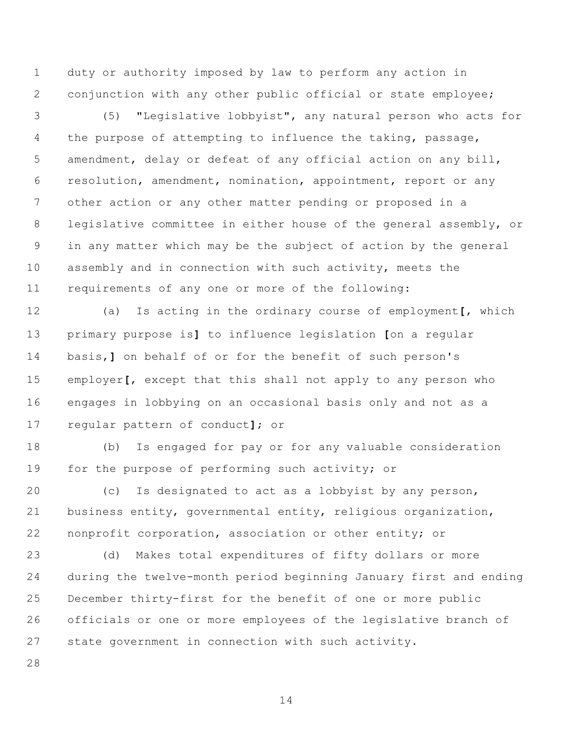duty or authority imposed by law to perform any action in conjunction with any other public official or state employee;

(5) "Legislative lobbyist", any natural person who acts for the purpose of attempting to influence the taking, passage, amendment, delay or defeat of any official action on any bill, resolution, amendment, nomination, appointment, report or any other action or any other matter pending or proposed in a legislative committee in either house of the general assembly, or in any matter which may be the subject of action by the general assembly and in connection with such activity, meets the requirements of any one or more of the following:

(a) Is acting in the ordinary course of employment**[**, which primary purpose is**]** to influence legislation **[**on a regular basis,**]** on behalf of or for the benefit of such person's employer**[**, except that this shall not apply to any person who engages in lobbying on an occasional basis only and not as a regular pattern of conduct**]**; or

(b) Is engaged for pay or for any valuable consideration for the purpose of performing such activity; or

(c) Is designated to act as a lobbyist by any person, business entity, governmental entity, religious organization, nonprofit corporation, association or other entity; or

(d) Makes total expenditures of fifty dollars or more during the twelve-month period beginning January first and ending December thirty-first for the benefit of one or more public officials or one or more employees of the legislative branch of state government in connection with such activity.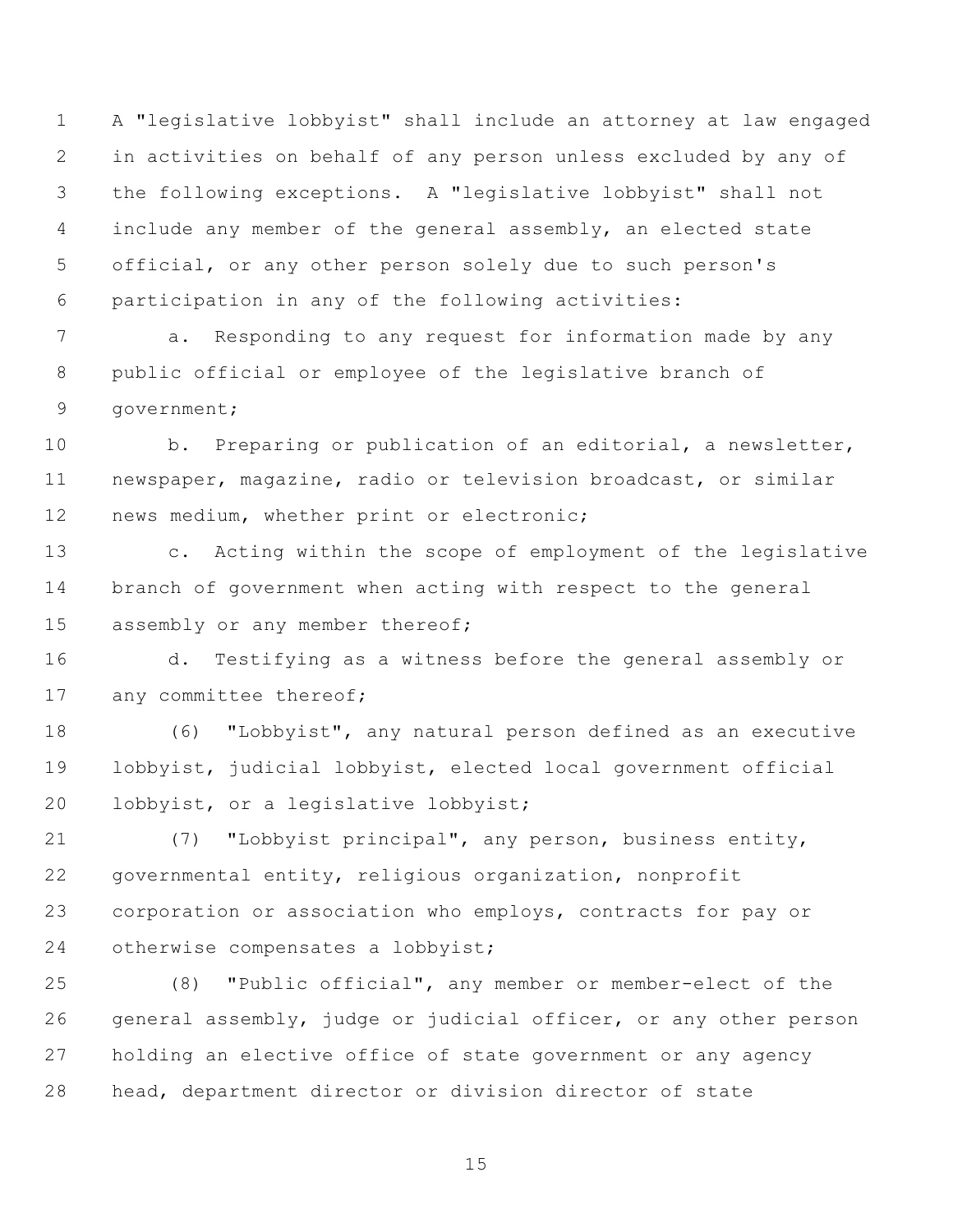A "legislative lobbyist" shall include an attorney at law engaged in activities on behalf of any person unless excluded by any of the following exceptions. A "legislative lobbyist" shall not include any member of the general assembly, an elected state official, or any other person solely due to such person's participation in any of the following activities:

a. Responding to any request for information made by any public official or employee of the legislative branch of government;

b. Preparing or publication of an editorial, a newsletter, newspaper, magazine, radio or television broadcast, or similar news medium, whether print or electronic;

c. Acting within the scope of employment of the legislative branch of government when acting with respect to the general assembly or any member thereof;

d. Testifying as a witness before the general assembly or any committee thereof;

(6) "Lobbyist", any natural person defined as an executive lobbyist, judicial lobbyist, elected local government official lobbyist, or a legislative lobbyist;

(7) "Lobbyist principal", any person, business entity, governmental entity, religious organization, nonprofit corporation or association who employs, contracts for pay or otherwise compensates a lobbyist;

(8) "Public official", any member or member-elect of the general assembly, judge or judicial officer, or any other person holding an elective office of state government or any agency head, department director or division director of state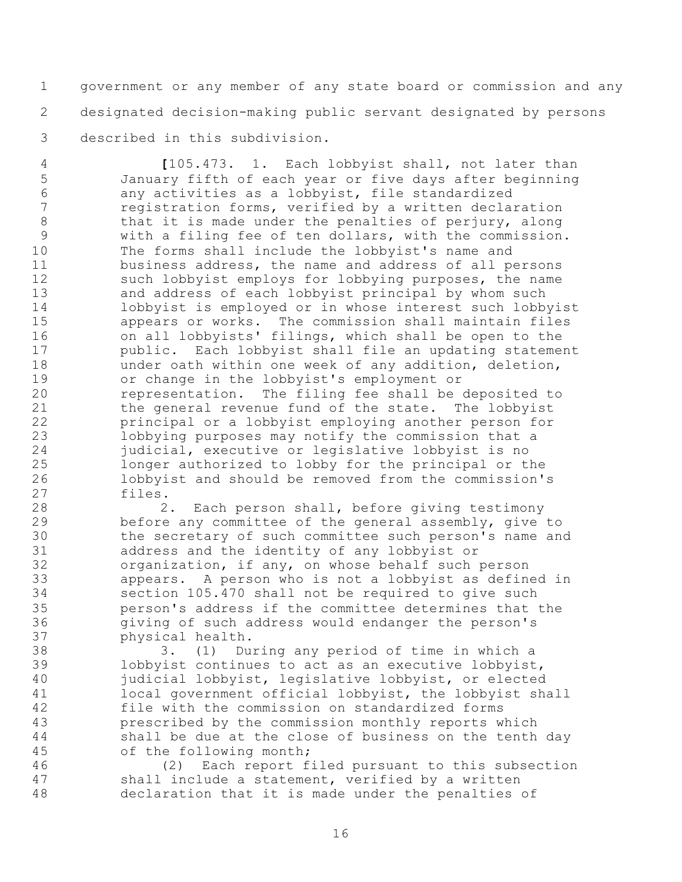government or any member of any state board or commission and any designated decision-making public servant designated by persons described in this subdivision.

[105.473. 1. Each lobbyist shall, not later than January fifth of each year or five days after beginning any activities as a lobbyist, file standardized registration forms, verified by a written declaration that it is made under the penalties of perjury, along with a filing fee of ten dollars, with the commission. The forms shall include the lobbyist's name and business address, the name and address of all persons such lobbyist employs for lobbying purposes, the name and address of each lobbyist principal by whom such lobbyist is employed or in whose interest such lobbyist appears or works. The commission shall maintain files on all lobbyists' filings, which shall be open to the public. Each lobbyist shall file an updating statement under oath within one week of any addition, deletion, or change in the lobbyist's employment or representation. The filing fee shall be deposited to the general revenue fund of the state. The lobbyist principal or a lobbyist employing another person for lobbying purposes may notify the commission that a judicial, executive or legislative lobbyist is no longer authorized to lobby for the principal or the lobbyist and should be removed from the commission's files.

2. Each person shall, before giving testimony before any committee of the general assembly, give to the secretary of such committee such person's name and address and the identity of any lobbyist or organization, if any, on whose behalf such person appears. A person who is not a lobbyist as defined in section 105.470 shall not be required to give such person's address if the committee determines that the giving of such address would endanger the person's physical health.

3. (1) During any period of time in which a lobbyist continues to act as an executive lobbyist, judicial lobbyist, legislative lobbyist, or elected local government official lobbyist, the lobbyist shall file with the commission on standardized forms prescribed by the commission monthly reports which shall be due at the close of business on the tenth day of the following month;

(2) Each report filed pursuant to this subsection shall include a statement, verified by a written declaration that it is made under the penalties of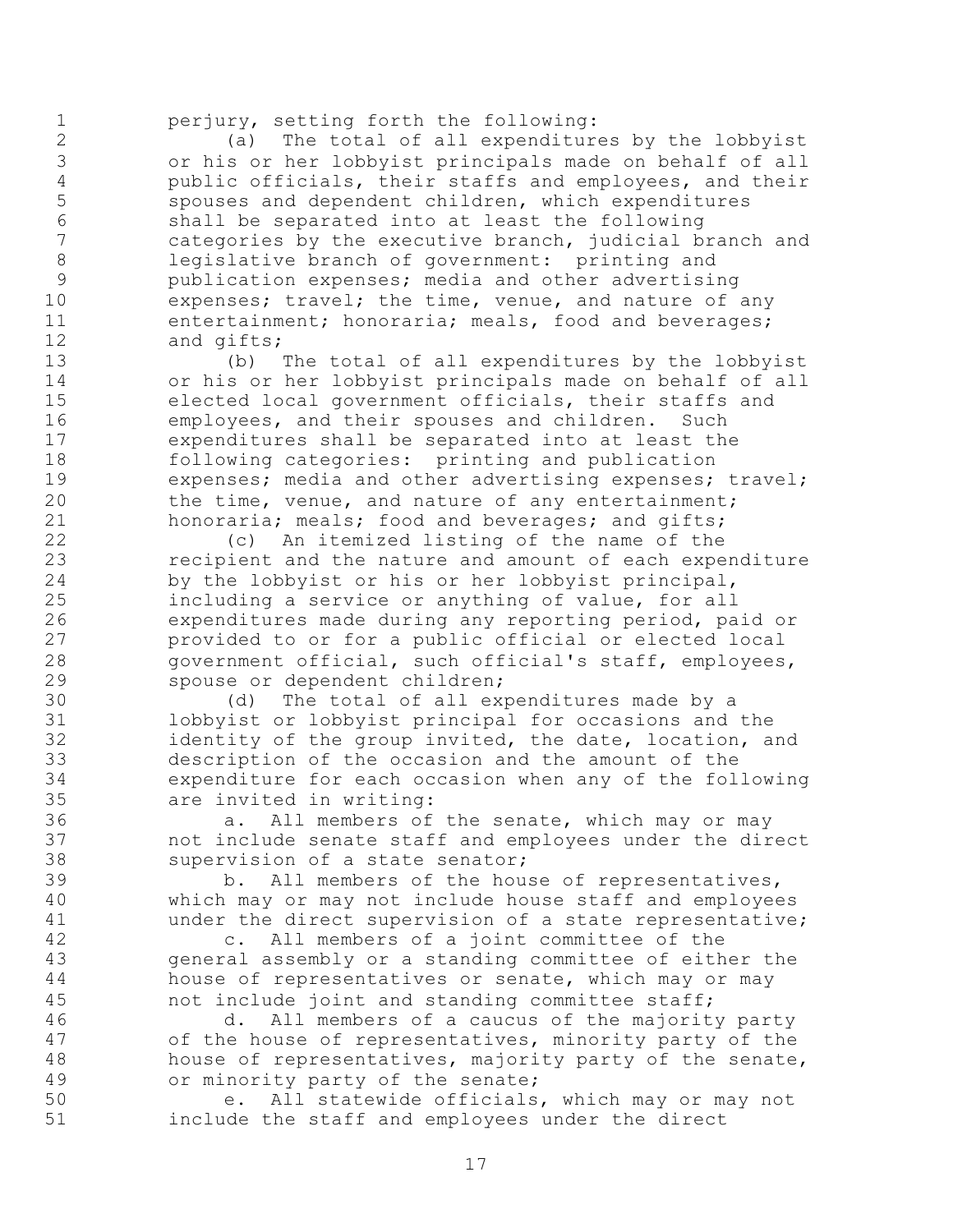perjury, setting forth the following:

(a) The total of all expenditures by the lobbyist or his or her lobbyist principals made on behalf of all public officials, their staffs and employees, and their spouses and dependent children, which expenditures shall be separated into at least the following categories by the executive branch, judicial branch and legislative branch of government: printing and publication expenses; media and other advertising expenses; travel; the time, venue, and nature of any entertainment; honoraria; meals, food and beverages; and gifts;

(b) The total of all expenditures by the lobbyist or his or her lobbyist principals made on behalf of all elected local government officials, their staffs and employees, and their spouses and children. Such expenditures shall be separated into at least the following categories: printing and publication expenses; media and other advertising expenses; travel; the time, venue, and nature of any entertainment; honoraria; meals; food and beverages; and gifts;

(c) An itemized listing of the name of the recipient and the nature and amount of each expenditure by the lobbyist or his or her lobbyist principal, including a service or anything of value, for all expenditures made during any reporting period, paid or provided to or for a public official or elected local government official, such official's staff, employees, spouse or dependent children;

(d) The total of all expenditures made by a lobbyist or lobbyist principal for occasions and the identity of the group invited, the date, location, and description of the occasion and the amount of the expenditure for each occasion when any of the following are invited in writing:

a. All members of the senate, which may or may not include senate staff and employees under the direct supervision of a state senator;

b. All members of the house of representatives, which may or may not include house staff and employees under the direct supervision of a state representative;

c. All members of a joint committee of the general assembly or a standing committee of either the house of representatives or senate, which may or may not include joint and standing committee staff;

d. All members of a caucus of the majority party of the house of representatives, minority party of the house of representatives, majority party of the senate, or minority party of the senate;

e. All statewide officials, which may or may not include the staff and employees under the direct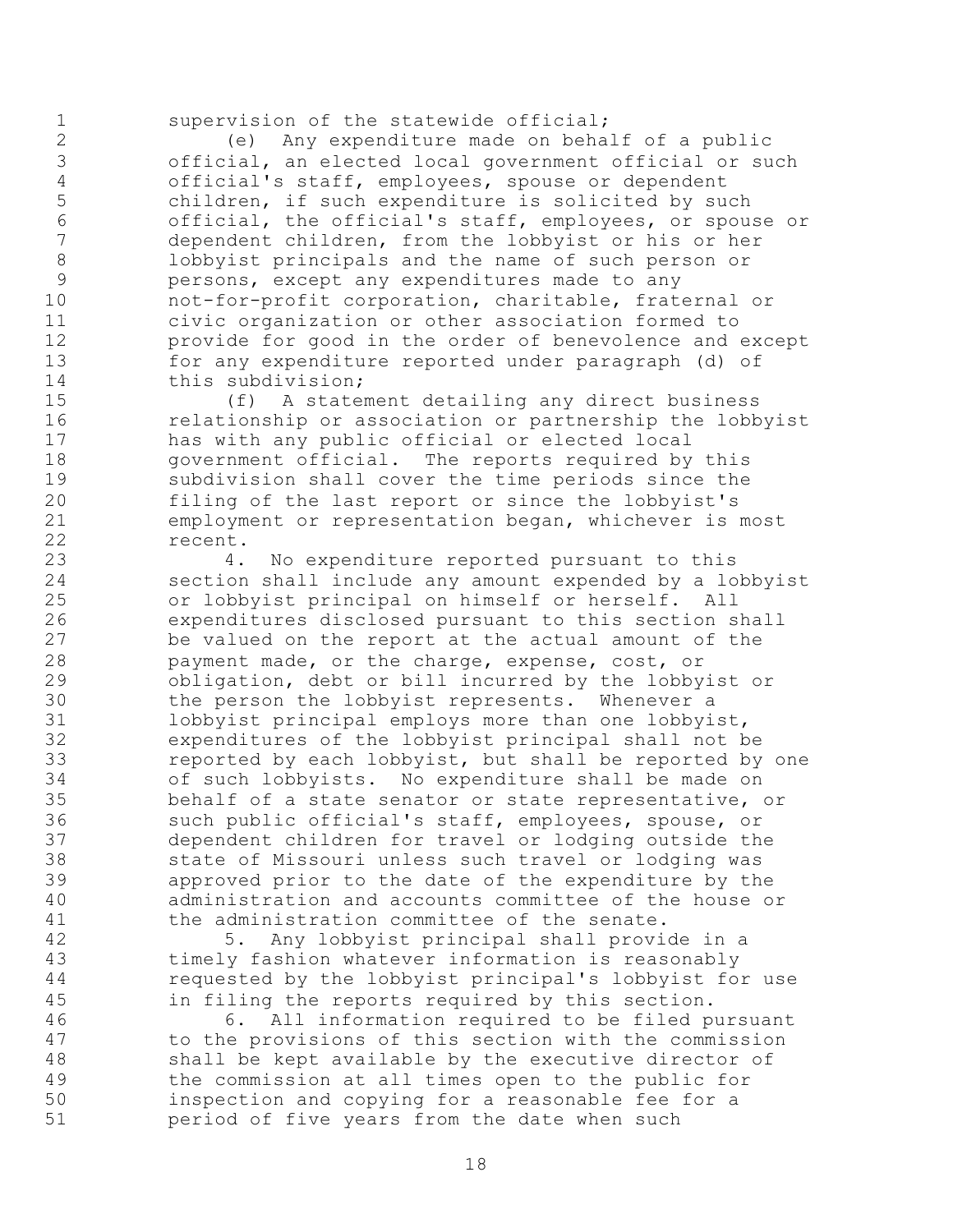supervision of the statewide official;

(e) Any expenditure made on behalf of a public official, an elected local government official or such official's staff, employees, spouse or dependent children, if such expenditure is solicited by such official, the official's staff, employees, or spouse or dependent children, from the lobbyist or his or her lobbyist principals and the name of such person or persons, except any expenditures made to any not-for-profit corporation, charitable, fraternal or civic organization or other association formed to provide for good in the order of benevolence and except for any expenditure reported under paragraph (d) of this subdivision;

(f) A statement detailing any direct business relationship or association or partnership the lobbyist has with any public official or elected local government official. The reports required by this subdivision shall cover the time periods since the filing of the last report or since the lobbyist's employment or representation began, whichever is most recent.

4. No expenditure reported pursuant to this section shall include any amount expended by a lobbyist or lobbyist principal on himself or herself. All expenditures disclosed pursuant to this section shall be valued on the report at the actual amount of the payment made, or the charge, expense, cost, or obligation, debt or bill incurred by the lobbyist or the person the lobbyist represents. Whenever a lobbyist principal employs more than one lobbyist, expenditures of the lobbyist principal shall not be reported by each lobbyist, but shall be reported by one of such lobbyists. No expenditure shall be made on behalf of a state senator or state representative, or such public official's staff, employees, spouse, or dependent children for travel or lodging outside the state of Missouri unless such travel or lodging was approved prior to the date of the expenditure by the administration and accounts committee of the house or the administration committee of the senate.

5. Any lobbyist principal shall provide in a timely fashion whatever information is reasonably requested by the lobbyist principal's lobbyist for use in filing the reports required by this section.

6. All information required to be filed pursuant to the provisions of this section with the commission shall be kept available by the executive director of the commission at all times open to the public for inspection and copying for a reasonable fee for a period of five years from the date when such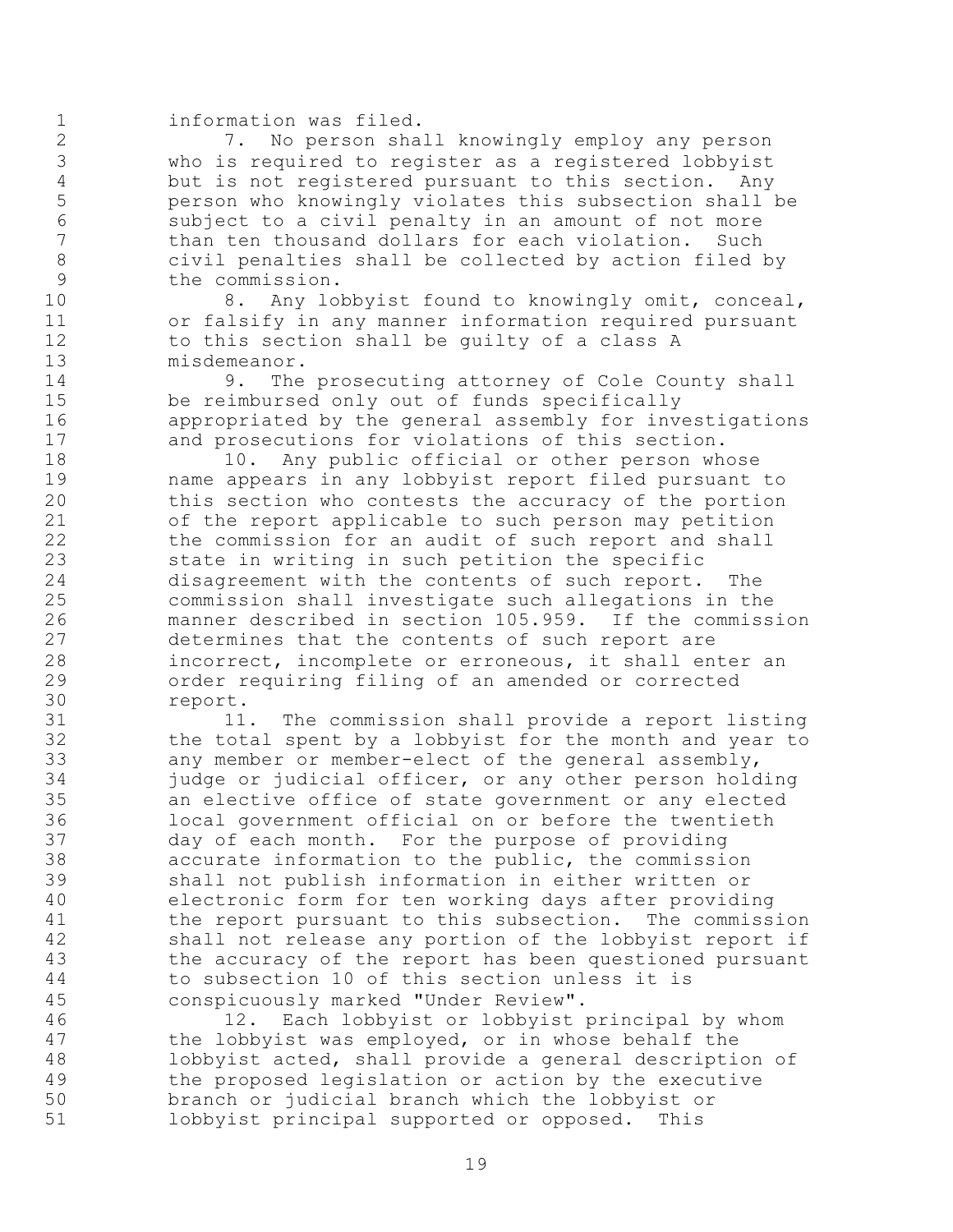information was filed.

7. No person shall knowingly employ any person who is required to register as a registered lobbyist but is not registered pursuant to this section. Any person who knowingly violates this subsection shall be subject to a civil penalty in an amount of not more than ten thousand dollars for each violation. Such civil penalties shall be collected by action filed by the commission.

8. Any lobbyist found to knowingly omit, conceal, or falsify in any manner information required pursuant to this section shall be guilty of a class A misdemeanor.

9. The prosecuting attorney of Cole County shall be reimbursed only out of funds specifically appropriated by the general assembly for investigations and prosecutions for violations of this section.

10. Any public official or other person whose name appears in any lobbyist report filed pursuant to this section who contests the accuracy of the portion of the report applicable to such person may petition the commission for an audit of such report and shall state in writing in such petition the specific disagreement with the contents of such report. The commission shall investigate such allegations in the manner described in section 105.959. If the commission determines that the contents of such report are incorrect, incomplete or erroneous, it shall enter an order requiring filing of an amended or corrected report.

11. The commission shall provide a report listing the total spent by a lobbyist for the month and year to any member or member-elect of the general assembly, judge or judicial officer, or any other person holding an elective office of state government or any elected local government official on or before the twentieth day of each month. For the purpose of providing accurate information to the public, the commission shall not publish information in either written or electronic form for ten working days after providing the report pursuant to this subsection. The commission shall not release any portion of the lobbyist report if the accuracy of the report has been questioned pursuant to subsection 10 of this section unless it is conspicuously marked "Under Review".

12. Each lobbyist or lobbyist principal by whom the lobbyist was employed, or in whose behalf the lobbyist acted, shall provide a general description of the proposed legislation or action by the executive branch or judicial branch which the lobbyist or lobbyist principal supported or opposed. This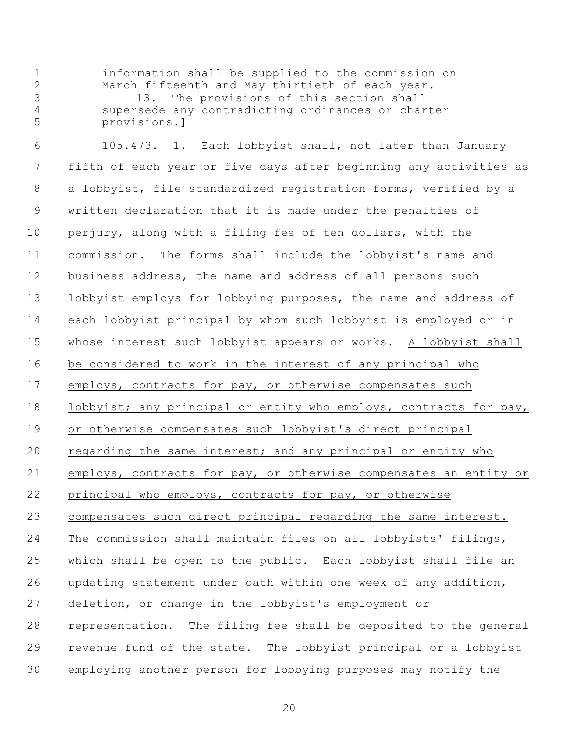information shall be supplied to the commission on March fifteenth and May thirtieth of each year.

13. The provisions of this section shall supersede any contradicting ordinances or charter provisions.]

105.473. 1. Each lobbyist shall, not later than January fifth of each year or five days after beginning any activities as a lobbyist, file standardized registration forms, verified by a written declaration that it is made under the penalties of perjury, along with a filing fee of ten dollars, with the commission. The forms shall include the lobbyist's name and business address, the name and address of all persons such lobbyist employs for lobbying purposes, the name and address of each lobbyist principal by whom such lobbyist is employed or in whose interest such lobbyist appears or works. <u>A lobbyist shall be considered to work in the interest of any principal who employs, contracts for pay, or otherwise compensates such lobbyist; any principal or entity who employs, contracts for pay, or otherwise compensates such lobbyist's direct principal regarding the same interest; and any principal or entity who employs, contracts for pay, or otherwise compensates an entity or principal who employs, contracts for pay, or otherwise compensates such direct principal regarding the same interest.</u> The commission shall maintain files on all lobbyists' filings, which shall be open to the public. Each lobbyist shall file an updating statement under oath within one week of any addition, deletion, or change in the lobbyist's employment or representation. The filing fee shall be deposited to the general revenue fund of the state. The lobbyist principal or a lobbyist employing another person for lobbying purposes may notify the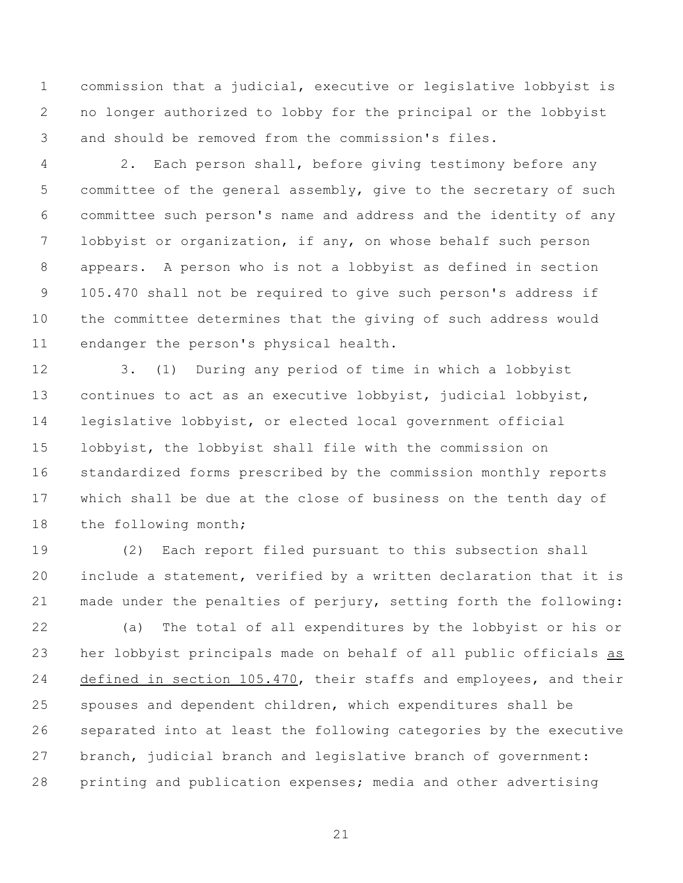commission that a judicial, executive or legislative lobbyist is no longer authorized to lobby for the principal or the lobbyist and should be removed from the commission's files.

2. Each person shall, before giving testimony before any committee of the general assembly, give to the secretary of such committee such person's name and address and the identity of any lobbyist or organization, if any, on whose behalf such person appears. A person who is not a lobbyist as defined in section 105.470 shall not be required to give such person's address if the committee determines that the giving of such address would endanger the person's physical health.

3. (1) During any period of time in which a lobbyist continues to act as an executive lobbyist, judicial lobbyist, legislative lobbyist, or elected local government official lobbyist, the lobbyist shall file with the commission on standardized forms prescribed by the commission monthly reports which shall be due at the close of business on the tenth day of the following month;

(2) Each report filed pursuant to this subsection shall include a statement, verified by a written declaration that it is made under the penalties of perjury, setting forth the following:

(a) The total of all expenditures by the lobbyist or his or her lobbyist principals made on behalf of all public officials <u>as defined in section 105.470</u>, their staffs and employees, and their spouses and dependent children, which expenditures shall be separated into at least the following categories by the executive branch, judicial branch and legislative branch of government: printing and publication expenses; media and other advertising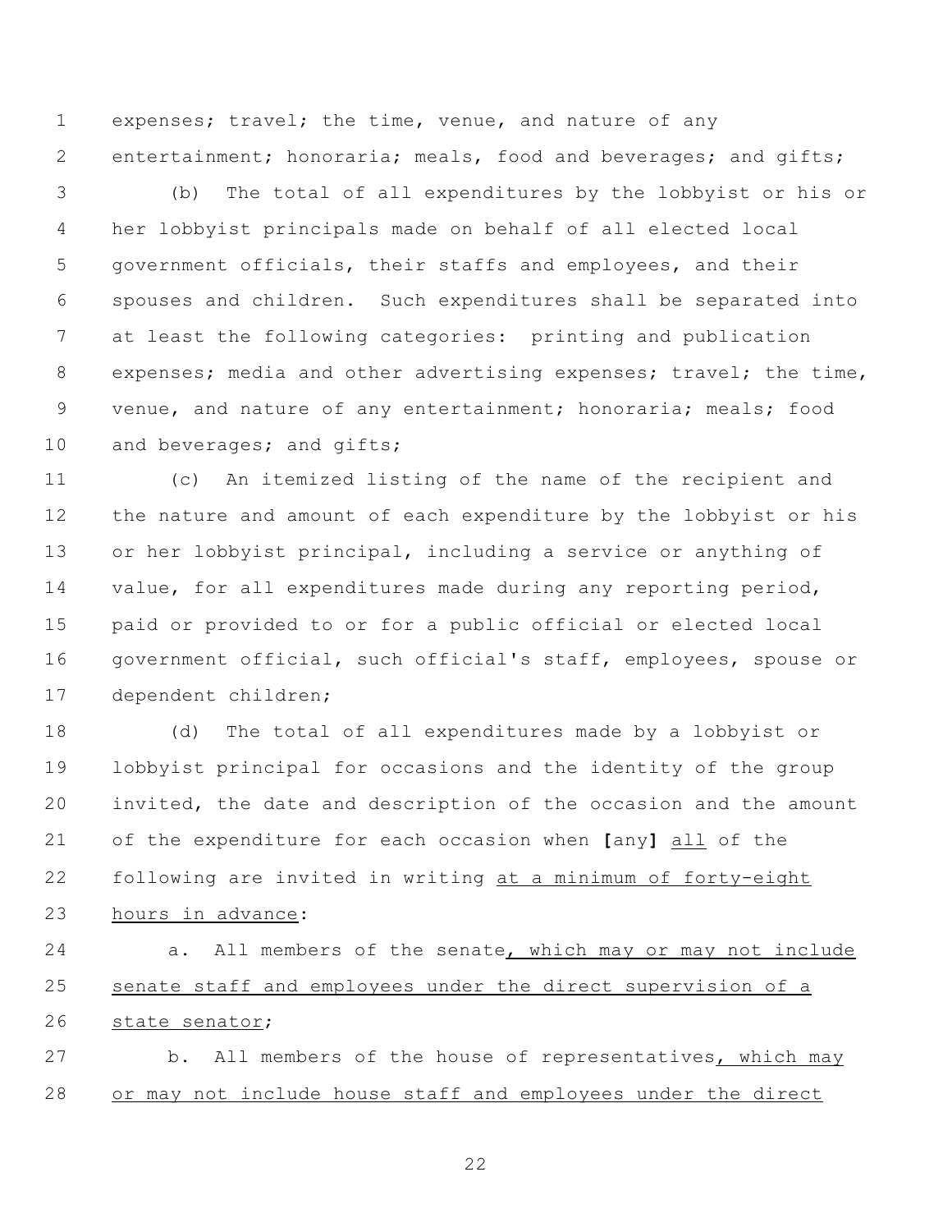expenses; travel; the time, venue, and nature of any entertainment; honoraria; meals, food and beverages; and gifts;

(b) The total of all expenditures by the lobbyist or his or her lobbyist principals made on behalf of all elected local government officials, their staffs and employees, and their spouses and children. Such expenditures shall be separated into at least the following categories: printing and publication expenses; media and other advertising expenses; travel; the time, venue, and nature of any entertainment; honoraria; meals; food and beverages; and gifts;

(c) An itemized listing of the name of the recipient and the nature and amount of each expenditure by the lobbyist or his or her lobbyist principal, including a service or anything of value, for all expenditures made during any reporting period, paid or provided to or for a public official or elected local government official, such official's staff, employees, spouse or dependent children;

(d) The total of all expenditures made by a lobbyist or lobbyist principal for occasions and the identity of the group invited, the date and description of the occasion and the amount of the expenditure for each occasion when **[**any**]** <u>all</u> of the following are invited in writing <u>at a minimum of forty-eight hours in advance</u>:

a. All members of the senate<u>, which may or may not include senate staff and employees under the direct supervision of a state senator</u>;

b. All members of the house of representatives<u>, which may or may not include house staff and employees under the direct</u>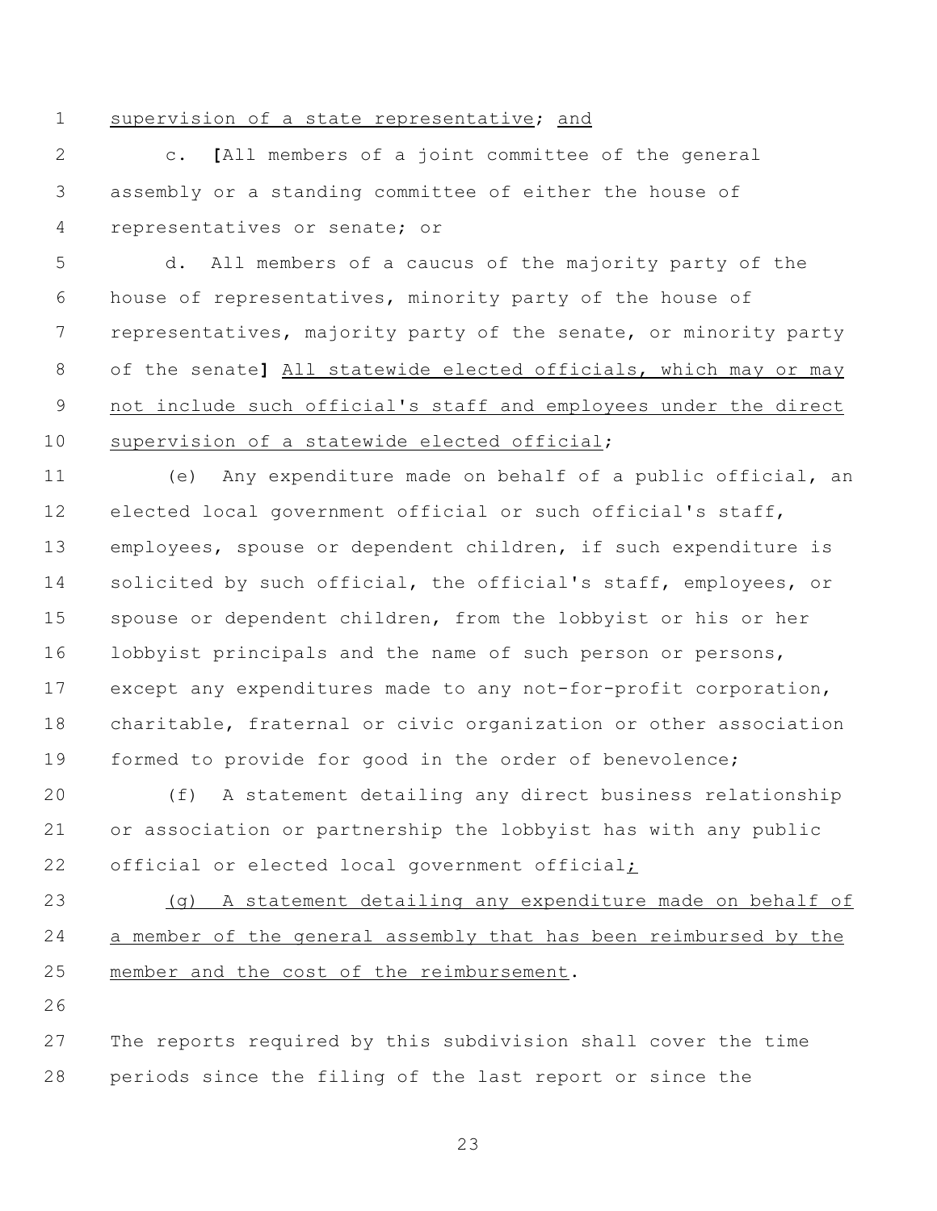supervision of a state representative; and

c. [All members of a joint committee of the general assembly or a standing committee of either the house of representatives or senate; or

d. All members of a caucus of the majority party of the house of representatives, minority party of the house of representatives, majority party of the senate, or minority party of the senate] All statewide elected officials, which may or may not include such official's staff and employees under the direct supervision of a statewide elected official;

(e) Any expenditure made on behalf of a public official, an elected local government official or such official's staff, employees, spouse or dependent children, if such expenditure is solicited by such official, the official's staff, employees, or spouse or dependent children, from the lobbyist or his or her lobbyist principals and the name of such person or persons, except any expenditures made to any not-for-profit corporation, charitable, fraternal or civic organization or other association formed to provide for good in the order of benevolence;

(f) A statement detailing any direct business relationship or association or partnership the lobbyist has with any public official or elected local government official;

(g) A statement detailing any expenditure made on behalf of a member of the general assembly that has been reimbursed by the member and the cost of the reimbursement.

The reports required by this subdivision shall cover the time periods since the filing of the last report or since the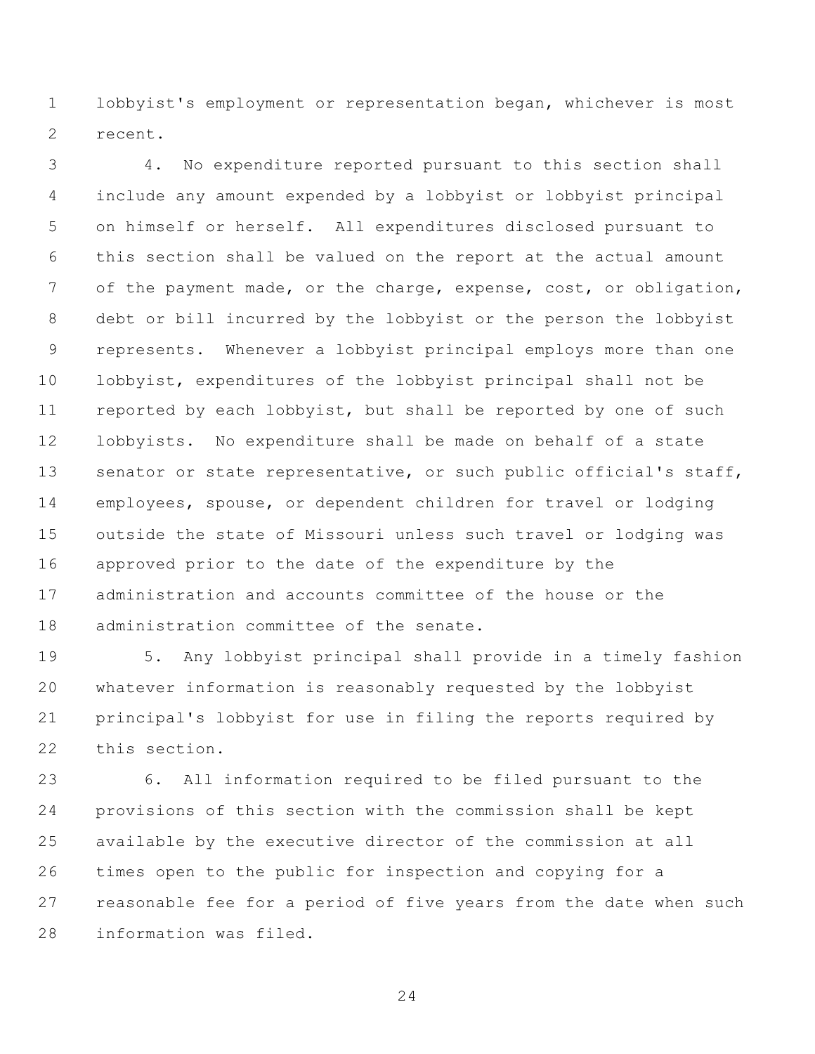lobbyist's employment or representation began, whichever is most recent.

4. No expenditure reported pursuant to this section shall include any amount expended by a lobbyist or lobbyist principal on himself or herself. All expenditures disclosed pursuant to this section shall be valued on the report at the actual amount of the payment made, or the charge, expense, cost, or obligation, debt or bill incurred by the lobbyist or the person the lobbyist represents. Whenever a lobbyist principal employs more than one lobbyist, expenditures of the lobbyist principal shall not be reported by each lobbyist, but shall be reported by one of such lobbyists. No expenditure shall be made on behalf of a state senator or state representative, or such public official's staff, employees, spouse, or dependent children for travel or lodging outside the state of Missouri unless such travel or lodging was approved prior to the date of the expenditure by the administration and accounts committee of the house or the administration committee of the senate.

5. Any lobbyist principal shall provide in a timely fashion whatever information is reasonably requested by the lobbyist principal's lobbyist for use in filing the reports required by this section.

6. All information required to be filed pursuant to the provisions of this section with the commission shall be kept available by the executive director of the commission at all times open to the public for inspection and copying for a reasonable fee for a period of five years from the date when such information was filed.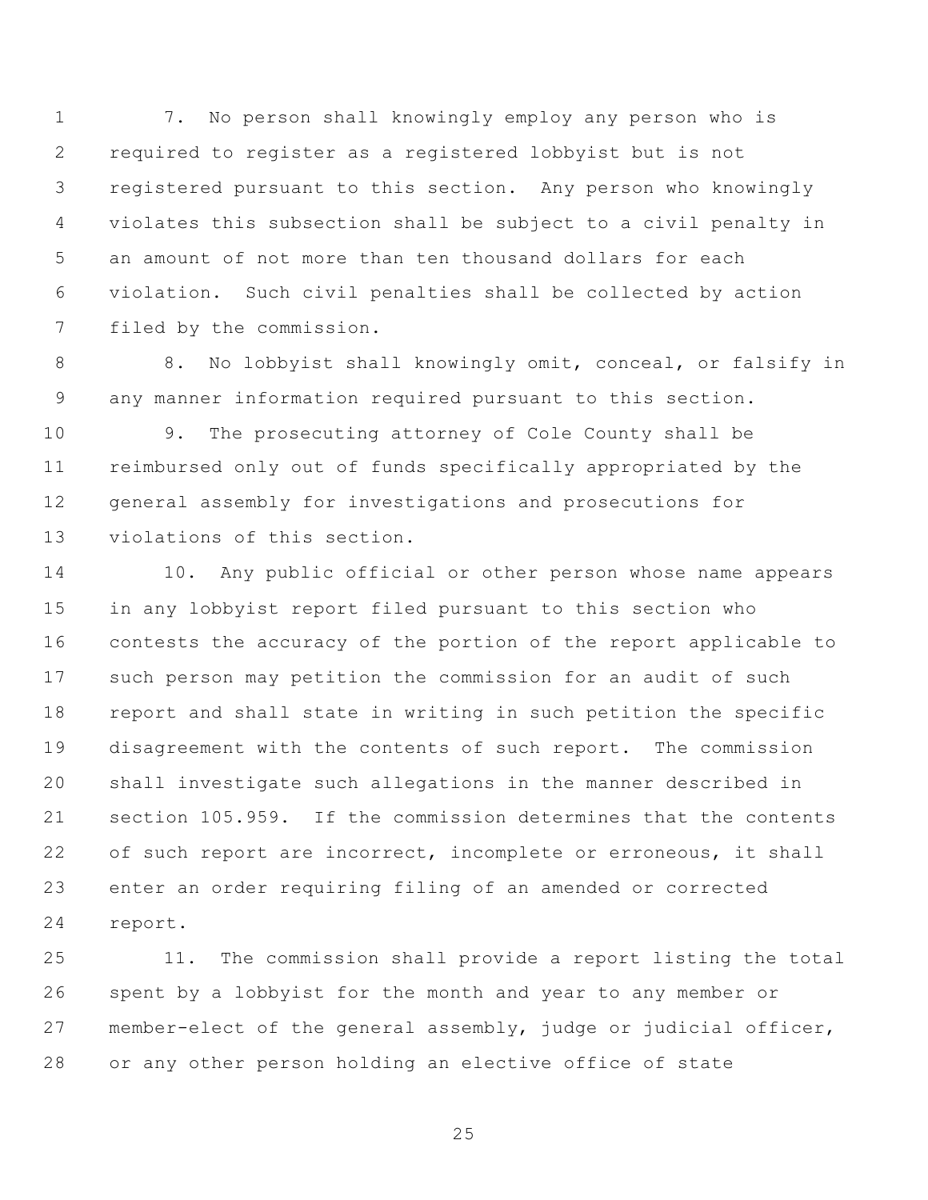7. No person shall knowingly employ any person who is required to register as a registered lobbyist but is not registered pursuant to this section. Any person who knowingly violates this subsection shall be subject to a civil penalty in an amount of not more than ten thousand dollars for each violation. Such civil penalties shall be collected by action filed by the commission.

8. No lobbyist shall knowingly omit, conceal, or falsify in any manner information required pursuant to this section.

9. The prosecuting attorney of Cole County shall be reimbursed only out of funds specifically appropriated by the general assembly for investigations and prosecutions for violations of this section.

10. Any public official or other person whose name appears in any lobbyist report filed pursuant to this section who contests the accuracy of the portion of the report applicable to such person may petition the commission for an audit of such report and shall state in writing in such petition the specific disagreement with the contents of such report. The commission shall investigate such allegations in the manner described in section 105.959. If the commission determines that the contents of such report are incorrect, incomplete or erroneous, it shall enter an order requiring filing of an amended or corrected report.

11. The commission shall provide a report listing the total spent by a lobbyist for the month and year to any member or member-elect of the general assembly, judge or judicial officer, or any other person holding an elective office of state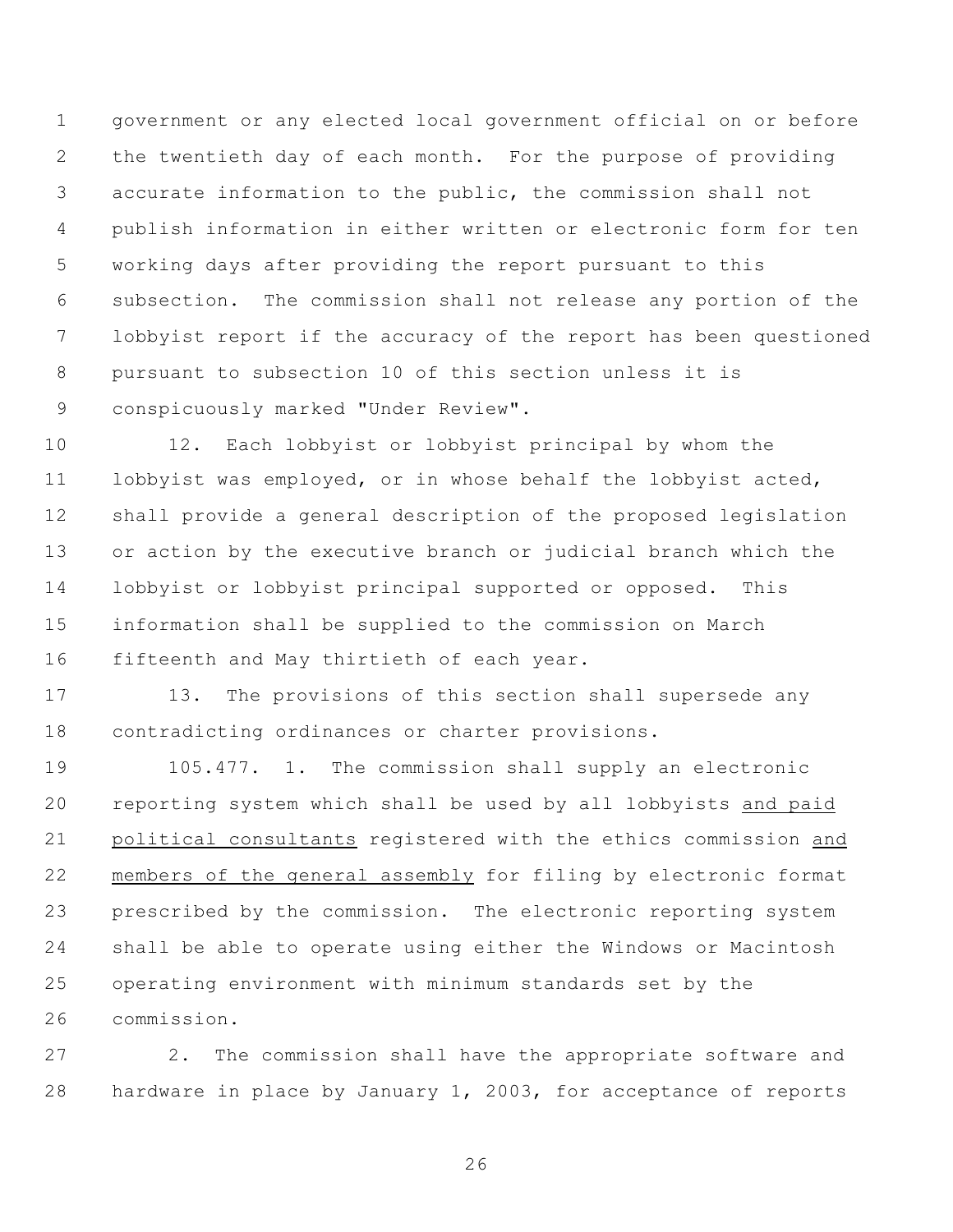government or any elected local government official on or before the twentieth day of each month. For the purpose of providing accurate information to the public, the commission shall not publish information in either written or electronic form for ten working days after providing the report pursuant to this subsection. The commission shall not release any portion of the lobbyist report if the accuracy of the report has been questioned pursuant to subsection 10 of this section unless it is conspicuously marked "Under Review".

12. Each lobbyist or lobbyist principal by whom the lobbyist was employed, or in whose behalf the lobbyist acted, shall provide a general description of the proposed legislation or action by the executive branch or judicial branch which the lobbyist or lobbyist principal supported or opposed. This information shall be supplied to the commission on March fifteenth and May thirtieth of each year.

13. The provisions of this section shall supersede any contradicting ordinances or charter provisions.

105.477. 1. The commission shall supply an electronic reporting system which shall be used by all lobbyists <u>and paid political consultants</u> registered with the ethics commission <u>and members of the general assembly</u> for filing by electronic format prescribed by the commission. The electronic reporting system shall be able to operate using either the Windows or Macintosh operating environment with minimum standards set by the commission.

2. The commission shall have the appropriate software and hardware in place by January 1, 2003, for acceptance of reports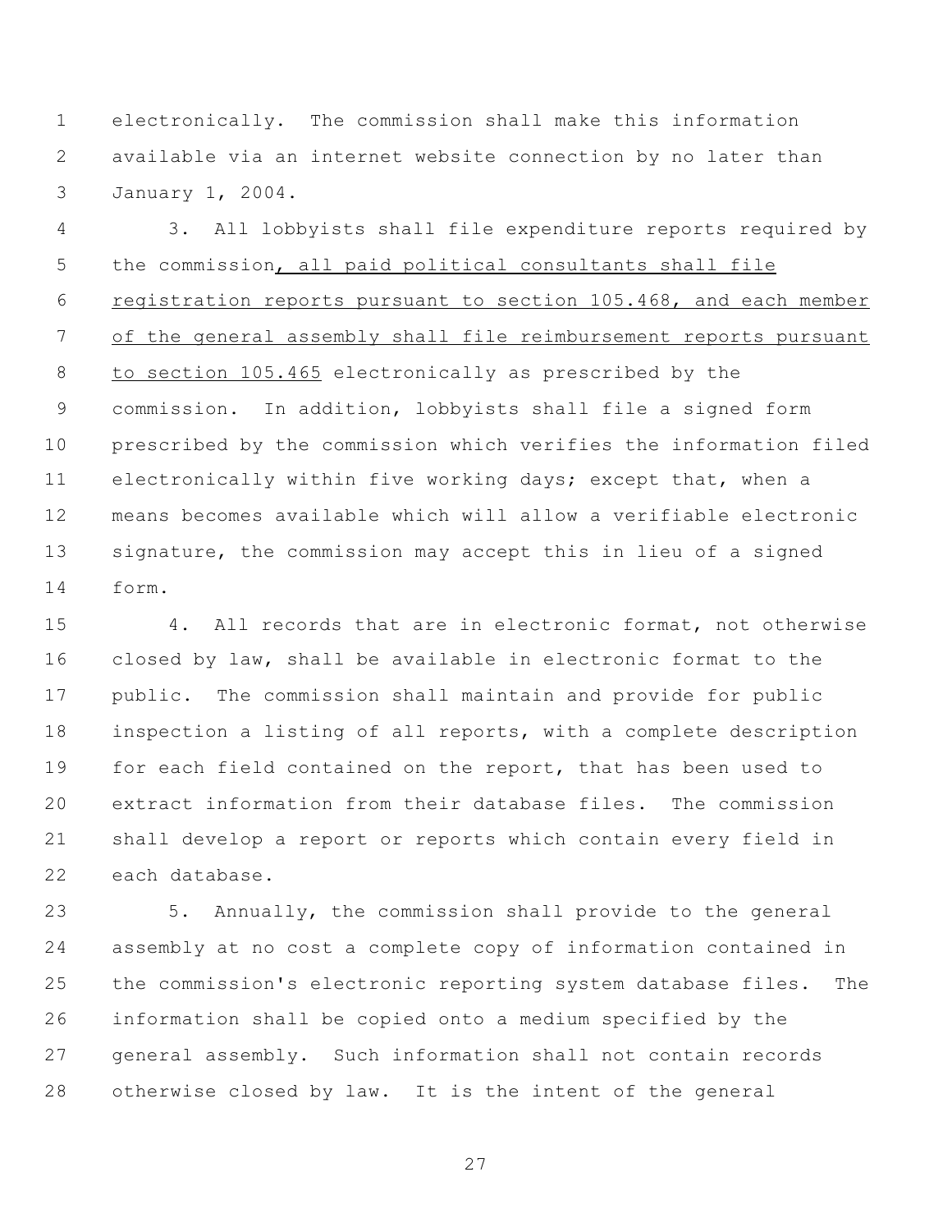electronically. The commission shall make this information available via an internet website connection by no later than January 1, 2004.

3. All lobbyists shall file expenditure reports required by the commission<u>, all paid political consultants shall file registration reports pursuant to section 105.468, and each member of the general assembly shall file reimbursement reports pursuant to section 105.465</u> electronically as prescribed by the commission. In addition, lobbyists shall file a signed form prescribed by the commission which verifies the information filed electronically within five working days; except that, when a means becomes available which will allow a verifiable electronic signature, the commission may accept this in lieu of a signed form.

4. All records that are in electronic format, not otherwise closed by law, shall be available in electronic format to the public. The commission shall maintain and provide for public inspection a listing of all reports, with a complete description for each field contained on the report, that has been used to extract information from their database files. The commission shall develop a report or reports which contain every field in each database.

5. Annually, the commission shall provide to the general assembly at no cost a complete copy of information contained in the commission's electronic reporting system database files. The information shall be copied onto a medium specified by the general assembly. Such information shall not contain records otherwise closed by law. It is the intent of the general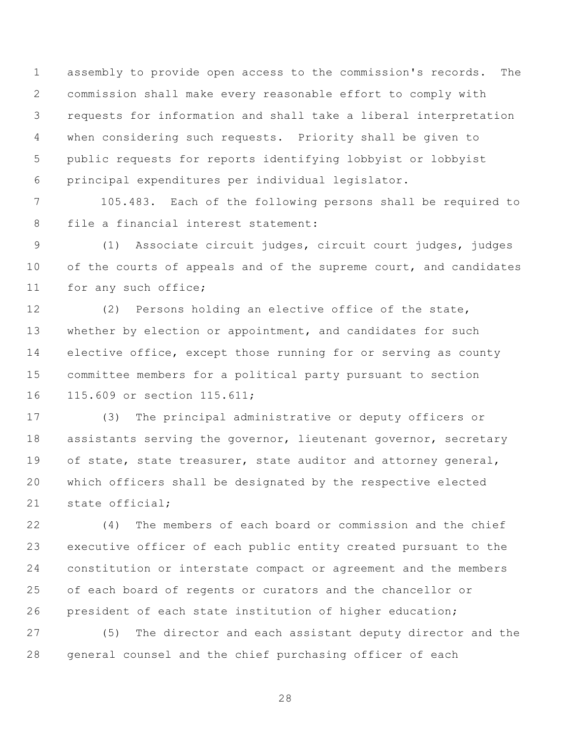assembly to provide open access to the commission's records. The commission shall make every reasonable effort to comply with requests for information and shall take a liberal interpretation when considering such requests. Priority shall be given to public requests for reports identifying lobbyist or lobbyist principal expenditures per individual legislator.

105.483. Each of the following persons shall be required to file a financial interest statement:

(1) Associate circuit judges, circuit court judges, judges of the courts of appeals and of the supreme court, and candidates for any such office;

(2) Persons holding an elective office of the state, whether by election or appointment, and candidates for such elective office, except those running for or serving as county committee members for a political party pursuant to section 115.609 or section 115.611;

(3) The principal administrative or deputy officers or assistants serving the governor, lieutenant governor, secretary of state, state treasurer, state auditor and attorney general, which officers shall be designated by the respective elected state official;

(4) The members of each board or commission and the chief executive officer of each public entity created pursuant to the constitution or interstate compact or agreement and the members of each board of regents or curators and the chancellor or president of each state institution of higher education;

(5) The director and each assistant deputy director and the general counsel and the chief purchasing officer of each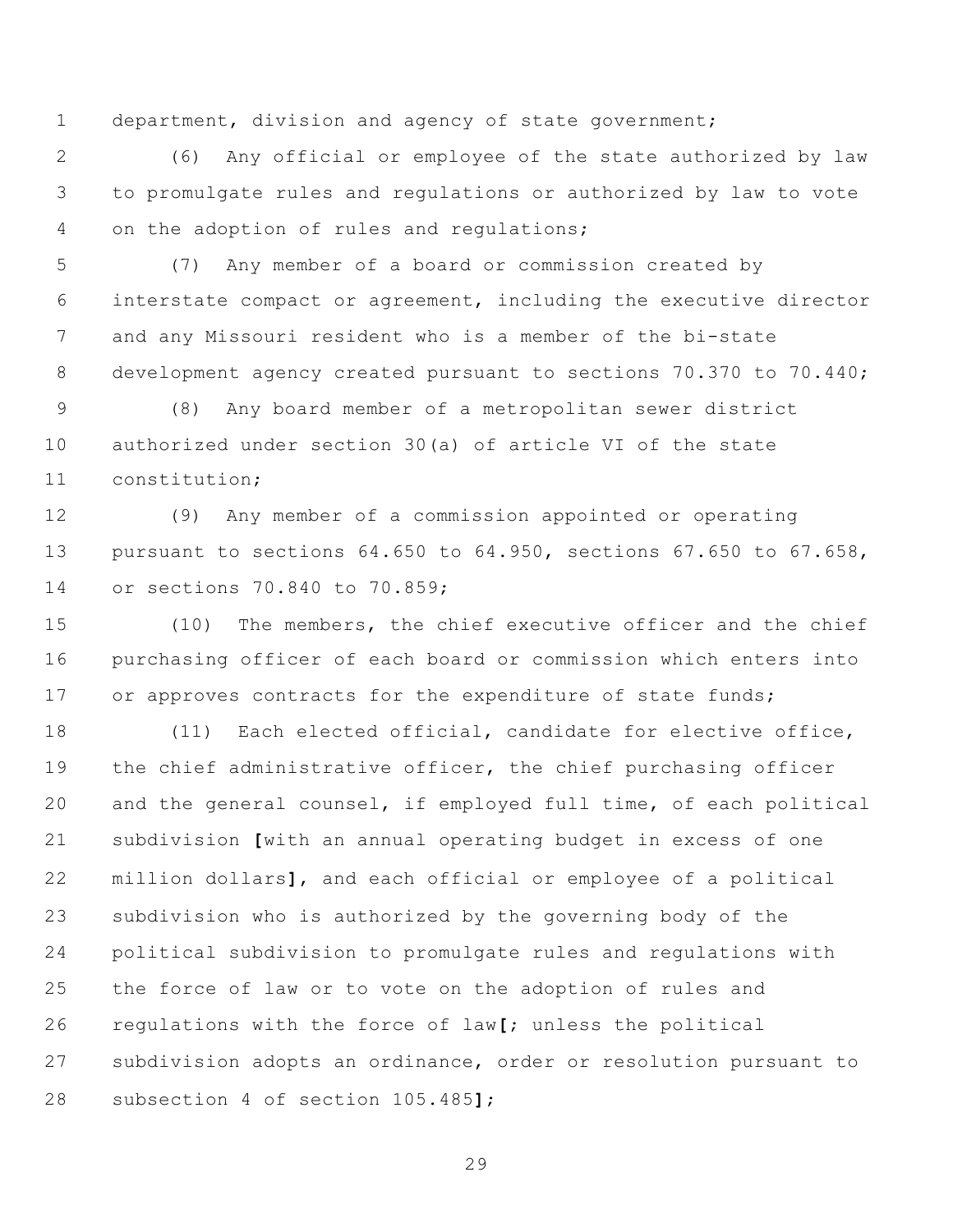department, division and agency of state government;

(6) Any official or employee of the state authorized by law to promulgate rules and regulations or authorized by law to vote on the adoption of rules and regulations;

(7) Any member of a board or commission created by interstate compact or agreement, including the executive director and any Missouri resident who is a member of the bi-state development agency created pursuant to sections 70.370 to 70.440;

(8) Any board member of a metropolitan sewer district authorized under section 30(a) of article VI of the state constitution;

(9) Any member of a commission appointed or operating pursuant to sections 64.650 to 64.950, sections 67.650 to 67.658, or sections 70.840 to 70.859;

(10) The members, the chief executive officer and the chief purchasing officer of each board or commission which enters into or approves contracts for the expenditure of state funds;

(11) Each elected official, candidate for elective office, the chief administrative officer, the chief purchasing officer and the general counsel, if employed full time, of each political subdivision **[**with an annual operating budget in excess of one million dollars**]**, and each official or employee of a political subdivision who is authorized by the governing body of the political subdivision to promulgate rules and regulations with the force of law or to vote on the adoption of rules and regulations with the force of law**[**; unless the political subdivision adopts an ordinance, order or resolution pursuant to subsection 4 of section 105.485**]**;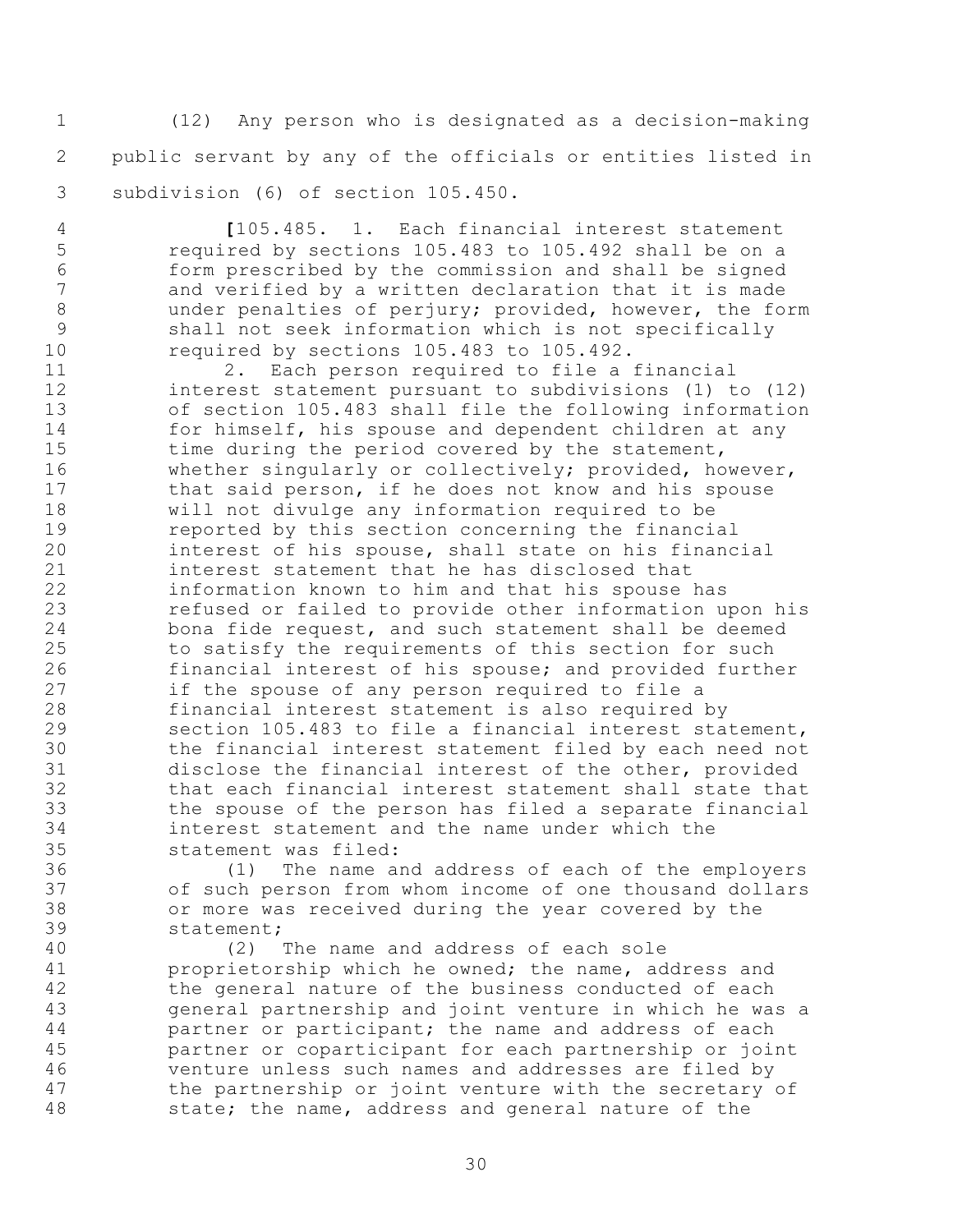(12) Any person who is designated as a decision-making public servant by any of the officials or entities listed in subdivision (6) of section 105.450.

[105.485. 1. Each financial interest statement required by sections 105.483 to 105.492 shall be on a form prescribed by the commission and shall be signed and verified by a written declaration that it is made under penalties of perjury; provided, however, the form shall not seek information which is not specifically required by sections 105.483 to 105.492.

2. Each person required to file a financial interest statement pursuant to subdivisions (1) to (12) of section 105.483 shall file the following information for himself, his spouse and dependent children at any time during the period covered by the statement, whether singularly or collectively; provided, however, that said person, if he does not know and his spouse will not divulge any information required to be reported by this section concerning the financial interest of his spouse, shall state on his financial interest statement that he has disclosed that information known to him and that his spouse has refused or failed to provide other information upon his bona fide request, and such statement shall be deemed to satisfy the requirements of this section for such financial interest of his spouse; and provided further if the spouse of any person required to file a financial interest statement is also required by section 105.483 to file a financial interest statement, the financial interest statement filed by each need not disclose the financial interest of the other, provided that each financial interest statement shall state that the spouse of the person has filed a separate financial interest statement and the name under which the statement was filed:

(1) The name and address of each of the employers of such person from whom income of one thousand dollars or more was received during the year covered by the statement;

(2) The name and address of each sole proprietorship which he owned; the name, address and the general nature of the business conducted of each general partnership and joint venture in which he was a partner or participant; the name and address of each partner or coparticipant for each partnership or joint venture unless such names and addresses are filed by the partnership or joint venture with the secretary of state; the name, address and general nature of the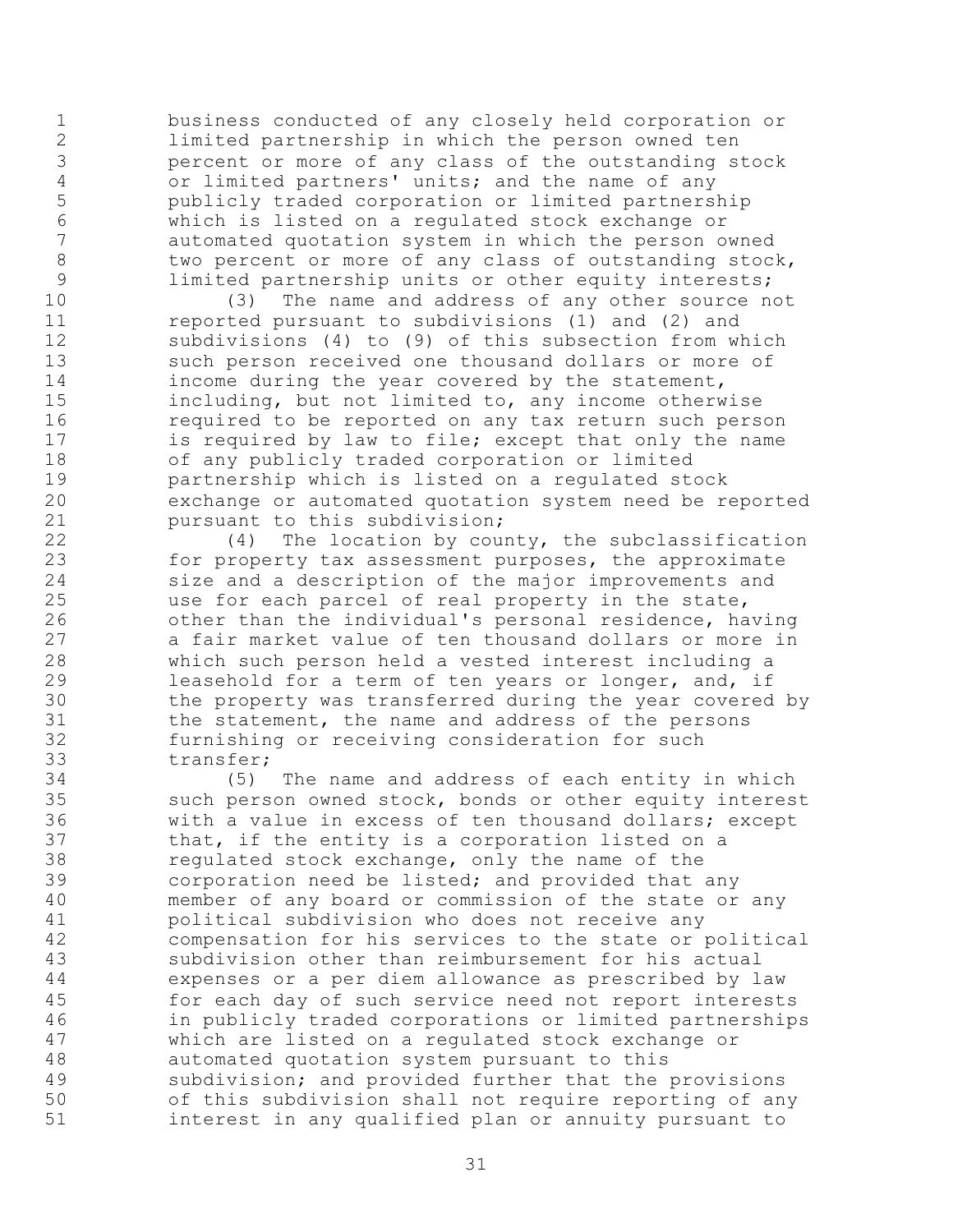business conducted of any closely held corporation or limited partnership in which the person owned ten percent or more of any class of the outstanding stock or limited partners' units; and the name of any publicly traded corporation or limited partnership which is listed on a regulated stock exchange or automated quotation system in which the person owned two percent or more of any class of outstanding stock, limited partnership units or other equity interests;

(3) The name and address of any other source not reported pursuant to subdivisions (1) and (2) and subdivisions (4) to (9) of this subsection from which such person received one thousand dollars or more of income during the year covered by the statement, including, but not limited to, any income otherwise required to be reported on any tax return such person is required by law to file; except that only the name of any publicly traded corporation or limited partnership which is listed on a regulated stock exchange or automated quotation system need be reported pursuant to this subdivision;

(4) The location by county, the subclassification for property tax assessment purposes, the approximate size and a description of the major improvements and use for each parcel of real property in the state, other than the individual's personal residence, having a fair market value of ten thousand dollars or more in which such person held a vested interest including a leasehold for a term of ten years or longer, and, if the property was transferred during the year covered by the statement, the name and address of the persons furnishing or receiving consideration for such transfer;

(5) The name and address of each entity in which such person owned stock, bonds or other equity interest with a value in excess of ten thousand dollars; except that, if the entity is a corporation listed on a regulated stock exchange, only the name of the corporation need be listed; and provided that any member of any board or commission of the state or any political subdivision who does not receive any compensation for his services to the state or political subdivision other than reimbursement for his actual expenses or a per diem allowance as prescribed by law for each day of such service need not report interests in publicly traded corporations or limited partnerships which are listed on a regulated stock exchange or automated quotation system pursuant to this subdivision; and provided further that the provisions of this subdivision shall not require reporting of any interest in any qualified plan or annuity pursuant to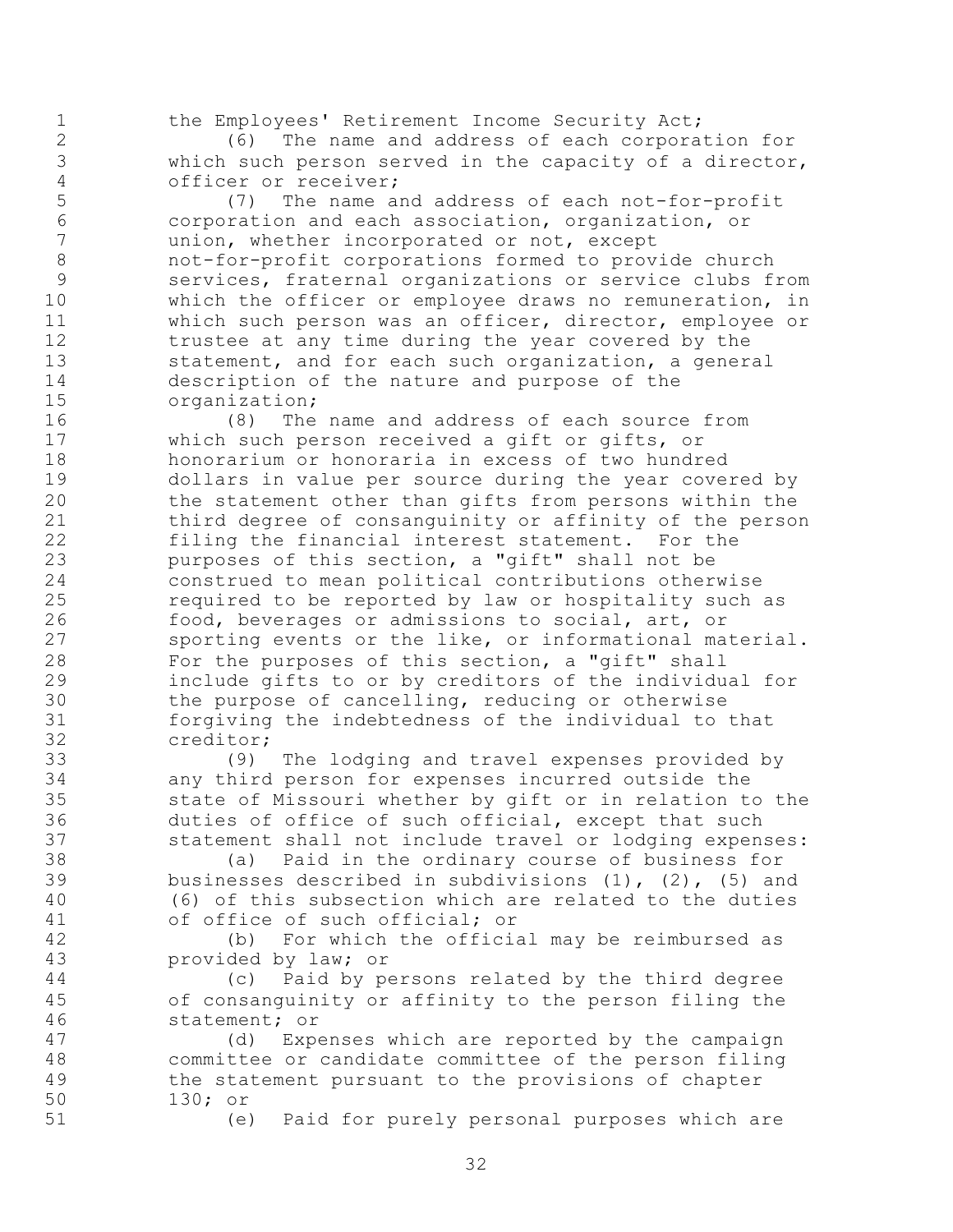the Employees' Retirement Income Security Act;

(6) The name and address of each corporation for which such person served in the capacity of a director, officer or receiver;

(7) The name and address of each not-for-profit corporation and each association, organization, or union, whether incorporated or not, except not-for-profit corporations formed to provide church services, fraternal organizations or service clubs from which the officer or employee draws no remuneration, in which such person was an officer, director, employee or trustee at any time during the year covered by the statement, and for each such organization, a general description of the nature and purpose of the organization;

(8) The name and address of each source from which such person received a gift or gifts, or honorarium or honoraria in excess of two hundred dollars in value per source during the year covered by the statement other than gifts from persons within the third degree of consanguinity or affinity of the person filing the financial interest statement. For the purposes of this section, a "gift" shall not be construed to mean political contributions otherwise required to be reported by law or hospitality such as food, beverages or admissions to social, art, or sporting events or the like, or informational material. For the purposes of this section, a "gift" shall include gifts to or by creditors of the individual for the purpose of cancelling, reducing or otherwise forgiving the indebtedness of the individual to that creditor;

(9) The lodging and travel expenses provided by any third person for expenses incurred outside the state of Missouri whether by gift or in relation to the duties of office of such official, except that such statement shall not include travel or lodging expenses:

(a) Paid in the ordinary course of business for businesses described in subdivisions (1), (2), (5) and (6) of this subsection which are related to the duties of office of such official; or

(b) For which the official may be reimbursed as provided by law; or

(c) Paid by persons related by the third degree of consanguinity or affinity to the person filing the statement; or

(d) Expenses which are reported by the campaign committee or candidate committee of the person filing the statement pursuant to the provisions of chapter 130; or

(e) Paid for purely personal purposes which are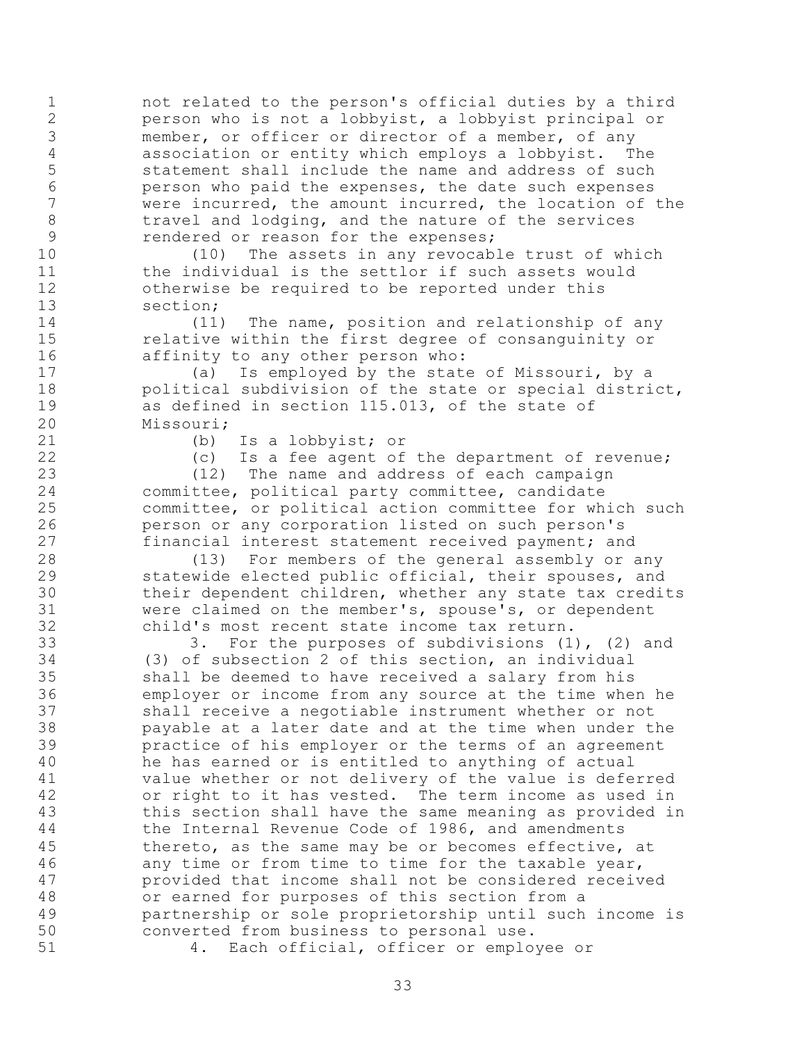not related to the person's official duties by a third person who is not a lobbyist, a lobbyist principal or member, or officer or director of a member, of any association or entity which employs a lobbyist. The statement shall include the name and address of such person who paid the expenses, the date such expenses were incurred, the amount incurred, the location of the travel and lodging, and the nature of the services rendered or reason for the expenses;

(10) The assets in any revocable trust of which the individual is the settlor if such assets would otherwise be required to be reported under this section;

(11) The name, position and relationship of any relative within the first degree of consanguinity or affinity to any other person who:

(a) Is employed by the state of Missouri, by a political subdivision of the state or special district, as defined in section 115.013, of the state of Missouri;

(b) Is a lobbyist; or

(c) Is a fee agent of the department of revenue;

(12) The name and address of each campaign committee, political party committee, candidate committee, or political action committee for which such person or any corporation listed on such person's financial interest statement received payment; and

(13) For members of the general assembly or any statewide elected public official, their spouses, and their dependent children, whether any state tax credits were claimed on the member's, spouse's, or dependent child's most recent state income tax return.

3. For the purposes of subdivisions (1), (2) and (3) of subsection 2 of this section, an individual shall be deemed to have received a salary from his employer or income from any source at the time when he shall receive a negotiable instrument whether or not payable at a later date and at the time when under the practice of his employer or the terms of an agreement he has earned or is entitled to anything of actual value whether or not delivery of the value is deferred or right to it has vested. The term income as used in this section shall have the same meaning as provided in the Internal Revenue Code of 1986, and amendments thereto, as the same may be or becomes effective, at any time or from time to time for the taxable year, provided that income shall not be considered received or earned for purposes of this section from a partnership or sole proprietorship until such income is converted from business to personal use.

4. Each official, officer or employee or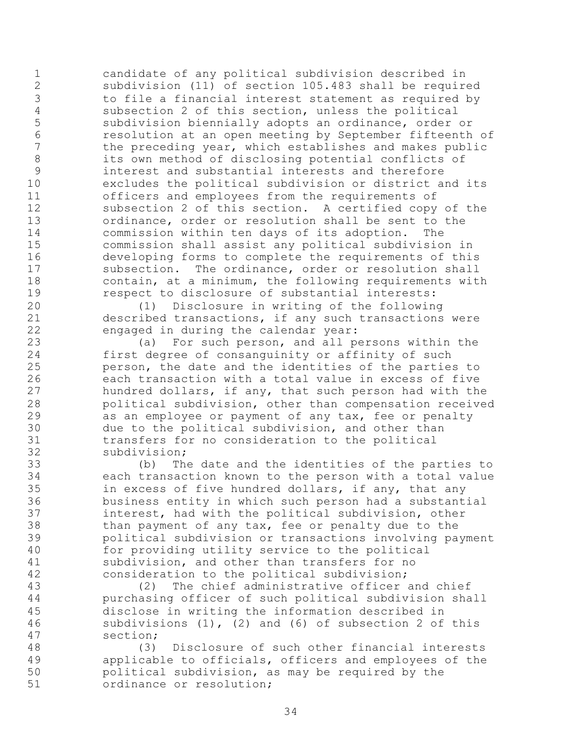candidate of any political subdivision described in subdivision (11) of section 105.483 shall be required to file a financial interest statement as required by subsection 2 of this section, unless the political subdivision biennially adopts an ordinance, order or resolution at an open meeting by September fifteenth of the preceding year, which establishes and makes public its own method of disclosing potential conflicts of interest and substantial interests and therefore excludes the political subdivision or district and its officers and employees from the requirements of subsection 2 of this section. A certified copy of the ordinance, order or resolution shall be sent to the commission within ten days of its adoption. The commission shall assist any political subdivision in developing forms to complete the requirements of this subsection. The ordinance, order or resolution shall contain, at a minimum, the following requirements with respect to disclosure of substantial interests:

(1) Disclosure in writing of the following described transactions, if any such transactions were engaged in during the calendar year:

(a) For such person, and all persons within the first degree of consanguinity or affinity of such person, the date and the identities of the parties to each transaction with a total value in excess of five hundred dollars, if any, that such person had with the political subdivision, other than compensation received as an employee or payment of any tax, fee or penalty due to the political subdivision, and other than transfers for no consideration to the political subdivision;

(b) The date and the identities of the parties to each transaction known to the person with a total value in excess of five hundred dollars, if any, that any business entity in which such person had a substantial interest, had with the political subdivision, other than payment of any tax, fee or penalty due to the political subdivision or transactions involving payment for providing utility service to the political subdivision, and other than transfers for no consideration to the political subdivision;

(2) The chief administrative officer and chief purchasing officer of such political subdivision shall disclose in writing the information described in subdivisions (1), (2) and (6) of subsection 2 of this section;

(3) Disclosure of such other financial interests applicable to officials, officers and employees of the political subdivision, as may be required by the ordinance or resolution;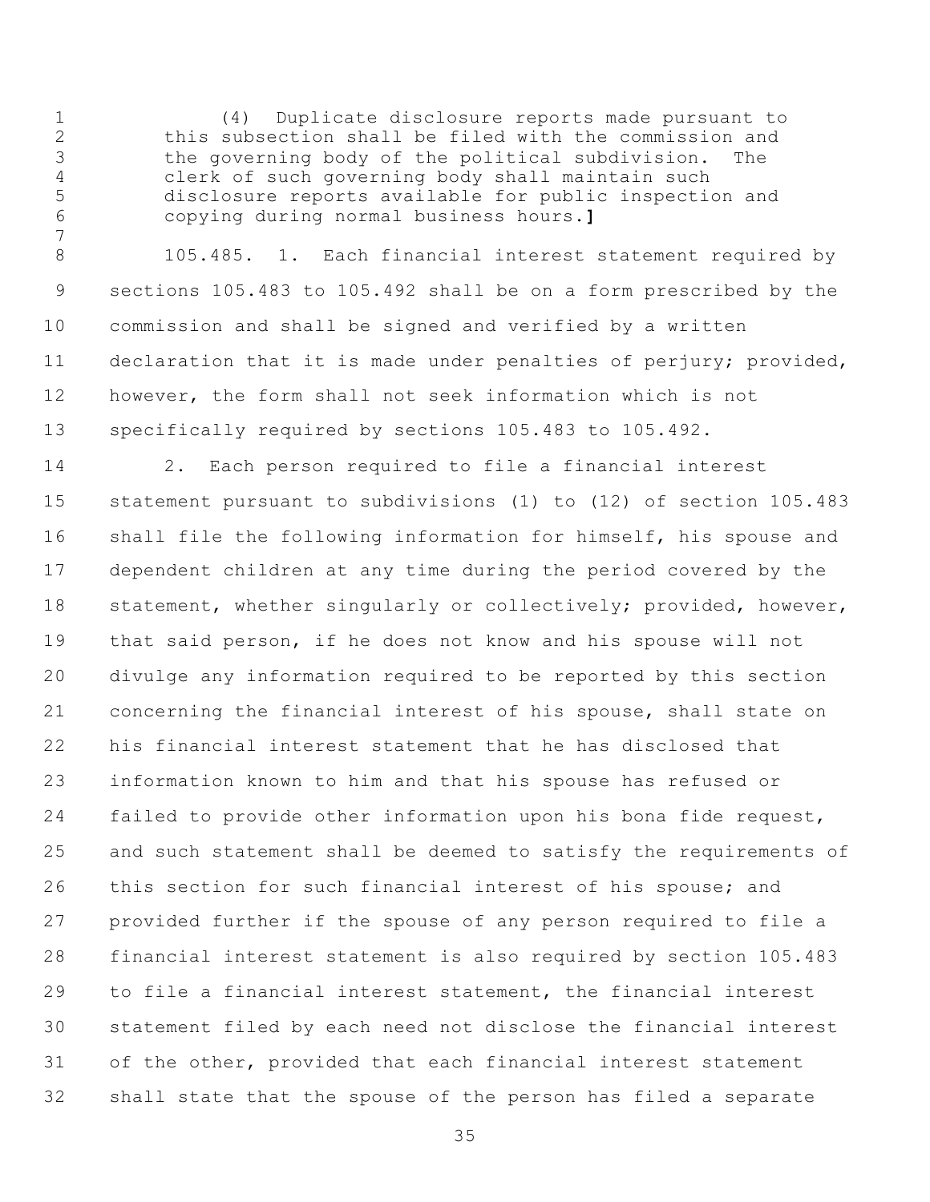(4) Duplicate disclosure reports made pursuant to this subsection shall be filed with the commission and the governing body of the political subdivision. The clerk of such governing body shall maintain such disclosure reports available for public inspection and copying during normal business hours.**]**

105.485. 1. Each financial interest statement required by sections 105.483 to 105.492 shall be on a form prescribed by the commission and shall be signed and verified by a written declaration that it is made under penalties of perjury; provided, however, the form shall not seek information which is not specifically required by sections 105.483 to 105.492.

2. Each person required to file a financial interest statement pursuant to subdivisions (1) to (12) of section 105.483 shall file the following information for himself, his spouse and dependent children at any time during the period covered by the statement, whether singularly or collectively; provided, however, that said person, if he does not know and his spouse will not divulge any information required to be reported by this section concerning the financial interest of his spouse, shall state on his financial interest statement that he has disclosed that information known to him and that his spouse has refused or failed to provide other information upon his bona fide request, and such statement shall be deemed to satisfy the requirements of this section for such financial interest of his spouse; and provided further if the spouse of any person required to file a financial interest statement is also required by section 105.483 to file a financial interest statement, the financial interest statement filed by each need not disclose the financial interest of the other, provided that each financial interest statement shall state that the spouse of the person has filed a separate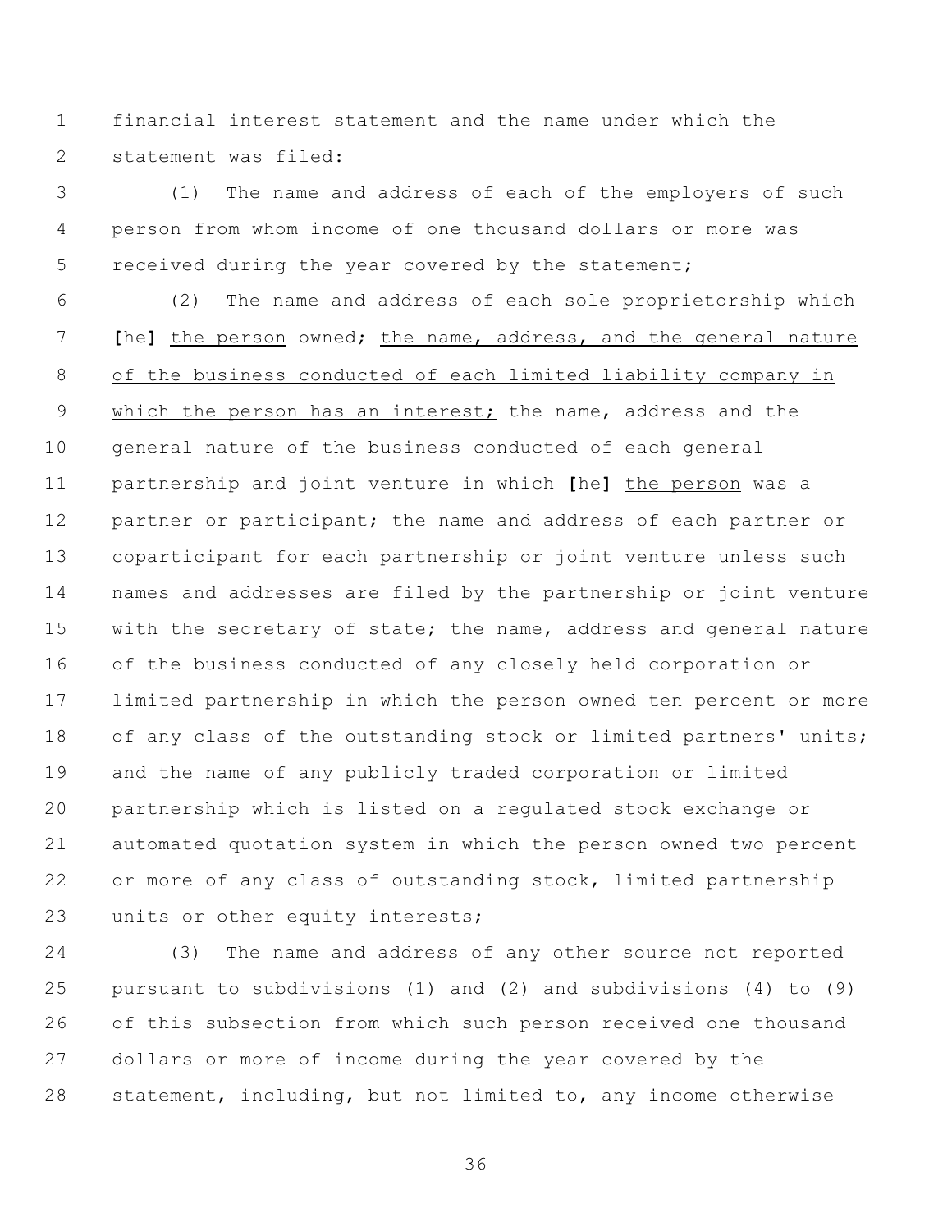financial interest statement and the name under which the statement was filed:

(1) The name and address of each of the employers of such person from whom income of one thousand dollars or more was received during the year covered by the statement;

(2) The name and address of each sole proprietorship which [he] the person owned; the name, address, and the general nature of the business conducted of each limited liability company in which the person has an interest; the name, address and the general nature of the business conducted of each general partnership and joint venture in which [he] the person was a partner or participant; the name and address of each partner or coparticipant for each partnership or joint venture unless such names and addresses are filed by the partnership or joint venture with the secretary of state; the name, address and general nature of the business conducted of any closely held corporation or limited partnership in which the person owned ten percent or more of any class of the outstanding stock or limited partners' units; and the name of any publicly traded corporation or limited partnership which is listed on a regulated stock exchange or automated quotation system in which the person owned two percent or more of any class of outstanding stock, limited partnership units or other equity interests;

(3) The name and address of any other source not reported pursuant to subdivisions (1) and (2) and subdivisions (4) to (9) of this subsection from which such person received one thousand dollars or more of income during the year covered by the statement, including, but not limited to, any income otherwise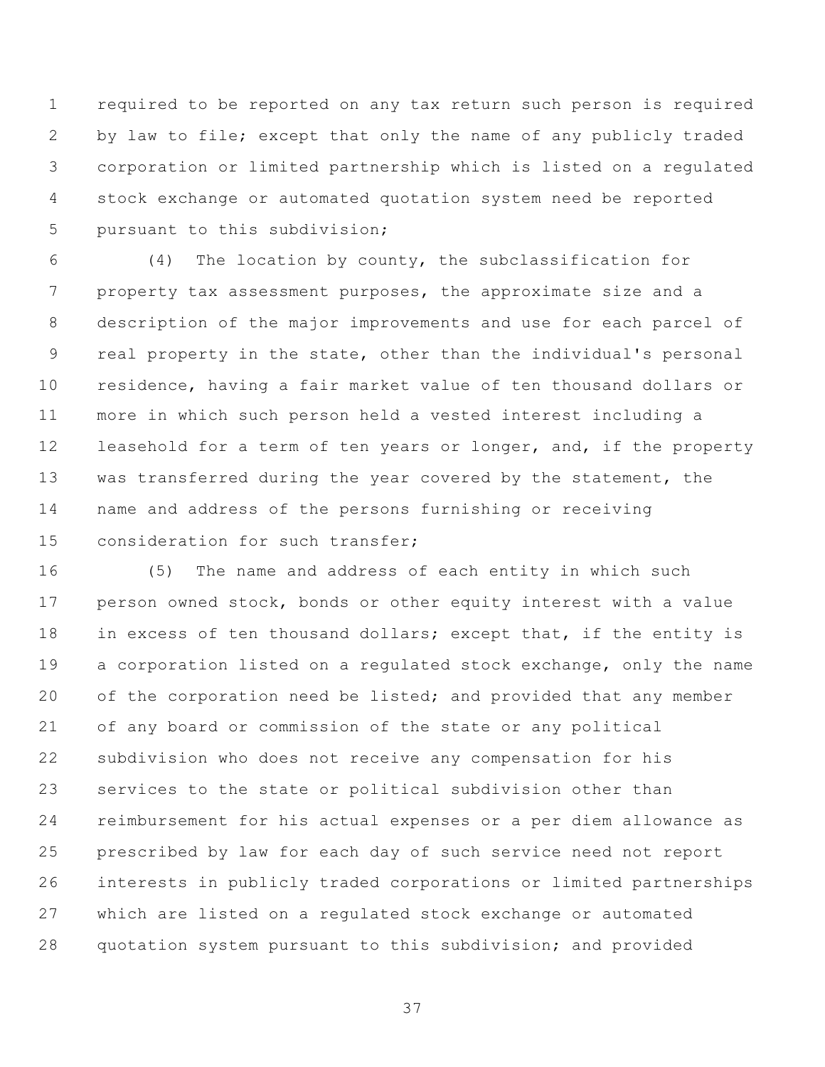required to be reported on any tax return such person is required by law to file; except that only the name of any publicly traded corporation or limited partnership which is listed on a regulated stock exchange or automated quotation system need be reported pursuant to this subdivision;

(4) The location by county, the subclassification for property tax assessment purposes, the approximate size and a description of the major improvements and use for each parcel of real property in the state, other than the individual's personal residence, having a fair market value of ten thousand dollars or more in which such person held a vested interest including a leasehold for a term of ten years or longer, and, if the property was transferred during the year covered by the statement, the name and address of the persons furnishing or receiving consideration for such transfer;

(5) The name and address of each entity in which such person owned stock, bonds or other equity interest with a value in excess of ten thousand dollars; except that, if the entity is a corporation listed on a regulated stock exchange, only the name of the corporation need be listed; and provided that any member of any board or commission of the state or any political subdivision who does not receive any compensation for his services to the state or political subdivision other than reimbursement for his actual expenses or a per diem allowance as prescribed by law for each day of such service need not report interests in publicly traded corporations or limited partnerships which are listed on a regulated stock exchange or automated quotation system pursuant to this subdivision; and provided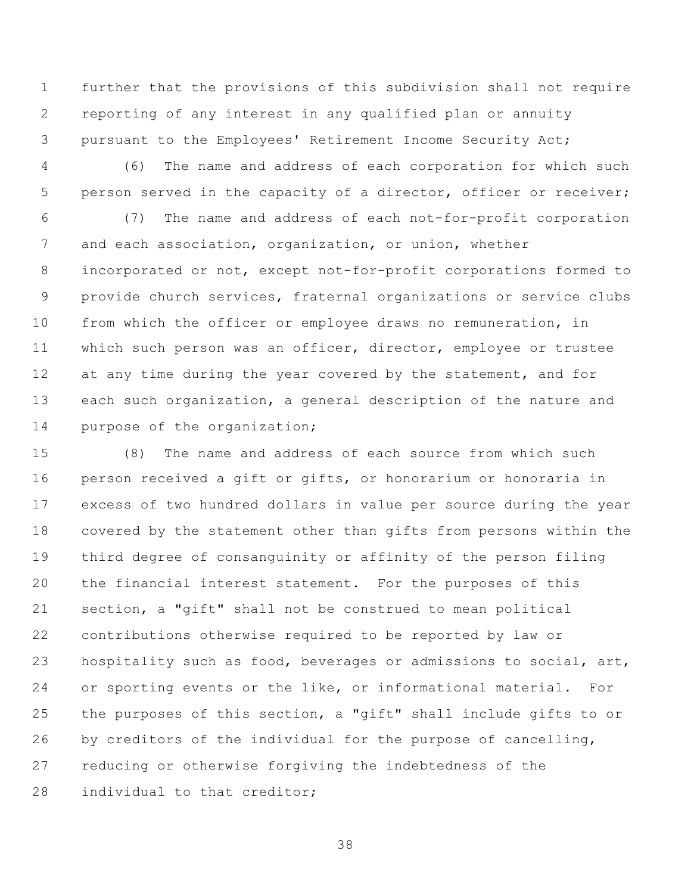further that the provisions of this subdivision shall not require reporting of any interest in any qualified plan or annuity pursuant to the Employees' Retirement Income Security Act;

(6) The name and address of each corporation for which such person served in the capacity of a director, officer or receiver;

(7) The name and address of each not-for-profit corporation and each association, organization, or union, whether incorporated or not, except not-for-profit corporations formed to provide church services, fraternal organizations or service clubs from which the officer or employee draws no remuneration, in which such person was an officer, director, employee or trustee at any time during the year covered by the statement, and for each such organization, a general description of the nature and purpose of the organization;

(8) The name and address of each source from which such person received a gift or gifts, or honorarium or honoraria in excess of two hundred dollars in value per source during the year covered by the statement other than gifts from persons within the third degree of consanguinity or affinity of the person filing the financial interest statement. For the purposes of this section, a "gift" shall not be construed to mean political contributions otherwise required to be reported by law or hospitality such as food, beverages or admissions to social, art, or sporting events or the like, or informational material. For the purposes of this section, a "gift" shall include gifts to or by creditors of the individual for the purpose of cancelling, reducing or otherwise forgiving the indebtedness of the individual to that creditor;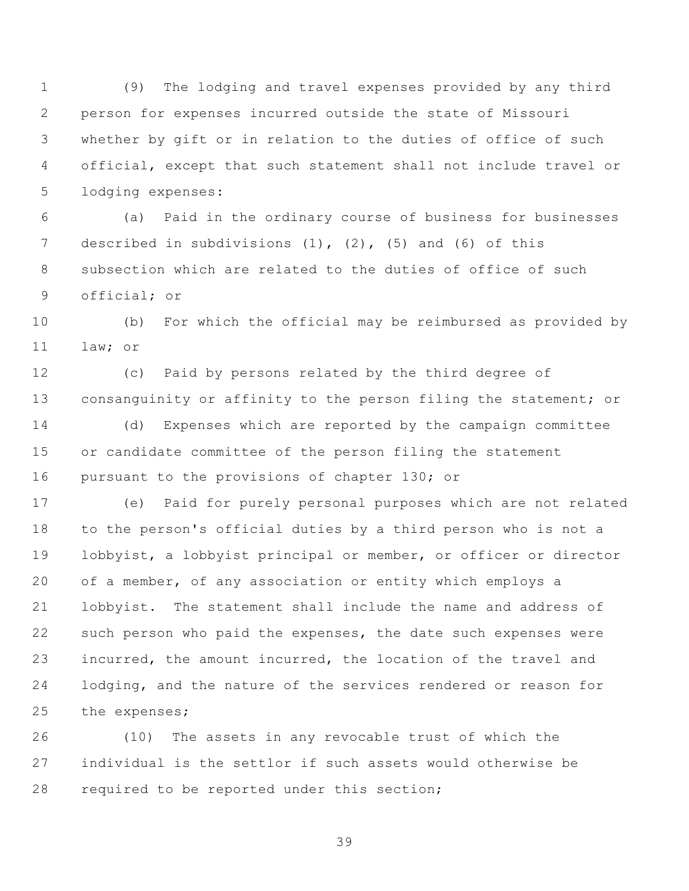(9) The lodging and travel expenses provided by any third person for expenses incurred outside the state of Missouri whether by gift or in relation to the duties of office of such official, except that such statement shall not include travel or lodging expenses:

(a) Paid in the ordinary course of business for businesses described in subdivisions (1), (2), (5) and (6) of this subsection which are related to the duties of office of such official; or

(b) For which the official may be reimbursed as provided by law; or

(c) Paid by persons related by the third degree of consanguinity or affinity to the person filing the statement; or

(d) Expenses which are reported by the campaign committee or candidate committee of the person filing the statement pursuant to the provisions of chapter 130; or

(e) Paid for purely personal purposes which are not related to the person's official duties by a third person who is not a lobbyist, a lobbyist principal or member, or officer or director of a member, of any association or entity which employs a lobbyist. The statement shall include the name and address of such person who paid the expenses, the date such expenses were incurred, the amount incurred, the location of the travel and lodging, and the nature of the services rendered or reason for the expenses;

(10) The assets in any revocable trust of which the individual is the settlor if such assets would otherwise be required to be reported under this section;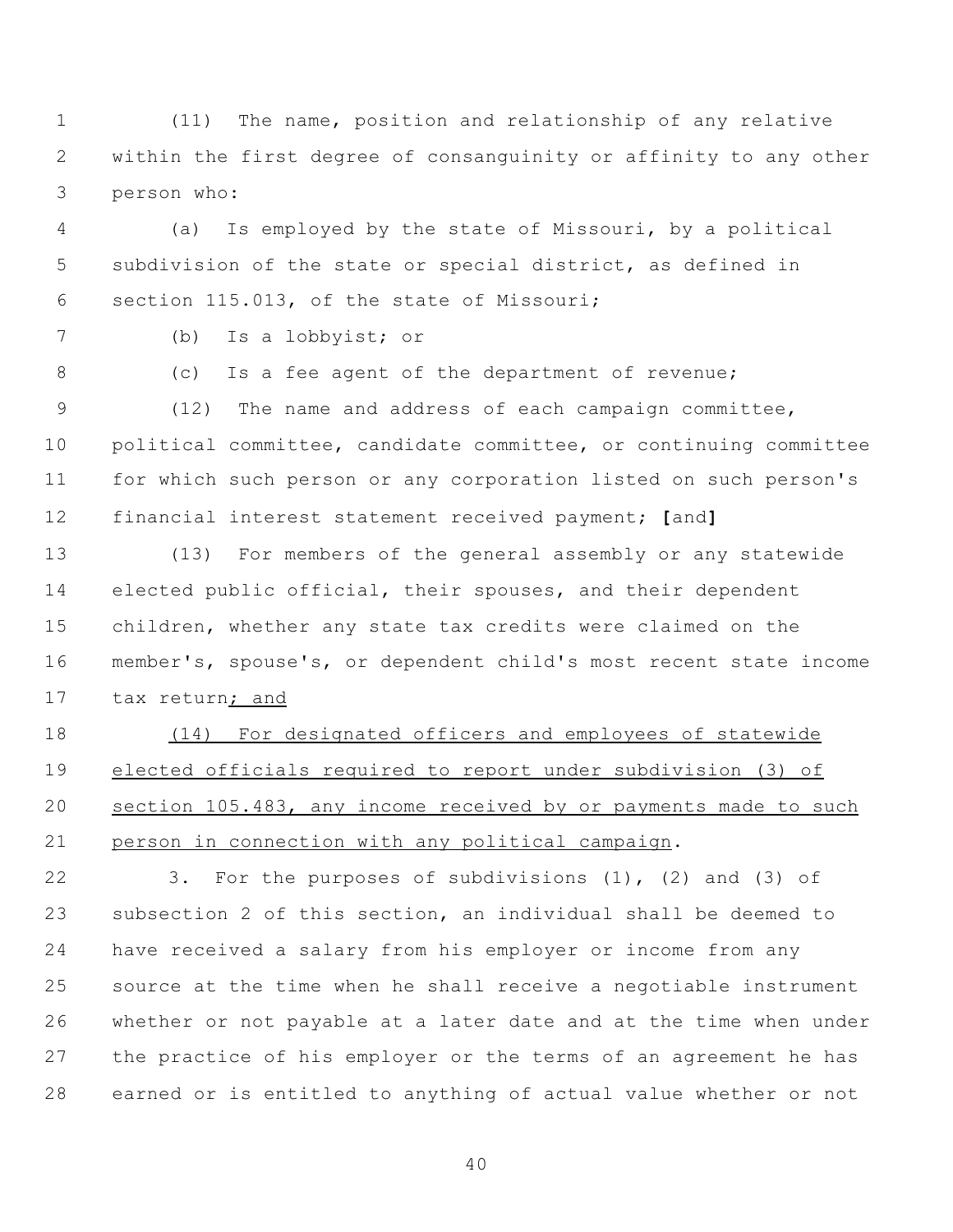(11) The name, position and relationship of any relative within the first degree of consanguinity or affinity to any other person who:

(a) Is employed by the state of Missouri, by a political subdivision of the state or special district, as defined in section 115.013, of the state of Missouri;

(b) Is a lobbyist; or

(c) Is a fee agent of the department of revenue;

(12) The name and address of each campaign committee, political committee, candidate committee, or continuing committee for which such person or any corporation listed on such person's financial interest statement received payment; **[**and**]**

(13) For members of the general assembly or any statewide elected public official, their spouses, and their dependent children, whether any state tax credits were claimed on the member's, spouse's, or dependent child's most recent state income tax return<u>; and</u>

<u>(14) For designated officers and employees of statewide elected officials required to report under subdivision (3) of section 105.483, any income received by or payments made to such person in connection with any political campaign</u>.

3. For the purposes of subdivisions (1), (2) and (3) of subsection 2 of this section, an individual shall be deemed to have received a salary from his employer or income from any source at the time when he shall receive a negotiable instrument whether or not payable at a later date and at the time when under the practice of his employer or the terms of an agreement he has earned or is entitled to anything of actual value whether or not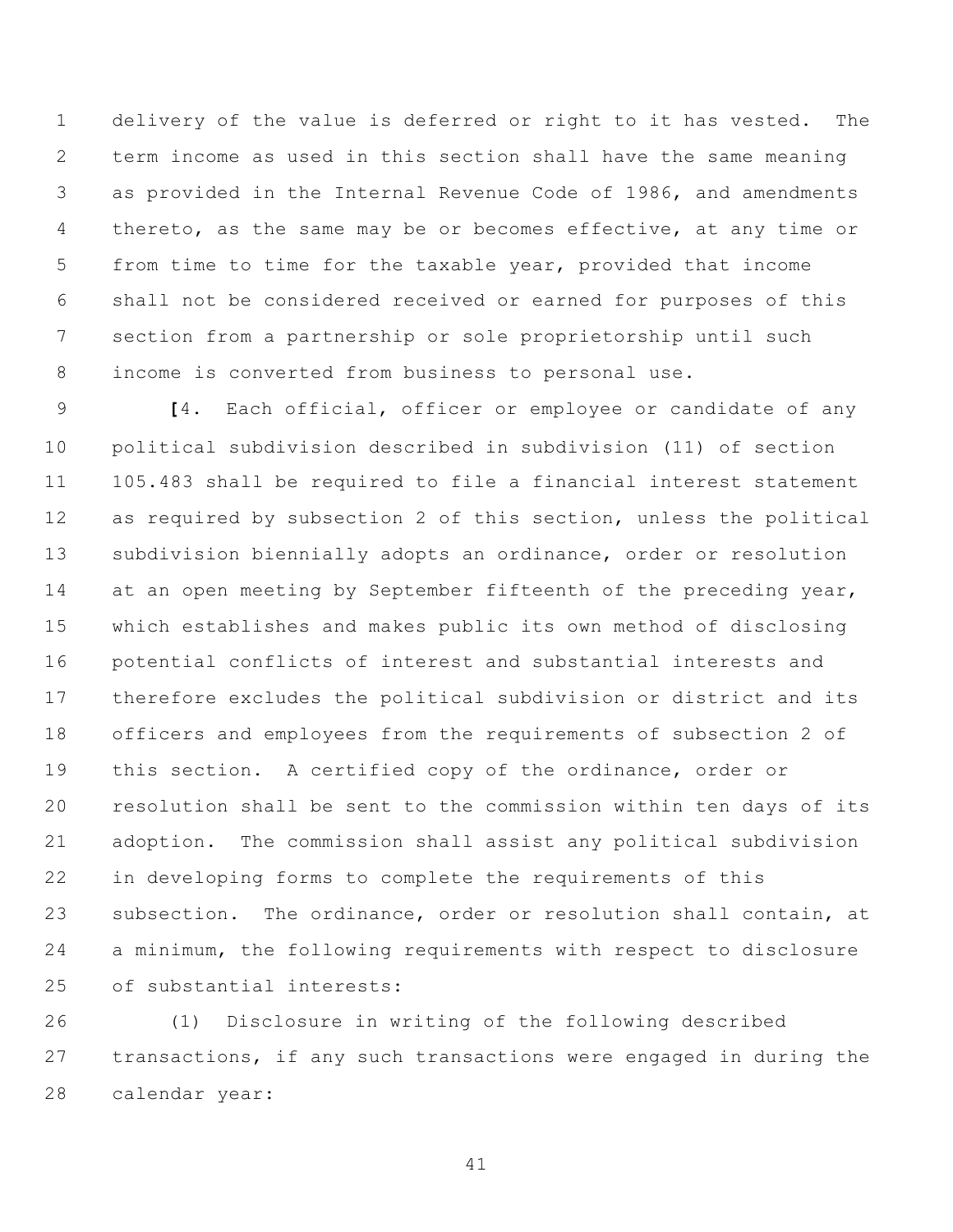delivery of the value is deferred or right to it has vested. The term income as used in this section shall have the same meaning as provided in the Internal Revenue Code of 1986, and amendments thereto, as the same may be or becomes effective, at any time or from time to time for the taxable year, provided that income shall not be considered received or earned for purposes of this section from a partnership or sole proprietorship until such income is converted from business to personal use.

[4. Each official, officer or employee or candidate of any political subdivision described in subdivision (11) of section 105.483 shall be required to file a financial interest statement as required by subsection 2 of this section, unless the political subdivision biennially adopts an ordinance, order or resolution at an open meeting by September fifteenth of the preceding year, which establishes and makes public its own method of disclosing potential conflicts of interest and substantial interests and therefore excludes the political subdivision or district and its officers and employees from the requirements of subsection 2 of this section. A certified copy of the ordinance, order or resolution shall be sent to the commission within ten days of its adoption. The commission shall assist any political subdivision in developing forms to complete the requirements of this subsection. The ordinance, order or resolution shall contain, at a minimum, the following requirements with respect to disclosure of substantial interests:

(1) Disclosure in writing of the following described transactions, if any such transactions were engaged in during the calendar year: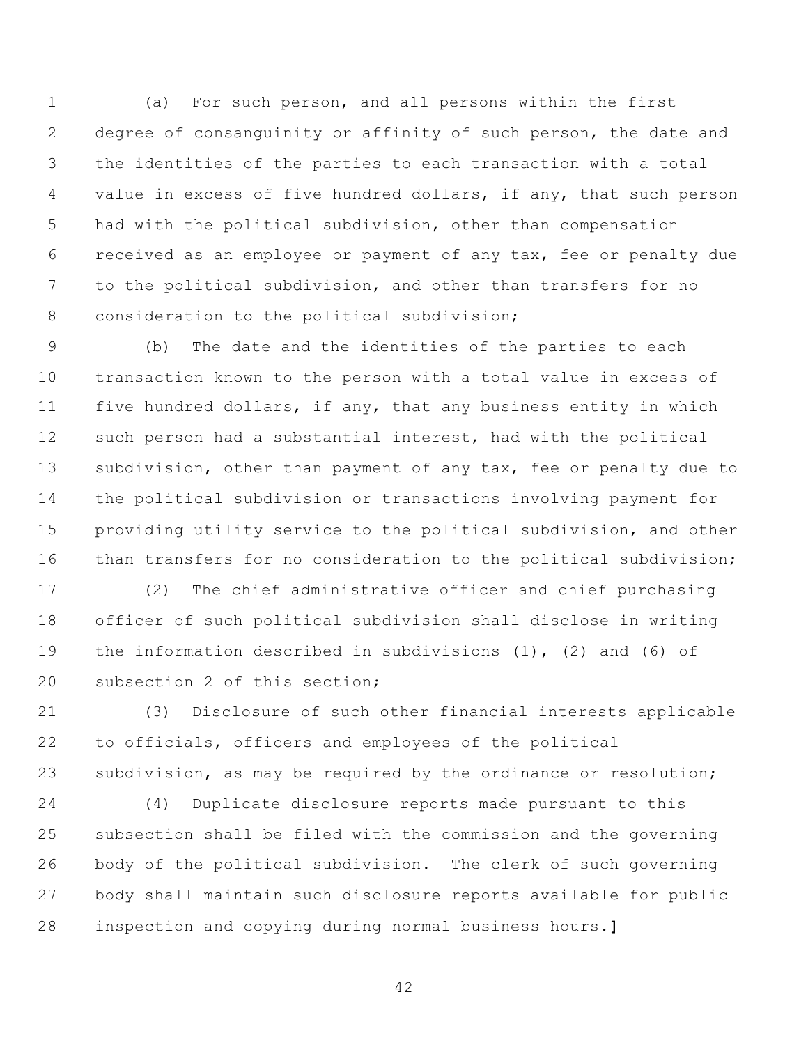(a) For such person, and all persons within the first degree of consanguinity or affinity of such person, the date and the identities of the parties to each transaction with a total value in excess of five hundred dollars, if any, that such person had with the political subdivision, other than compensation received as an employee or payment of any tax, fee or penalty due to the political subdivision, and other than transfers for no consideration to the political subdivision;

(b) The date and the identities of the parties to each transaction known to the person with a total value in excess of five hundred dollars, if any, that any business entity in which such person had a substantial interest, had with the political subdivision, other than payment of any tax, fee or penalty due to the political subdivision or transactions involving payment for providing utility service to the political subdivision, and other than transfers for no consideration to the political subdivision;

(2) The chief administrative officer and chief purchasing officer of such political subdivision shall disclose in writing the information described in subdivisions (1), (2) and (6) of subsection 2 of this section;

(3) Disclosure of such other financial interests applicable to officials, officers and employees of the political subdivision, as may be required by the ordinance or resolution;

(4) Duplicate disclosure reports made pursuant to this subsection shall be filed with the commission and the governing body of the political subdivision. The clerk of such governing body shall maintain such disclosure reports available for public inspection and copying during normal business hours.**]**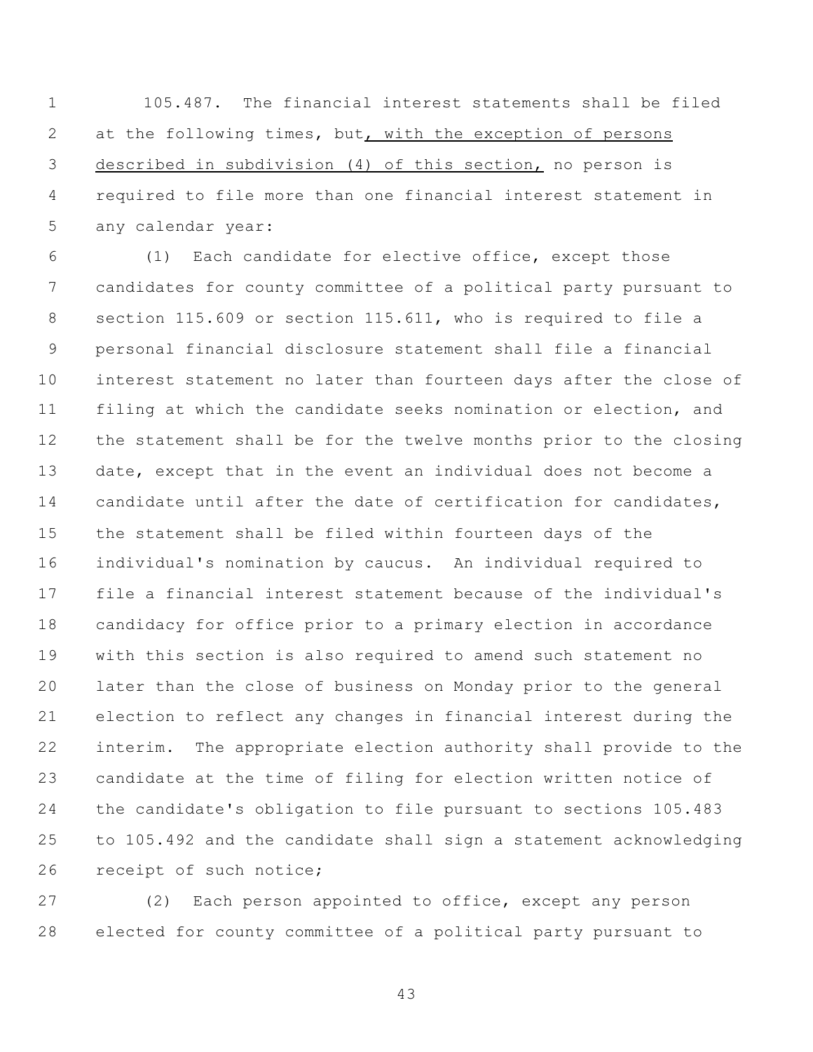105.487. The financial interest statements shall be filed at the following times, but<u>, with the exception of persons described in subdivision (4) of this section,</u> no person is required to file more than one financial interest statement in any calendar year:

(1) Each candidate for elective office, except those candidates for county committee of a political party pursuant to section 115.609 or section 115.611, who is required to file a personal financial disclosure statement shall file a financial interest statement no later than fourteen days after the close of filing at which the candidate seeks nomination or election, and the statement shall be for the twelve months prior to the closing date, except that in the event an individual does not become a candidate until after the date of certification for candidates, the statement shall be filed within fourteen days of the individual's nomination by caucus. An individual required to file a financial interest statement because of the individual's candidacy for office prior to a primary election in accordance with this section is also required to amend such statement no later than the close of business on Monday prior to the general election to reflect any changes in financial interest during the interim. The appropriate election authority shall provide to the candidate at the time of filing for election written notice of the candidate's obligation to file pursuant to sections 105.483 to 105.492 and the candidate shall sign a statement acknowledging receipt of such notice;

(2) Each person appointed to office, except any person elected for county committee of a political party pursuant to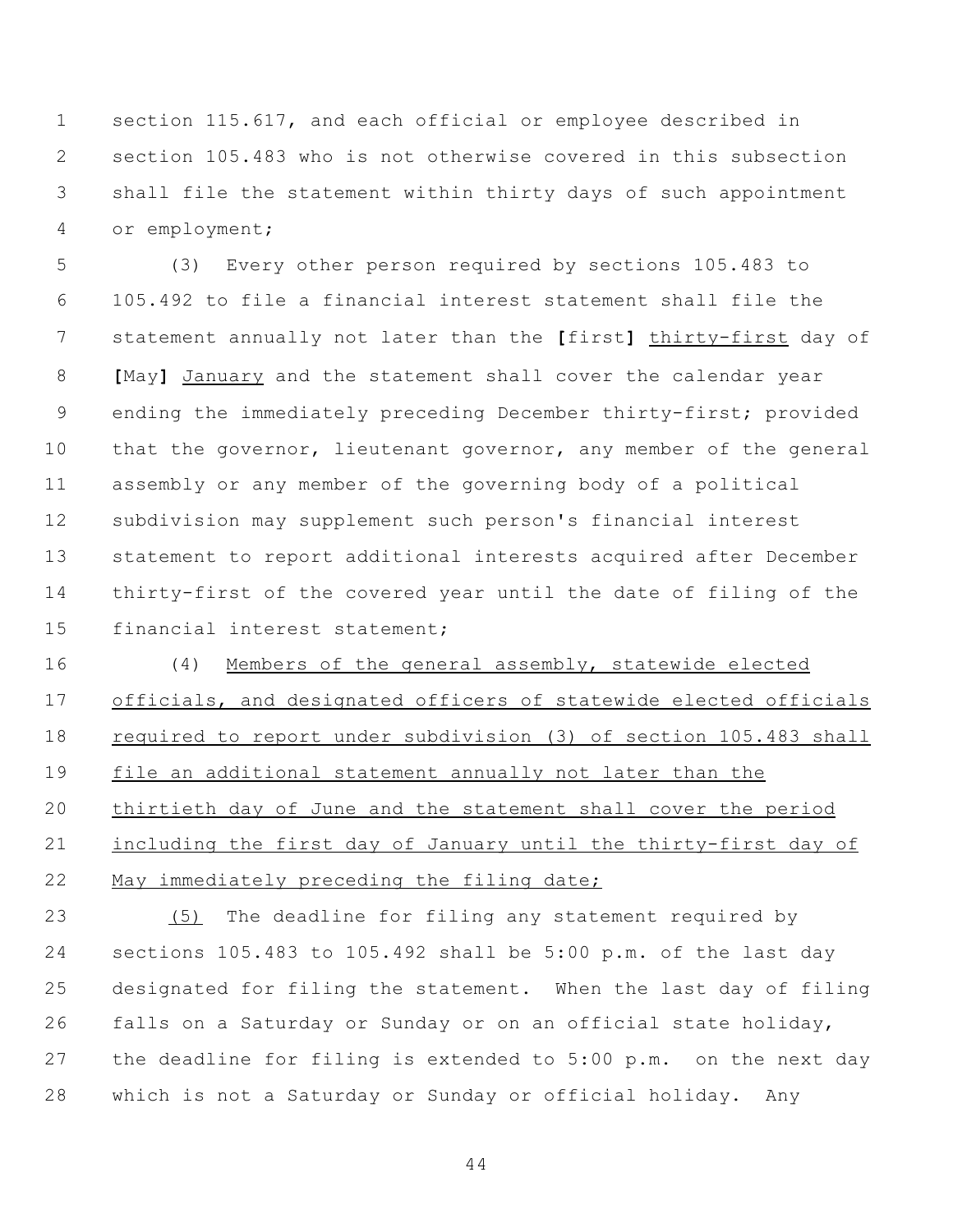section 115.617, and each official or employee described in section 105.483 who is not otherwise covered in this subsection shall file the statement within thirty days of such appointment or employment;

(3) Every other person required by sections 105.483 to 105.492 to file a financial interest statement shall file the statement annually not later than the **[**first**]** thirty-first day of **[**May**]** January and the statement shall cover the calendar year ending the immediately preceding December thirty-first; provided that the governor, lieutenant governor, any member of the general assembly or any member of the governing body of a political subdivision may supplement such person's financial interest statement to report additional interests acquired after December thirty-first of the covered year until the date of filing of the financial interest statement;

(4) Members of the general assembly, statewide elected officials, and designated officers of statewide elected officials required to report under subdivision (3) of section 105.483 shall file an additional statement annually not later than the thirtieth day of June and the statement shall cover the period including the first day of January until the thirty-first day of May immediately preceding the filing date;

(5) The deadline for filing any statement required by sections 105.483 to 105.492 shall be 5:00 p.m. of the last day designated for filing the statement. When the last day of filing falls on a Saturday or Sunday or on an official state holiday, the deadline for filing is extended to 5:00 p.m. on the next day which is not a Saturday or Sunday or official holiday. Any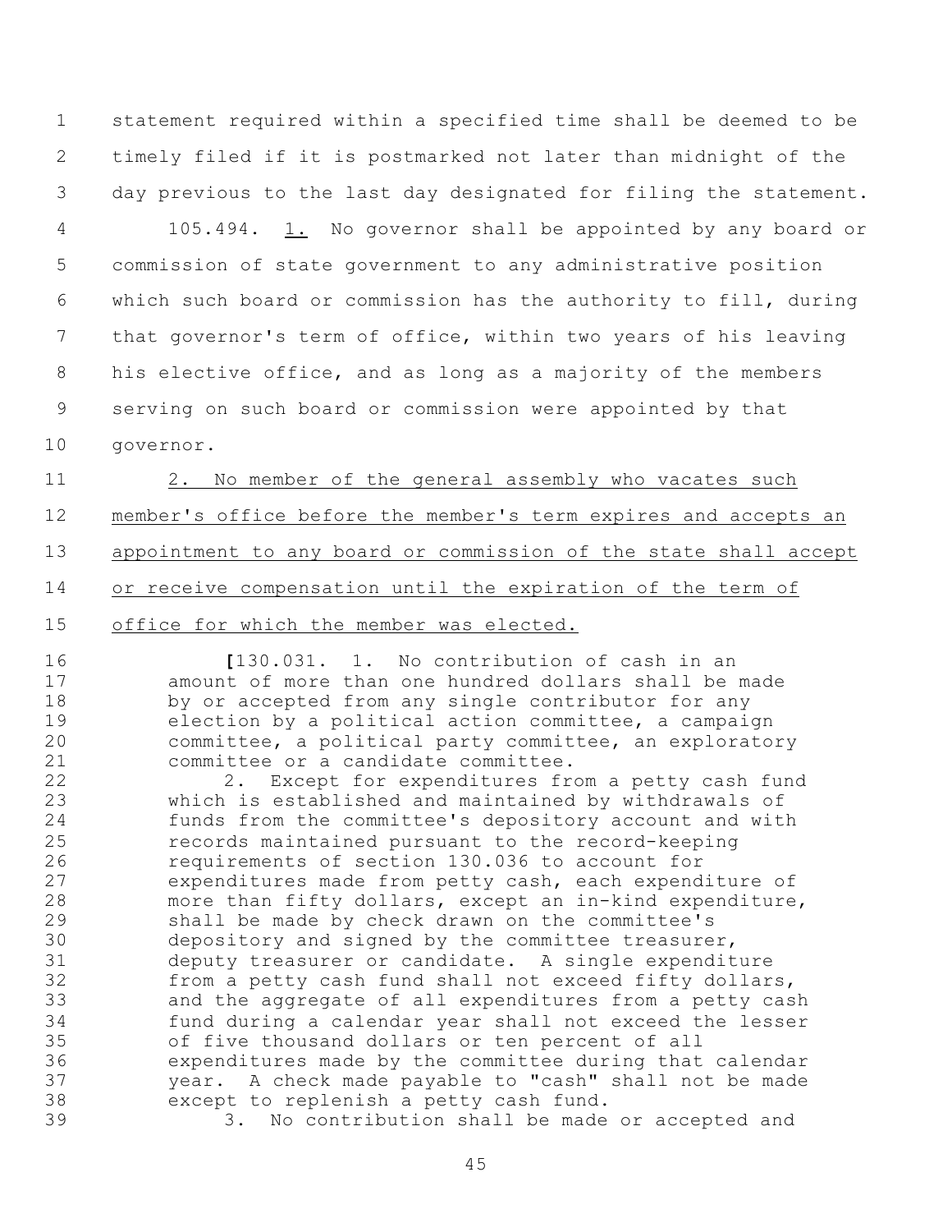statement required within a specified time shall be deemed to be timely filed if it is postmarked not later than midnight of the day previous to the last day designated for filing the statement.

105.494. <u>1.</u> No governor shall be appointed by any board or commission of state government to any administrative position which such board or commission has the authority to fill, during that governor's term of office, within two years of his leaving his elective office, and as long as a majority of the members serving on such board or commission were appointed by that governor.

<u>2. No member of the general assembly who vacates such member's office before the member's term expires and accepts an appointment to any board or commission of the state shall accept or receive compensation until the expiration of the term of office for which the member was elected.</u>

> [130.031. 1. No contribution of cash in an amount of more than one hundred dollars shall be made by or accepted from any single contributor for any election by a political action committee, a campaign committee, a political party committee, an exploratory committee or a candidate committee.
>
> 2. Except for expenditures from a petty cash fund which is established and maintained by withdrawals of funds from the committee's depository account and with records maintained pursuant to the record-keeping requirements of section 130.036 to account for expenditures made from petty cash, each expenditure of more than fifty dollars, except an in-kind expenditure, shall be made by check drawn on the committee's depository and signed by the committee treasurer, deputy treasurer or candidate. A single expenditure from a petty cash fund shall not exceed fifty dollars, and the aggregate of all expenditures from a petty cash fund during a calendar year shall not exceed the lesser of five thousand dollars or ten percent of all expenditures made by the committee during that calendar year. A check made payable to "cash" shall not be made except to replenish a petty cash fund.
>
> 3. No contribution shall be made or accepted and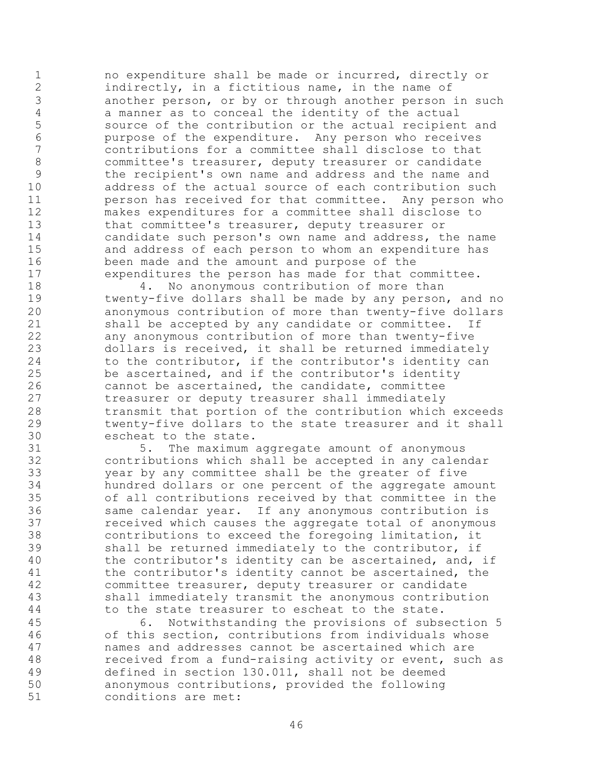no expenditure shall be made or incurred, directly or indirectly, in a fictitious name, in the name of another person, or by or through another person in such a manner as to conceal the identity of the actual source of the contribution or the actual recipient and purpose of the expenditure. Any person who receives contributions for a committee shall disclose to that committee's treasurer, deputy treasurer or candidate the recipient's own name and address and the name and address of the actual source of each contribution such person has received for that committee. Any person who makes expenditures for a committee shall disclose to that committee's treasurer, deputy treasurer or candidate such person's own name and address, the name and address of each person to whom an expenditure has been made and the amount and purpose of the expenditures the person has made for that committee.

4. No anonymous contribution of more than twenty-five dollars shall be made by any person, and no anonymous contribution of more than twenty-five dollars shall be accepted by any candidate or committee. If any anonymous contribution of more than twenty-five dollars is received, it shall be returned immediately to the contributor, if the contributor's identity can be ascertained, and if the contributor's identity cannot be ascertained, the candidate, committee treasurer or deputy treasurer shall immediately transmit that portion of the contribution which exceeds twenty-five dollars to the state treasurer and it shall escheat to the state.

5. The maximum aggregate amount of anonymous contributions which shall be accepted in any calendar year by any committee shall be the greater of five hundred dollars or one percent of the aggregate amount of all contributions received by that committee in the same calendar year. If any anonymous contribution is received which causes the aggregate total of anonymous contributions to exceed the foregoing limitation, it shall be returned immediately to the contributor, if the contributor's identity can be ascertained, and, if the contributor's identity cannot be ascertained, the committee treasurer, deputy treasurer or candidate shall immediately transmit the anonymous contribution to the state treasurer to escheat to the state.

6. Notwithstanding the provisions of subsection 5 of this section, contributions from individuals whose names and addresses cannot be ascertained which are received from a fund-raising activity or event, such as defined in section 130.011, shall not be deemed anonymous contributions, provided the following conditions are met: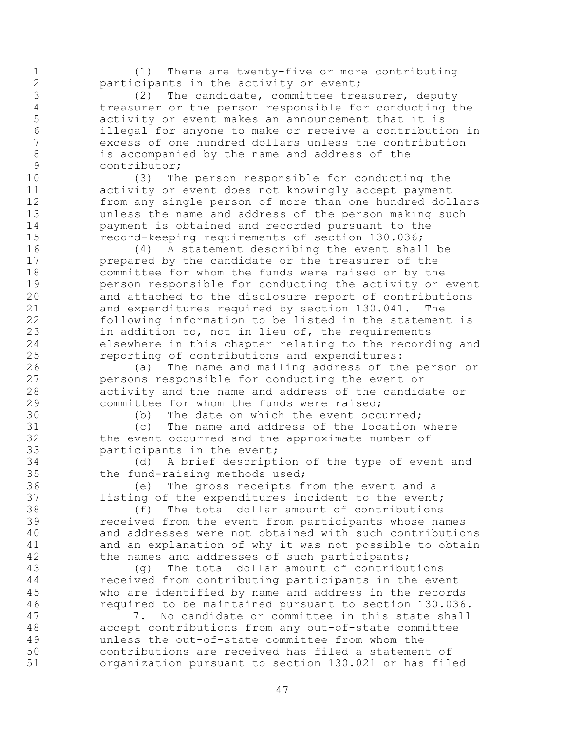(1) There are twenty-five or more contributing participants in the activity or event;

(2) The candidate, committee treasurer, deputy treasurer or the person responsible for conducting the activity or event makes an announcement that it is illegal for anyone to make or receive a contribution in excess of one hundred dollars unless the contribution is accompanied by the name and address of the contributor;

(3) The person responsible for conducting the activity or event does not knowingly accept payment from any single person of more than one hundred dollars unless the name and address of the person making such payment is obtained and recorded pursuant to the record-keeping requirements of section 130.036;

(4) A statement describing the event shall be prepared by the candidate or the treasurer of the committee for whom the funds were raised or by the person responsible for conducting the activity or event and attached to the disclosure report of contributions and expenditures required by section 130.041. The following information to be listed in the statement is in addition to, not in lieu of, the requirements elsewhere in this chapter relating to the recording and reporting of contributions and expenditures:

(a) The name and mailing address of the person or persons responsible for conducting the event or activity and the name and address of the candidate or committee for whom the funds were raised;

(b) The date on which the event occurred;

(c) The name and address of the location where the event occurred and the approximate number of participants in the event;

(d) A brief description of the type of event and the fund-raising methods used;

(e) The gross receipts from the event and a listing of the expenditures incident to the event;

(f) The total dollar amount of contributions received from the event from participants whose names and addresses were not obtained with such contributions and an explanation of why it was not possible to obtain the names and addresses of such participants;

(g) The total dollar amount of contributions received from contributing participants in the event who are identified by name and address in the records required to be maintained pursuant to section 130.036.

7. No candidate or committee in this state shall accept contributions from any out-of-state committee unless the out-of-state committee from whom the contributions are received has filed a statement of organization pursuant to section 130.021 or has filed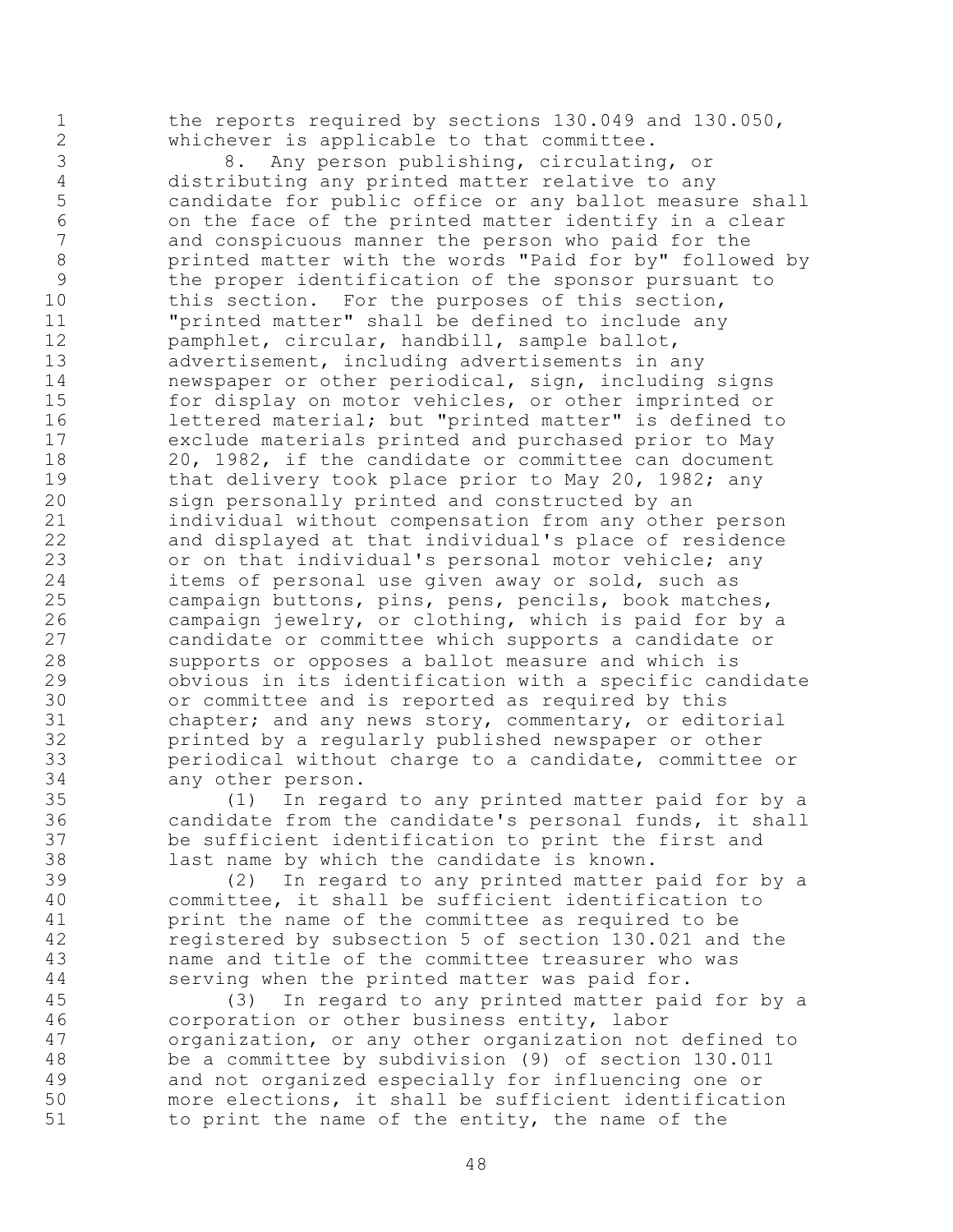the reports required by sections 130.049 and 130.050, whichever is applicable to that committee.

8. Any person publishing, circulating, or distributing any printed matter relative to any candidate for public office or any ballot measure shall on the face of the printed matter identify in a clear and conspicuous manner the person who paid for the printed matter with the words "Paid for by" followed by the proper identification of the sponsor pursuant to this section. For the purposes of this section, "printed matter" shall be defined to include any pamphlet, circular, handbill, sample ballot, advertisement, including advertisements in any newspaper or other periodical, sign, including signs for display on motor vehicles, or other imprinted or lettered material; but "printed matter" is defined to exclude materials printed and purchased prior to May 20, 1982, if the candidate or committee can document that delivery took place prior to May 20, 1982; any sign personally printed and constructed by an individual without compensation from any other person and displayed at that individual's place of residence or on that individual's personal motor vehicle; any items of personal use given away or sold, such as campaign buttons, pins, pens, pencils, book matches, campaign jewelry, or clothing, which is paid for by a candidate or committee which supports a candidate or supports or opposes a ballot measure and which is obvious in its identification with a specific candidate or committee and is reported as required by this chapter; and any news story, commentary, or editorial printed by a regularly published newspaper or other periodical without charge to a candidate, committee or any other person.

(1) In regard to any printed matter paid for by a candidate from the candidate's personal funds, it shall be sufficient identification to print the first and last name by which the candidate is known.

(2) In regard to any printed matter paid for by a committee, it shall be sufficient identification to print the name of the committee as required to be registered by subsection 5 of section 130.021 and the name and title of the committee treasurer who was serving when the printed matter was paid for.

(3) In regard to any printed matter paid for by a corporation or other business entity, labor organization, or any other organization not defined to be a committee by subdivision (9) of section 130.011 and not organized especially for influencing one or more elections, it shall be sufficient identification to print the name of the entity, the name of the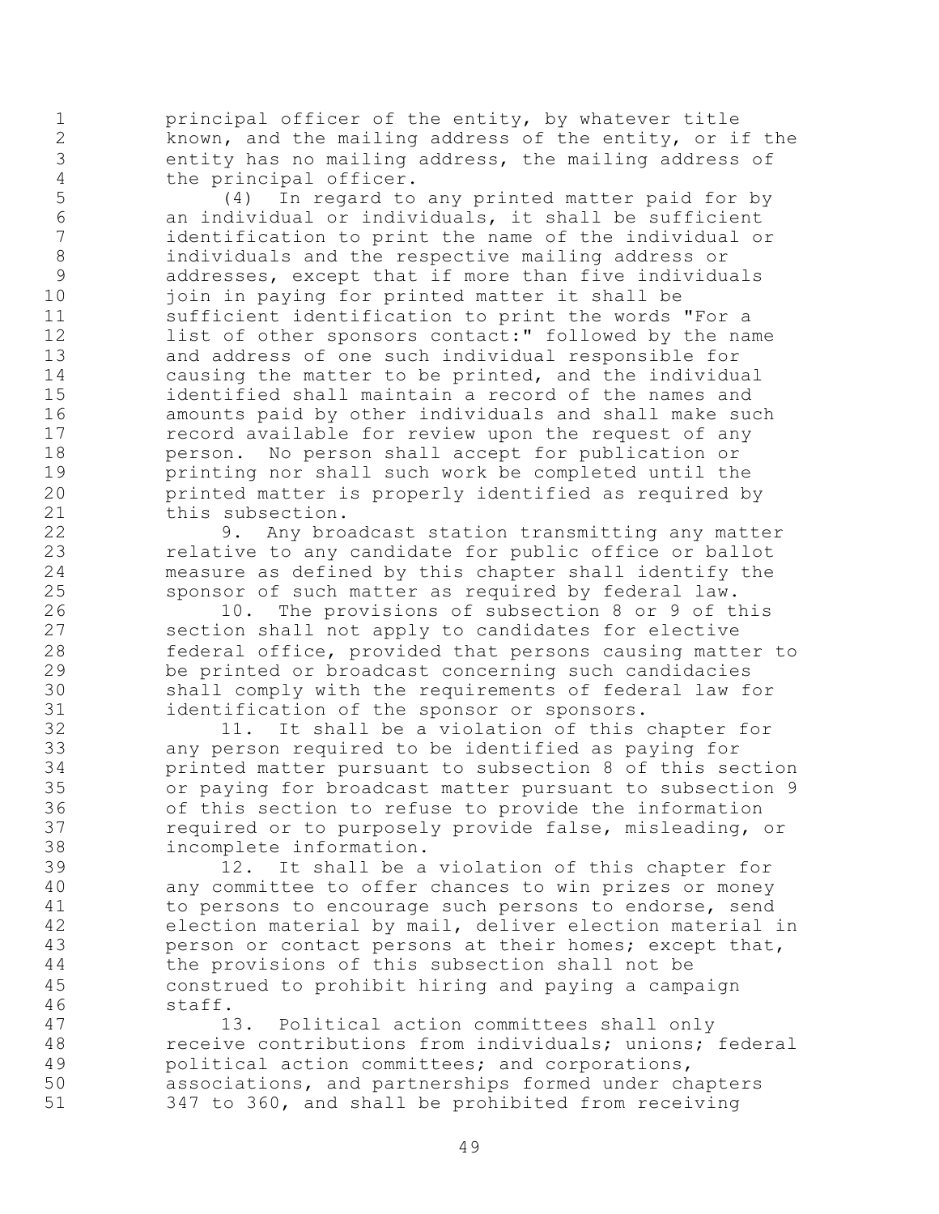principal officer of the entity, by whatever title known, and the mailing address of the entity, or if the entity has no mailing address, the mailing address of the principal officer.

(4) In regard to any printed matter paid for by an individual or individuals, it shall be sufficient identification to print the name of the individual or individuals and the respective mailing address or addresses, except that if more than five individuals join in paying for printed matter it shall be sufficient identification to print the words "For a list of other sponsors contact:" followed by the name and address of one such individual responsible for causing the matter to be printed, and the individual identified shall maintain a record of the names and amounts paid by other individuals and shall make such record available for review upon the request of any person. No person shall accept for publication or printing nor shall such work be completed until the printed matter is properly identified as required by this subsection.

9. Any broadcast station transmitting any matter relative to any candidate for public office or ballot measure as defined by this chapter shall identify the sponsor of such matter as required by federal law.

10. The provisions of subsection 8 or 9 of this section shall not apply to candidates for elective federal office, provided that persons causing matter to be printed or broadcast concerning such candidacies shall comply with the requirements of federal law for identification of the sponsor or sponsors.

11. It shall be a violation of this chapter for any person required to be identified as paying for printed matter pursuant to subsection 8 of this section or paying for broadcast matter pursuant to subsection 9 of this section to refuse to provide the information required or to purposely provide false, misleading, or incomplete information.

12. It shall be a violation of this chapter for any committee to offer chances to win prizes or money to persons to encourage such persons to endorse, send election material by mail, deliver election material in person or contact persons at their homes; except that, the provisions of this subsection shall not be construed to prohibit hiring and paying a campaign staff.

13. Political action committees shall only receive contributions from individuals; unions; federal political action committees; and corporations, associations, and partnerships formed under chapters 347 to 360, and shall be prohibited from receiving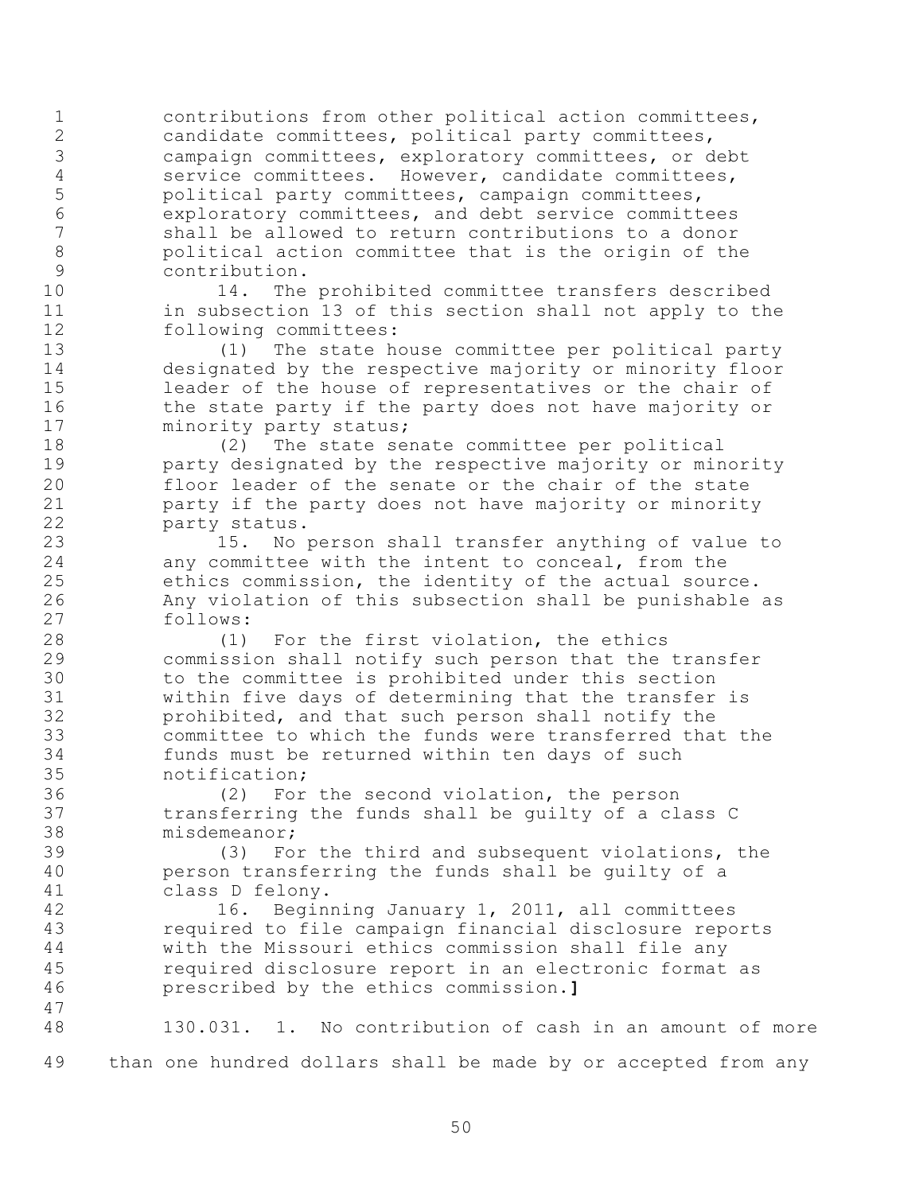contributions from other political action committees, candidate committees, political party committees, campaign committees, exploratory committees, or debt service committees. However, candidate committees, political party committees, campaign committees, exploratory committees, and debt service committees shall be allowed to return contributions to a donor political action committee that is the origin of the contribution.

14. The prohibited committee transfers described in subsection 13 of this section shall not apply to the following committees:

(1) The state house committee per political party designated by the respective majority or minority floor leader of the house of representatives or the chair of the state party if the party does not have majority or minority party status;

(2) The state senate committee per political party designated by the respective majority or minority floor leader of the senate or the chair of the state party if the party does not have majority or minority party status.

15. No person shall transfer anything of value to any committee with the intent to conceal, from the ethics commission, the identity of the actual source. Any violation of this subsection shall be punishable as follows:

(1) For the first violation, the ethics commission shall notify such person that the transfer to the committee is prohibited under this section within five days of determining that the transfer is prohibited, and that such person shall notify the committee to which the funds were transferred that the funds must be returned within ten days of such notification;

(2) For the second violation, the person transferring the funds shall be guilty of a class C misdemeanor;

(3) For the third and subsequent violations, the person transferring the funds shall be guilty of a class D felony.

16. Beginning January 1, 2011, all committees required to file campaign financial disclosure reports with the Missouri ethics commission shall file any required disclosure report in an electronic format as prescribed by the ethics commission.**]**

130.031. 1. No contribution of cash in an amount of more than one hundred dollars shall be made by or accepted from any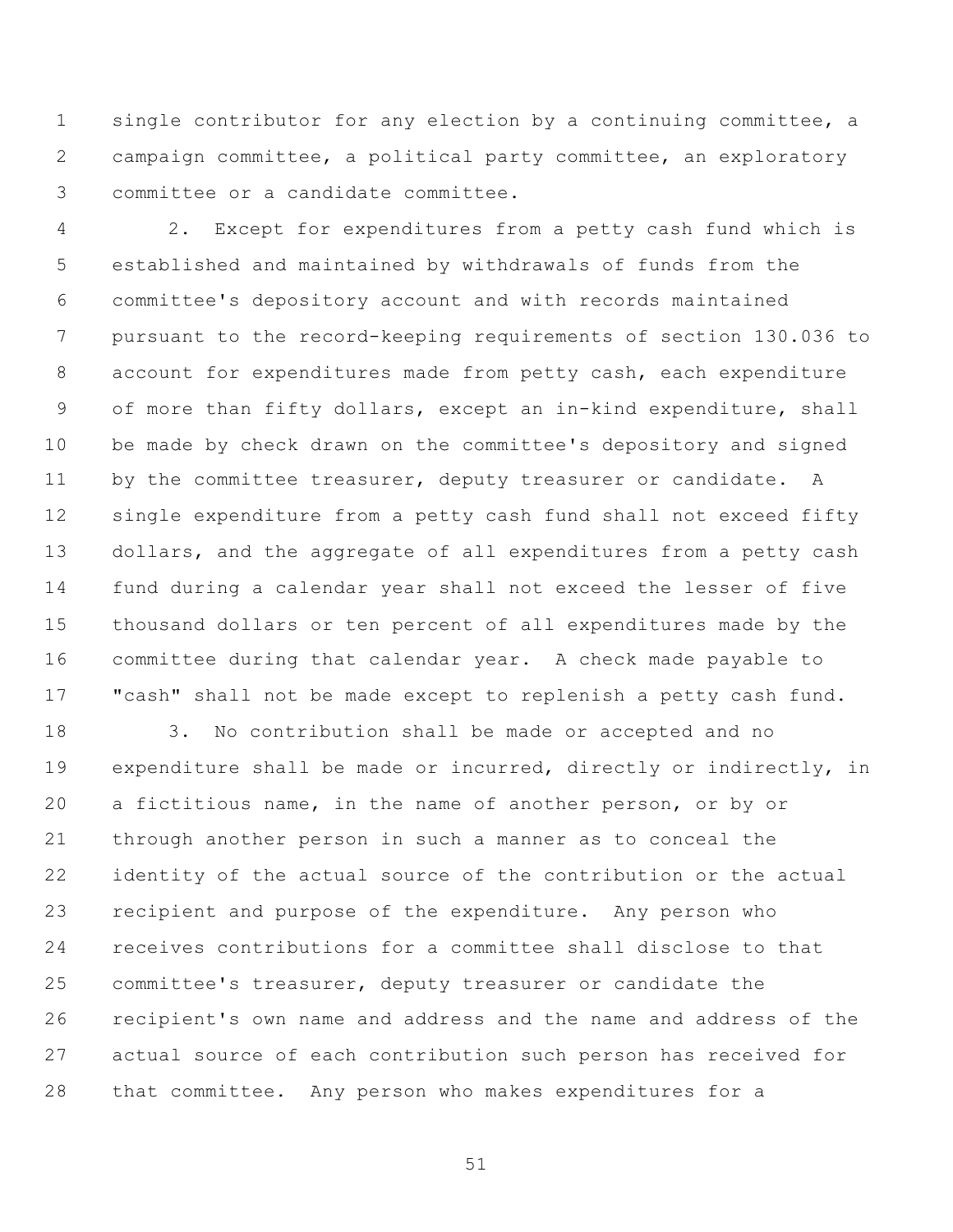single contributor for any election by a continuing committee, a campaign committee, a political party committee, an exploratory committee or a candidate committee.

2. Except for expenditures from a petty cash fund which is established and maintained by withdrawals of funds from the committee's depository account and with records maintained pursuant to the record-keeping requirements of section 130.036 to account for expenditures made from petty cash, each expenditure of more than fifty dollars, except an in-kind expenditure, shall be made by check drawn on the committee's depository and signed by the committee treasurer, deputy treasurer or candidate. A single expenditure from a petty cash fund shall not exceed fifty dollars, and the aggregate of all expenditures from a petty cash fund during a calendar year shall not exceed the lesser of five thousand dollars or ten percent of all expenditures made by the committee during that calendar year. A check made payable to "cash" shall not be made except to replenish a petty cash fund.

3. No contribution shall be made or accepted and no expenditure shall be made or incurred, directly or indirectly, in a fictitious name, in the name of another person, or by or through another person in such a manner as to conceal the identity of the actual source of the contribution or the actual recipient and purpose of the expenditure. Any person who receives contributions for a committee shall disclose to that committee's treasurer, deputy treasurer or candidate the recipient's own name and address and the name and address of the actual source of each contribution such person has received for that committee. Any person who makes expenditures for a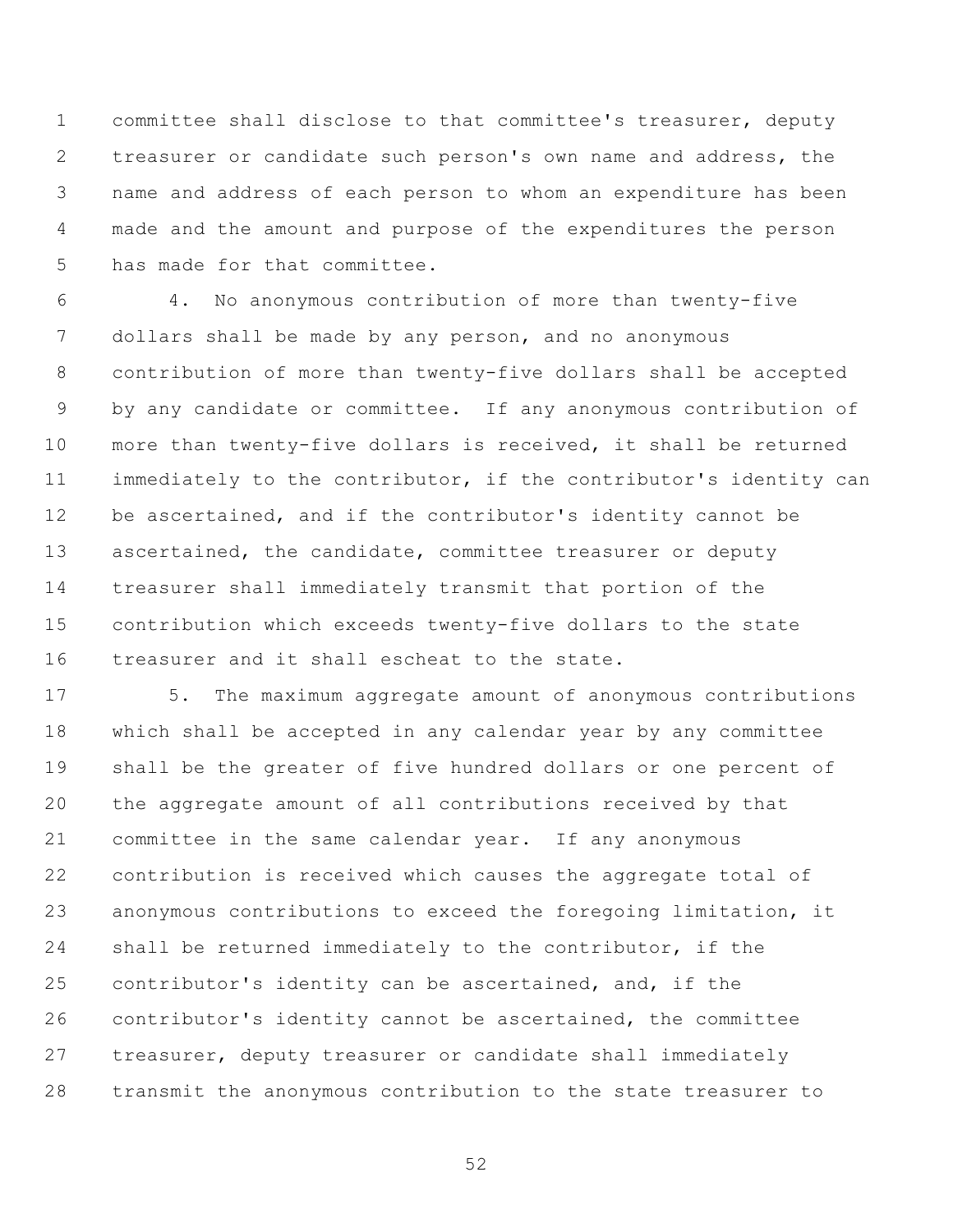committee shall disclose to that committee's treasurer, deputy treasurer or candidate such person's own name and address, the name and address of each person to whom an expenditure has been made and the amount and purpose of the expenditures the person has made for that committee.

4. No anonymous contribution of more than twenty-five dollars shall be made by any person, and no anonymous contribution of more than twenty-five dollars shall be accepted by any candidate or committee. If any anonymous contribution of more than twenty-five dollars is received, it shall be returned immediately to the contributor, if the contributor's identity can be ascertained, and if the contributor's identity cannot be ascertained, the candidate, committee treasurer or deputy treasurer shall immediately transmit that portion of the contribution which exceeds twenty-five dollars to the state treasurer and it shall escheat to the state.

5. The maximum aggregate amount of anonymous contributions which shall be accepted in any calendar year by any committee shall be the greater of five hundred dollars or one percent of the aggregate amount of all contributions received by that committee in the same calendar year. If any anonymous contribution is received which causes the aggregate total of anonymous contributions to exceed the foregoing limitation, it shall be returned immediately to the contributor, if the contributor's identity can be ascertained, and, if the contributor's identity cannot be ascertained, the committee treasurer, deputy treasurer or candidate shall immediately transmit the anonymous contribution to the state treasurer to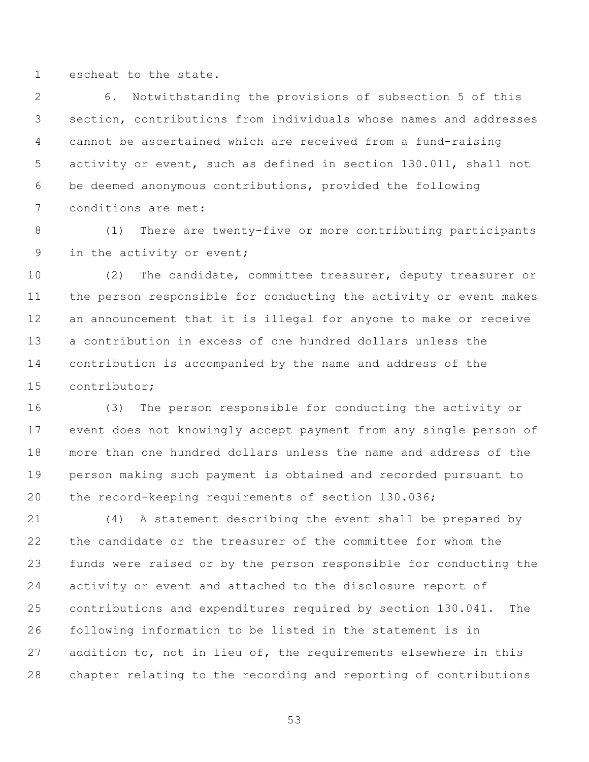escheat to the state.

6. Notwithstanding the provisions of subsection 5 of this section, contributions from individuals whose names and addresses cannot be ascertained which are received from a fund-raising activity or event, such as defined in section 130.011, shall not be deemed anonymous contributions, provided the following conditions are met:

(1) There are twenty-five or more contributing participants in the activity or event;

(2) The candidate, committee treasurer, deputy treasurer or the person responsible for conducting the activity or event makes an announcement that it is illegal for anyone to make or receive a contribution in excess of one hundred dollars unless the contribution is accompanied by the name and address of the contributor;

(3) The person responsible for conducting the activity or event does not knowingly accept payment from any single person of more than one hundred dollars unless the name and address of the person making such payment is obtained and recorded pursuant to the record-keeping requirements of section 130.036;

(4) A statement describing the event shall be prepared by the candidate or the treasurer of the committee for whom the funds were raised or by the person responsible for conducting the activity or event and attached to the disclosure report of contributions and expenditures required by section 130.041. The following information to be listed in the statement is in addition to, not in lieu of, the requirements elsewhere in this chapter relating to the recording and reporting of contributions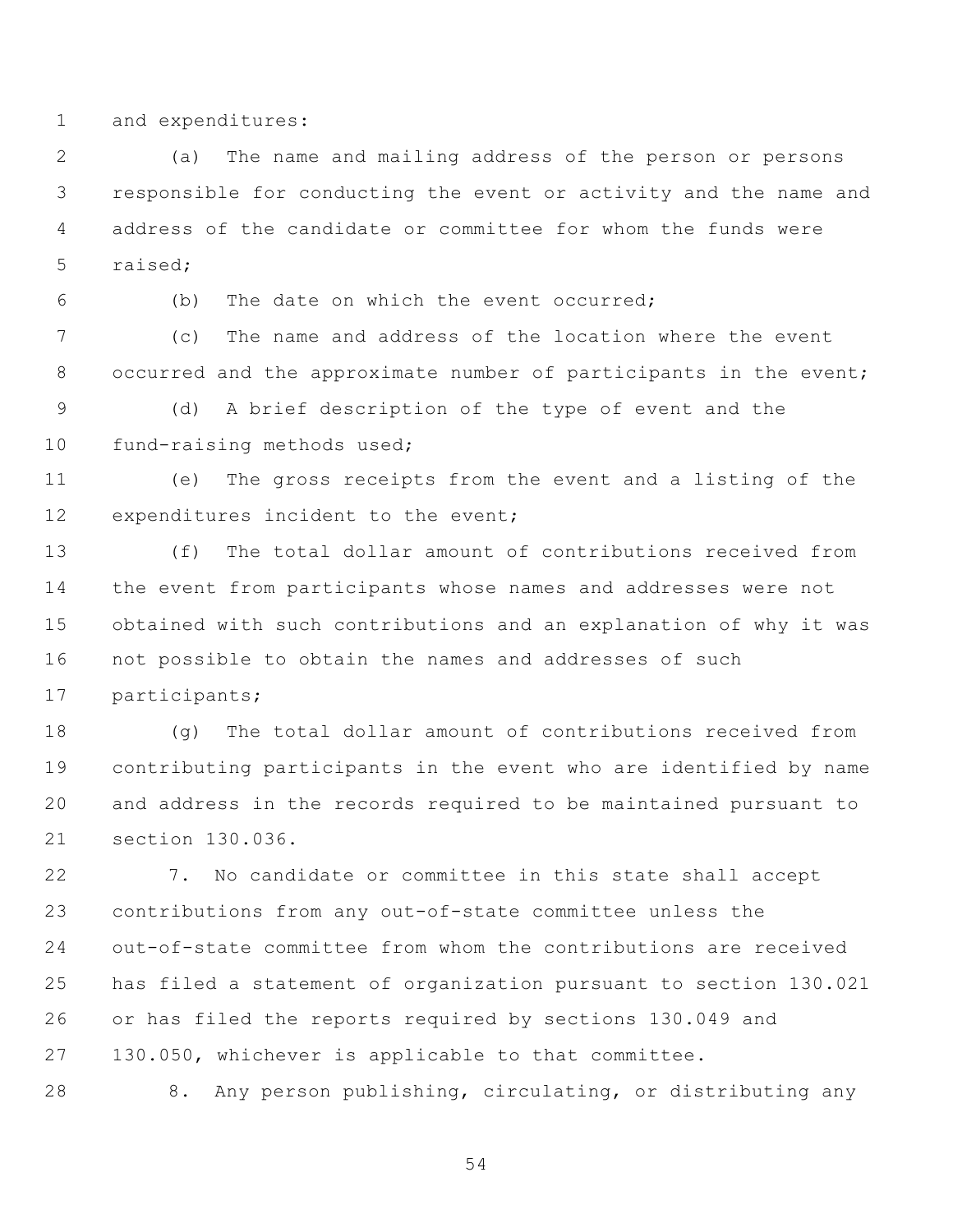and expenditures:

(a) The name and mailing address of the person or persons responsible for conducting the event or activity and the name and address of the candidate or committee for whom the funds were raised;

(b) The date on which the event occurred;

(c) The name and address of the location where the event occurred and the approximate number of participants in the event;

(d) A brief description of the type of event and the fund-raising methods used;

(e) The gross receipts from the event and a listing of the expenditures incident to the event;

(f) The total dollar amount of contributions received from the event from participants whose names and addresses were not obtained with such contributions and an explanation of why it was not possible to obtain the names and addresses of such participants;

(g) The total dollar amount of contributions received from contributing participants in the event who are identified by name and address in the records required to be maintained pursuant to section 130.036.

7. No candidate or committee in this state shall accept contributions from any out-of-state committee unless the out-of-state committee from whom the contributions are received has filed a statement of organization pursuant to section 130.021 or has filed the reports required by sections 130.049 and 130.050, whichever is applicable to that committee.

8. Any person publishing, circulating, or distributing any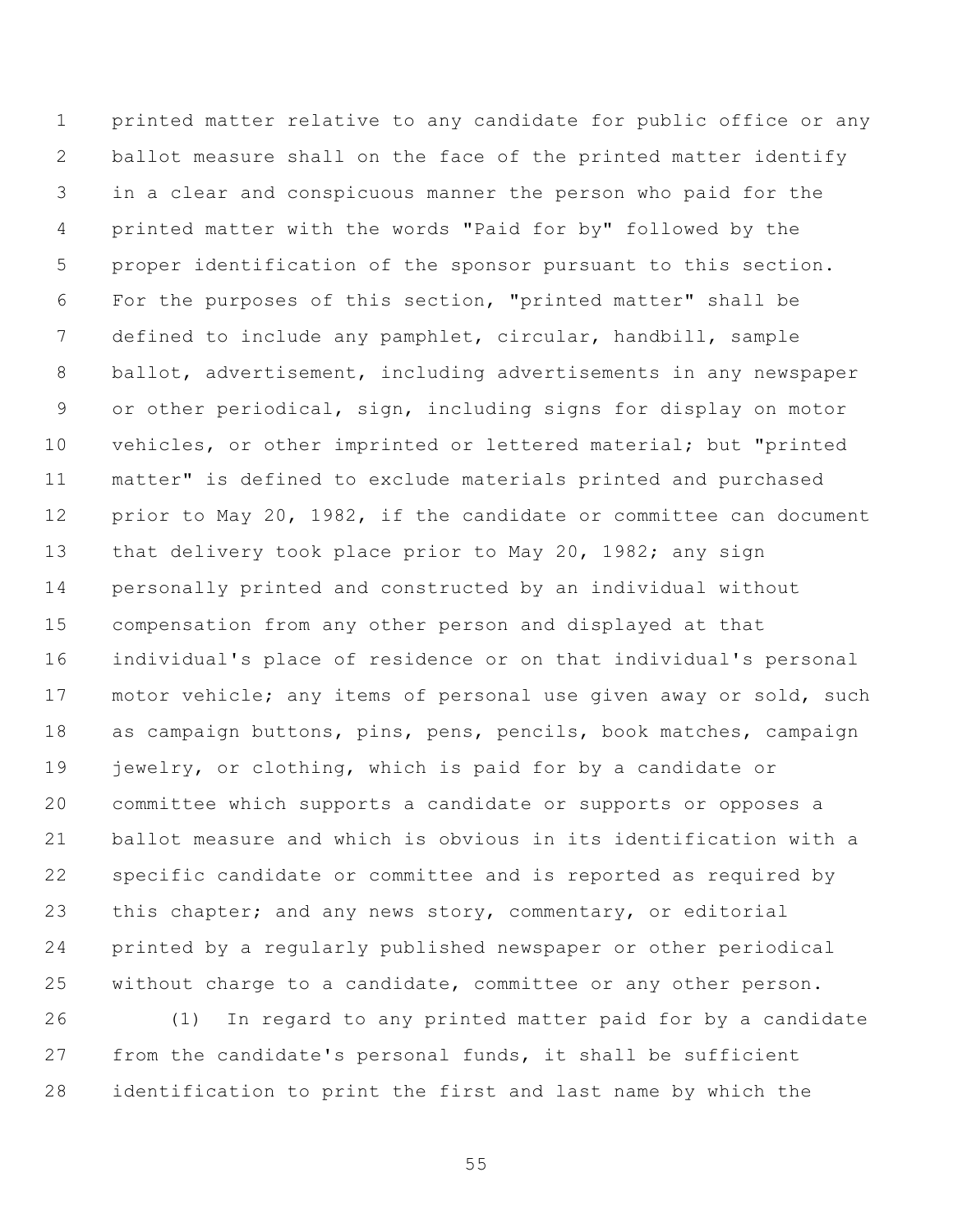printed matter relative to any candidate for public office or any ballot measure shall on the face of the printed matter identify in a clear and conspicuous manner the person who paid for the printed matter with the words "Paid for by" followed by the proper identification of the sponsor pursuant to this section. For the purposes of this section, "printed matter" shall be defined to include any pamphlet, circular, handbill, sample ballot, advertisement, including advertisements in any newspaper or other periodical, sign, including signs for display on motor vehicles, or other imprinted or lettered material; but "printed matter" is defined to exclude materials printed and purchased prior to May 20, 1982, if the candidate or committee can document that delivery took place prior to May 20, 1982; any sign personally printed and constructed by an individual without compensation from any other person and displayed at that individual's place of residence or on that individual's personal motor vehicle; any items of personal use given away or sold, such as campaign buttons, pins, pens, pencils, book matches, campaign jewelry, or clothing, which is paid for by a candidate or committee which supports a candidate or supports or opposes a ballot measure and which is obvious in its identification with a specific candidate or committee and is reported as required by this chapter; and any news story, commentary, or editorial printed by a regularly published newspaper or other periodical without charge to a candidate, committee or any other person.

(1) In regard to any printed matter paid for by a candidate from the candidate's personal funds, it shall be sufficient identification to print the first and last name by which the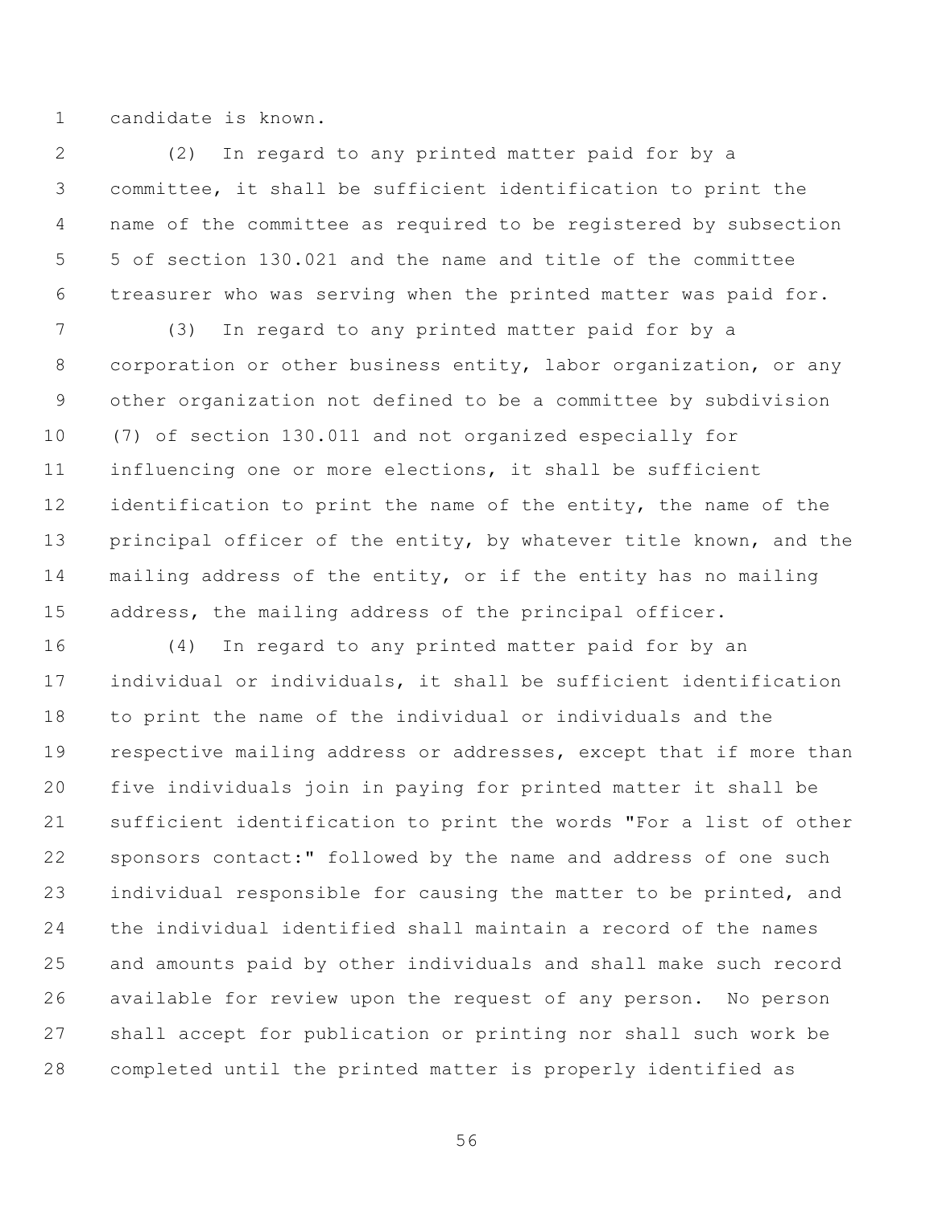candidate is known.

(2) In regard to any printed matter paid for by a committee, it shall be sufficient identification to print the name of the committee as required to be registered by subsection 5 of section 130.021 and the name and title of the committee treasurer who was serving when the printed matter was paid for.

(3) In regard to any printed matter paid for by a corporation or other business entity, labor organization, or any other organization not defined to be a committee by subdivision (7) of section 130.011 and not organized especially for influencing one or more elections, it shall be sufficient identification to print the name of the entity, the name of the principal officer of the entity, by whatever title known, and the mailing address of the entity, or if the entity has no mailing address, the mailing address of the principal officer.

(4) In regard to any printed matter paid for by an individual or individuals, it shall be sufficient identification to print the name of the individual or individuals and the respective mailing address or addresses, except that if more than five individuals join in paying for printed matter it shall be sufficient identification to print the words "For a list of other sponsors contact:" followed by the name and address of one such individual responsible for causing the matter to be printed, and the individual identified shall maintain a record of the names and amounts paid by other individuals and shall make such record available for review upon the request of any person. No person shall accept for publication or printing nor shall such work be completed until the printed matter is properly identified as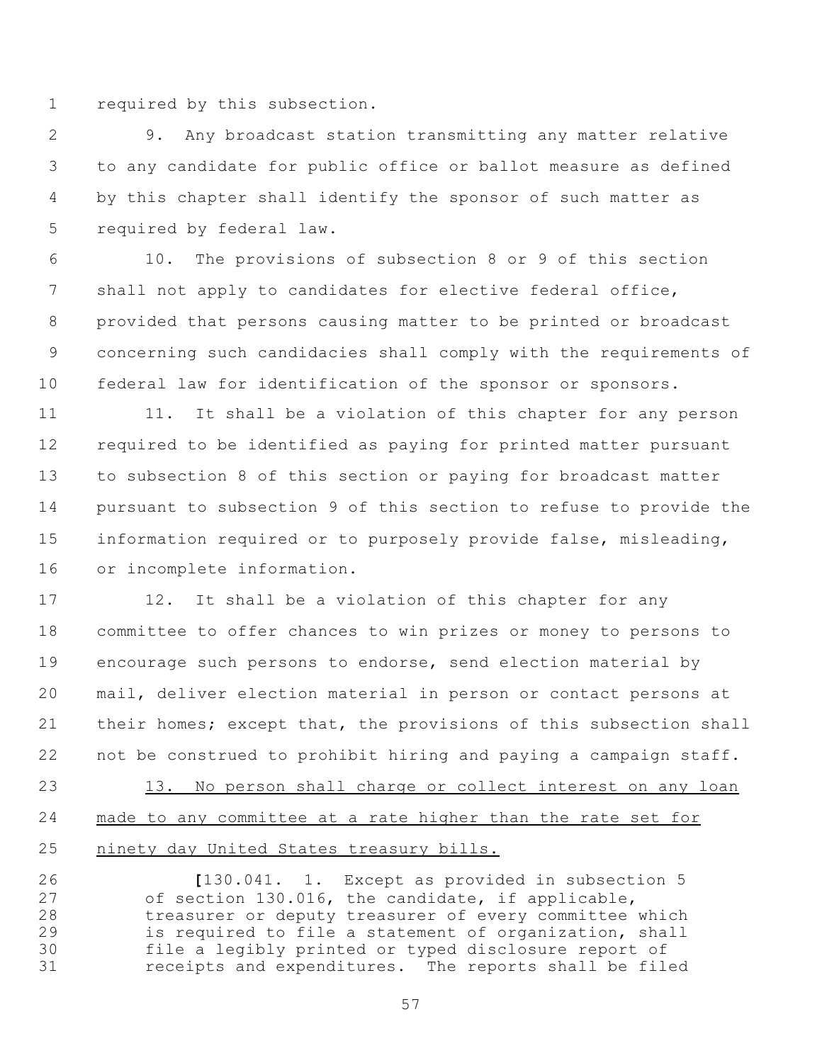required by this subsection.

9. Any broadcast station transmitting any matter relative to any candidate for public office or ballot measure as defined by this chapter shall identify the sponsor of such matter as required by federal law.

10. The provisions of subsection 8 or 9 of this section shall not apply to candidates for elective federal office, provided that persons causing matter to be printed or broadcast concerning such candidacies shall comply with the requirements of federal law for identification of the sponsor or sponsors.

11. It shall be a violation of this chapter for any person required to be identified as paying for printed matter pursuant to subsection 8 of this section or paying for broadcast matter pursuant to subsection 9 of this section to refuse to provide the information required or to purposely provide false, misleading, or incomplete information.

12. It shall be a violation of this chapter for any committee to offer chances to win prizes or money to persons to encourage such persons to endorse, send election material by mail, deliver election material in person or contact persons at their homes; except that, the provisions of this subsection shall not be construed to prohibit hiring and paying a campaign staff.

<u>13. No person shall charge or collect interest on any loan made to any committee at a rate higher than the rate set for ninety day United States treasury bills.</u>

[130.041. 1. Except as provided in subsection 5 of section 130.016, the candidate, if applicable, treasurer or deputy treasurer of every committee which is required to file a statement of organization, shall file a legibly printed or typed disclosure report of receipts and expenditures. The reports shall be filed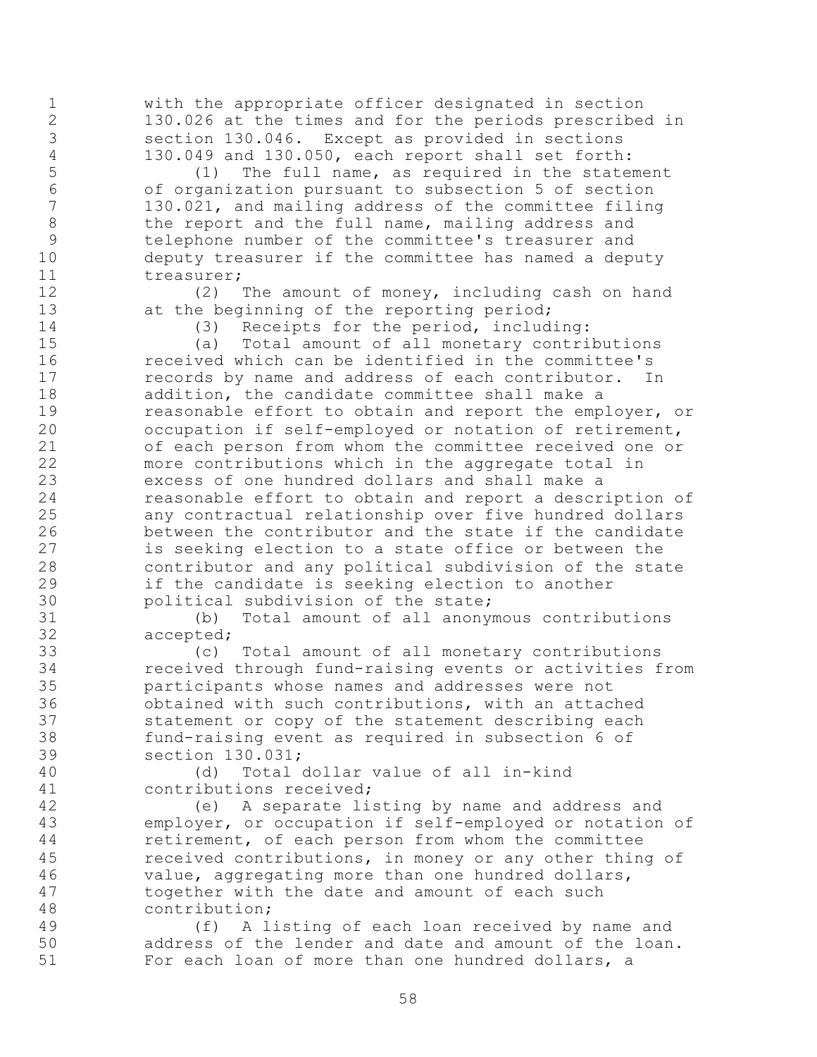with the appropriate officer designated in section 130.026 at the times and for the periods prescribed in section 130.046. Except as provided in sections 130.049 and 130.050, each report shall set forth:

(1) The full name, as required in the statement of organization pursuant to subsection 5 of section 130.021, and mailing address of the committee filing the report and the full name, mailing address and telephone number of the committee's treasurer and deputy treasurer if the committee has named a deputy treasurer;

(2) The amount of money, including cash on hand at the beginning of the reporting period;

(3) Receipts for the period, including:

(a) Total amount of all monetary contributions received which can be identified in the committee's records by name and address of each contributor. In addition, the candidate committee shall make a reasonable effort to obtain and report the employer, or occupation if self-employed or notation of retirement, of each person from whom the committee received one or more contributions which in the aggregate total in excess of one hundred dollars and shall make a reasonable effort to obtain and report a description of any contractual relationship over five hundred dollars between the contributor and the state if the candidate is seeking election to a state office or between the contributor and any political subdivision of the state if the candidate is seeking election to another political subdivision of the state;

(b) Total amount of all anonymous contributions accepted;

(c) Total amount of all monetary contributions received through fund-raising events or activities from participants whose names and addresses were not obtained with such contributions, with an attached statement or copy of the statement describing each fund-raising event as required in subsection 6 of section 130.031;

(d) Total dollar value of all in-kind contributions received;

(e) A separate listing by name and address and employer, or occupation if self-employed or notation of retirement, of each person from whom the committee received contributions, in money or any other thing of value, aggregating more than one hundred dollars, together with the date and amount of each such contribution;

(f) A listing of each loan received by name and address of the lender and date and amount of the loan. For each loan of more than one hundred dollars, a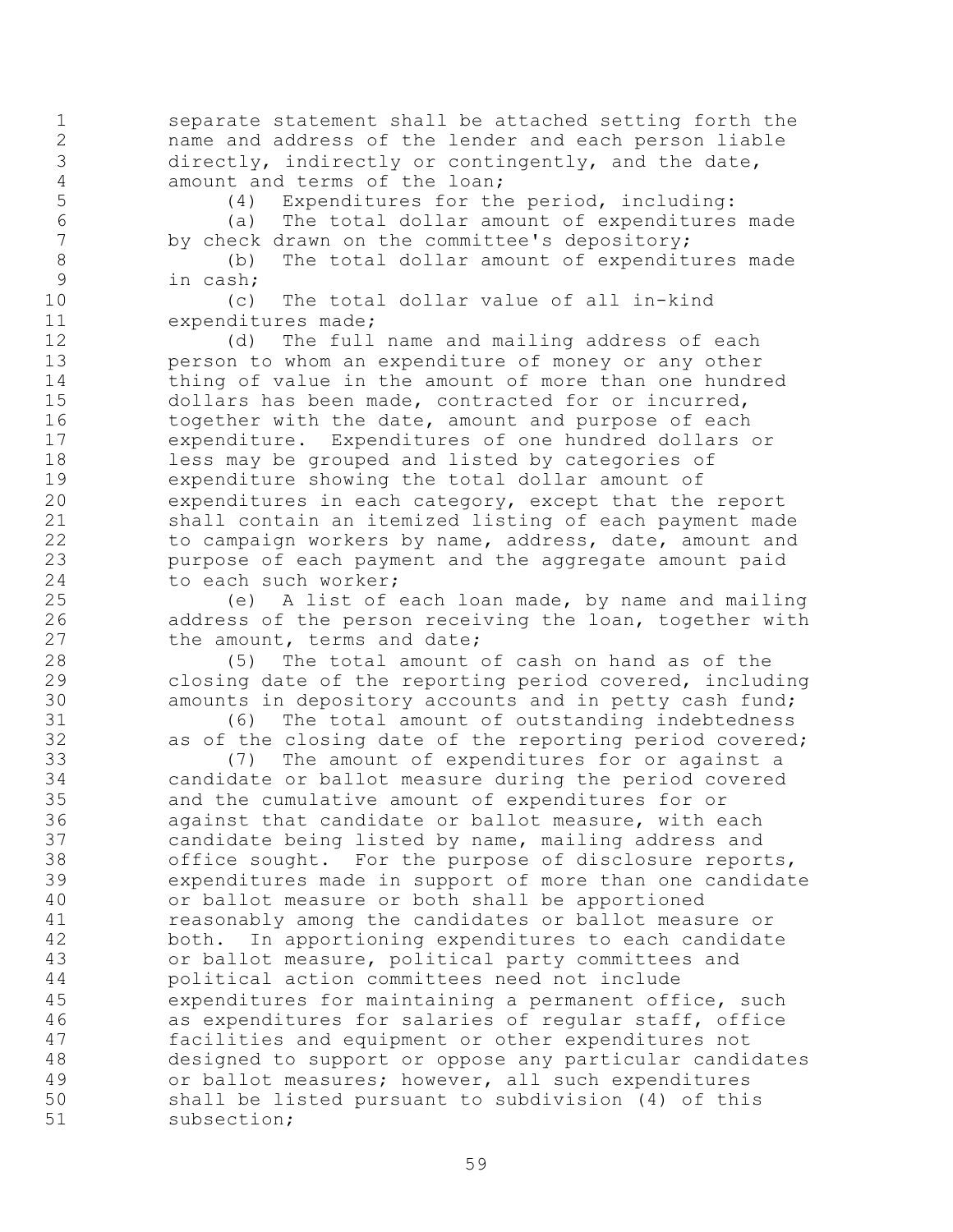separate statement shall be attached setting forth the name and address of the lender and each person liable directly, indirectly or contingently, and the date, amount and terms of the loan;

(4) Expenditures for the period, including:

(a) The total dollar amount of expenditures made by check drawn on the committee's depository;

(b) The total dollar amount of expenditures made in cash;

(c) The total dollar value of all in-kind expenditures made;

(d) The full name and mailing address of each person to whom an expenditure of money or any other thing of value in the amount of more than one hundred dollars has been made, contracted for or incurred, together with the date, amount and purpose of each expenditure. Expenditures of one hundred dollars or less may be grouped and listed by categories of expenditure showing the total dollar amount of expenditures in each category, except that the report shall contain an itemized listing of each payment made to campaign workers by name, address, date, amount and purpose of each payment and the aggregate amount paid to each such worker;

(e) A list of each loan made, by name and mailing address of the person receiving the loan, together with the amount, terms and date;

(5) The total amount of cash on hand as of the closing date of the reporting period covered, including amounts in depository accounts and in petty cash fund;

(6) The total amount of outstanding indebtedness as of the closing date of the reporting period covered;

(7) The amount of expenditures for or against a candidate or ballot measure during the period covered and the cumulative amount of expenditures for or against that candidate or ballot measure, with each candidate being listed by name, mailing address and office sought. For the purpose of disclosure reports, expenditures made in support of more than one candidate or ballot measure or both shall be apportioned reasonably among the candidates or ballot measure or both. In apportioning expenditures to each candidate or ballot measure, political party committees and political action committees need not include expenditures for maintaining a permanent office, such as expenditures for salaries of regular staff, office facilities and equipment or other expenditures not designed to support or oppose any particular candidates or ballot measures; however, all such expenditures shall be listed pursuant to subdivision (4) of this subsection;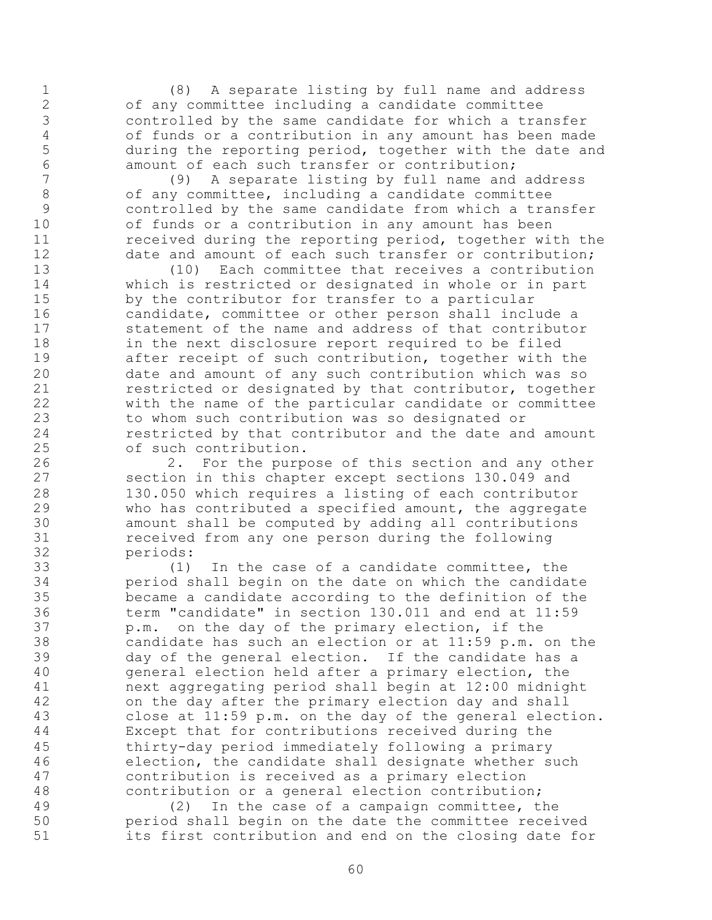(8) A separate listing by full name and address of any committee including a candidate committee controlled by the same candidate for which a transfer of funds or a contribution in any amount has been made during the reporting period, together with the date and amount of each such transfer or contribution;

(9) A separate listing by full name and address of any committee, including a candidate committee controlled by the same candidate from which a transfer of funds or a contribution in any amount has been received during the reporting period, together with the date and amount of each such transfer or contribution;

(10) Each committee that receives a contribution which is restricted or designated in whole or in part by the contributor for transfer to a particular candidate, committee or other person shall include a statement of the name and address of that contributor in the next disclosure report required to be filed after receipt of such contribution, together with the date and amount of any such contribution which was so restricted or designated by that contributor, together with the name of the particular candidate or committee to whom such contribution was so designated or restricted by that contributor and the date and amount of such contribution.

2. For the purpose of this section and any other section in this chapter except sections 130.049 and 130.050 which requires a listing of each contributor who has contributed a specified amount, the aggregate amount shall be computed by adding all contributions received from any one person during the following periods:

(1) In the case of a candidate committee, the period shall begin on the date on which the candidate became a candidate according to the definition of the term "candidate" in section 130.011 and end at 11:59 p.m. on the day of the primary election, if the candidate has such an election or at 11:59 p.m. on the day of the general election. If the candidate has a general election held after a primary election, the next aggregating period shall begin at 12:00 midnight on the day after the primary election day and shall close at 11:59 p.m. on the day of the general election. Except that for contributions received during the thirty-day period immediately following a primary election, the candidate shall designate whether such contribution is received as a primary election contribution or a general election contribution;

(2) In the case of a campaign committee, the period shall begin on the date the committee received its first contribution and end on the closing date for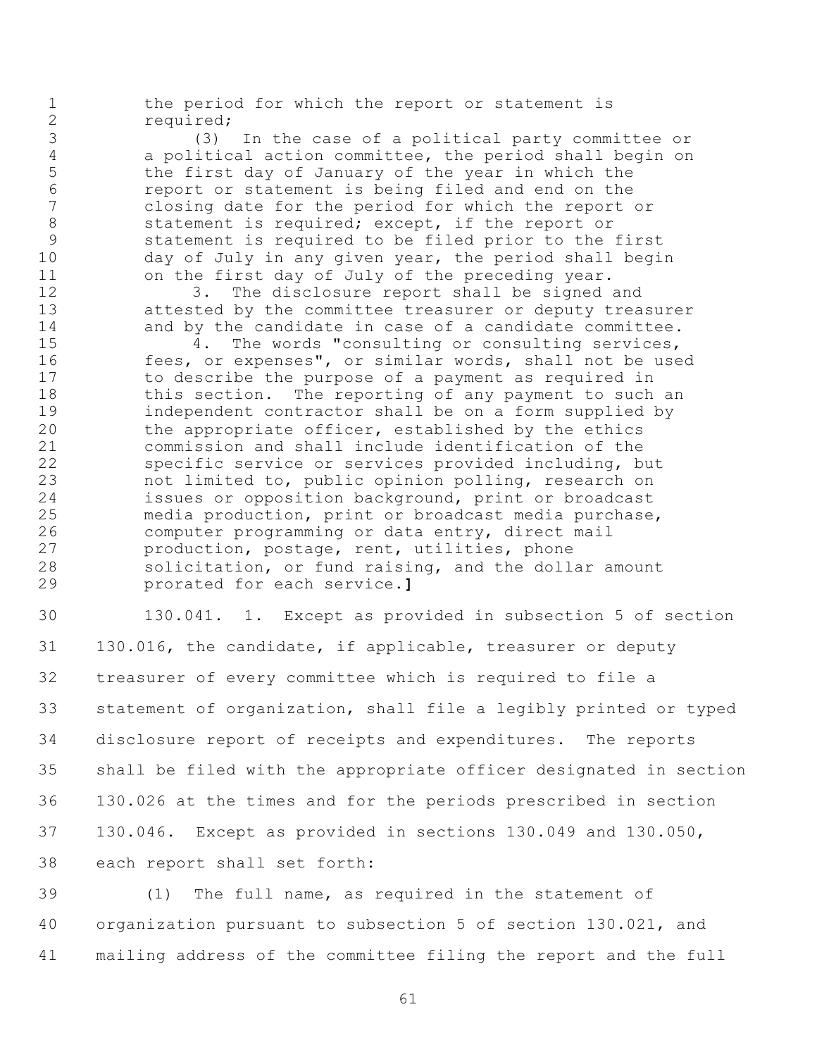the period for which the report or statement is required;

(3) In the case of a political party committee or a political action committee, the period shall begin on the first day of January of the year in which the report or statement is being filed and end on the closing date for the period for which the report or statement is required; except, if the report or statement is required to be filed prior to the first day of July in any given year, the period shall begin on the first day of July of the preceding year.

3. The disclosure report shall be signed and attested by the committee treasurer or deputy treasurer and by the candidate in case of a candidate committee.

4. The words "consulting or consulting services, fees, or expenses", or similar words, shall not be used to describe the purpose of a payment as required in this section. The reporting of any payment to such an independent contractor shall be on a form supplied by the appropriate officer, established by the ethics commission and shall include identification of the specific service or services provided including, but not limited to, public opinion polling, research on issues or opposition background, print or broadcast media production, print or broadcast media purchase, computer programming or data entry, direct mail production, postage, rent, utilities, phone solicitation, or fund raising, and the dollar amount prorated for each service.]

130.041. 1. Except as provided in subsection 5 of section 130.016, the candidate, if applicable, treasurer or deputy treasurer of every committee which is required to file a statement of organization, shall file a legibly printed or typed disclosure report of receipts and expenditures. The reports shall be filed with the appropriate officer designated in section 130.026 at the times and for the periods prescribed in section 130.046. Except as provided in sections 130.049 and 130.050, each report shall set forth:

(1) The full name, as required in the statement of organization pursuant to subsection 5 of section 130.021, and mailing address of the committee filing the report and the full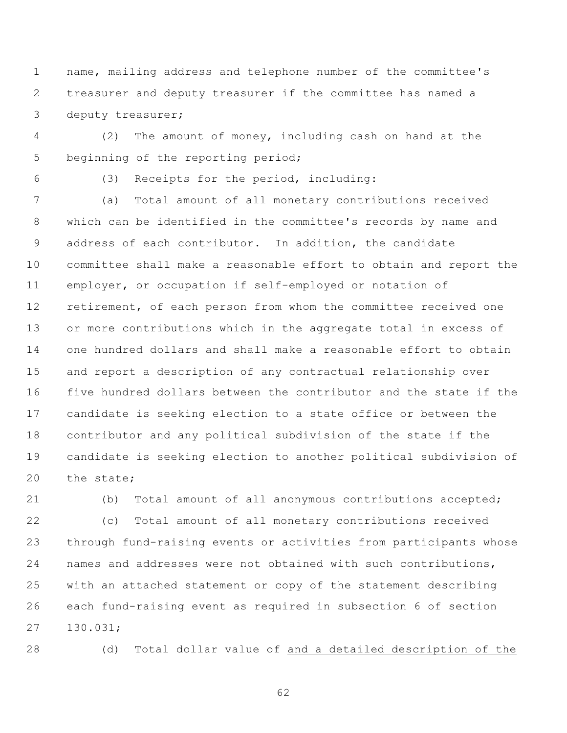name, mailing address and telephone number of the committee's treasurer and deputy treasurer if the committee has named a deputy treasurer;

(2) The amount of money, including cash on hand at the beginning of the reporting period;

(3) Receipts for the period, including:

(a) Total amount of all monetary contributions received which can be identified in the committee's records by name and address of each contributor. In addition, the candidate committee shall make a reasonable effort to obtain and report the employer, or occupation if self-employed or notation of retirement, of each person from whom the committee received one or more contributions which in the aggregate total in excess of one hundred dollars and shall make a reasonable effort to obtain and report a description of any contractual relationship over five hundred dollars between the contributor and the state if the candidate is seeking election to a state office or between the contributor and any political subdivision of the state if the candidate is seeking election to another political subdivision of the state;

(b) Total amount of all anonymous contributions accepted;

(c) Total amount of all monetary contributions received through fund-raising events or activities from participants whose names and addresses were not obtained with such contributions, with an attached statement or copy of the statement describing each fund-raising event as required in subsection 6 of section 130.031;

(d) Total dollar value of <u>and a detailed description of the</u>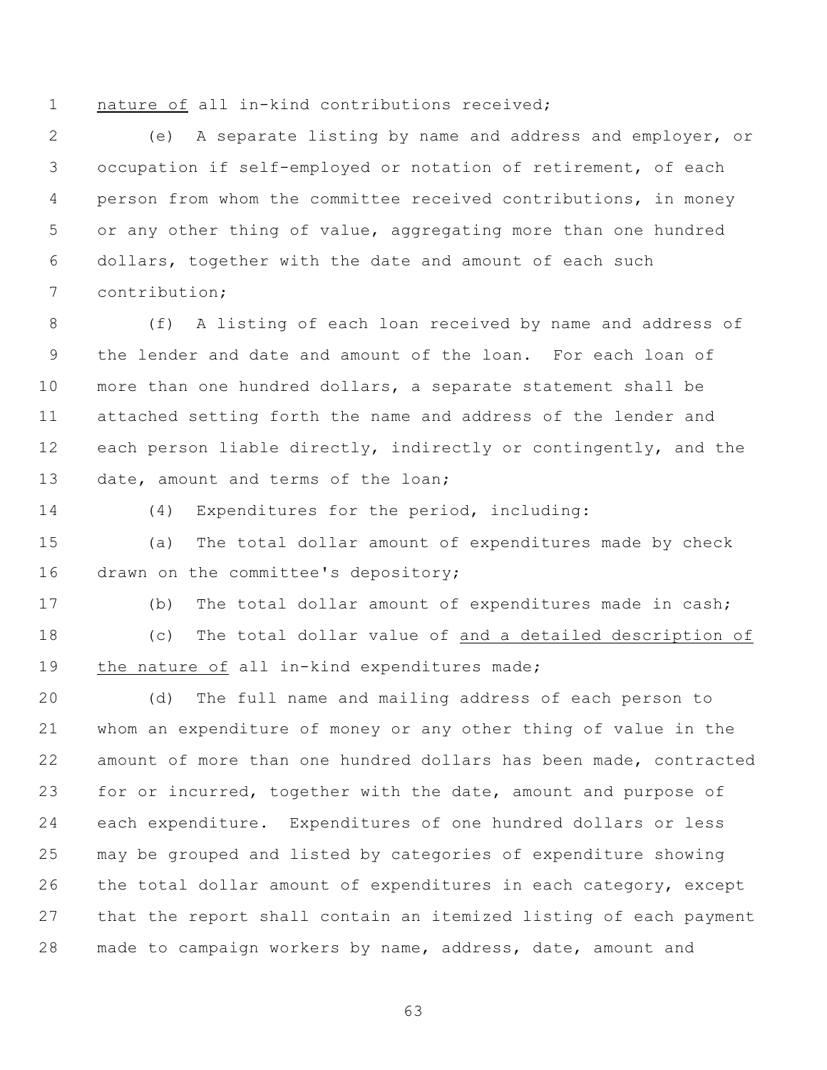nature of all in-kind contributions received;

(e) A separate listing by name and address and employer, or occupation if self-employed or notation of retirement, of each person from whom the committee received contributions, in money or any other thing of value, aggregating more than one hundred dollars, together with the date and amount of each such contribution;

(f) A listing of each loan received by name and address of the lender and date and amount of the loan. For each loan of more than one hundred dollars, a separate statement shall be attached setting forth the name and address of the lender and each person liable directly, indirectly or contingently, and the date, amount and terms of the loan;

(4) Expenditures for the period, including:

(a) The total dollar amount of expenditures made by check drawn on the committee's depository;

(b) The total dollar amount of expenditures made in cash;

(c) The total dollar value of and a detailed description of the nature of all in-kind expenditures made;

(d) The full name and mailing address of each person to whom an expenditure of money or any other thing of value in the amount of more than one hundred dollars has been made, contracted for or incurred, together with the date, amount and purpose of each expenditure. Expenditures of one hundred dollars or less may be grouped and listed by categories of expenditure showing the total dollar amount of expenditures in each category, except that the report shall contain an itemized listing of each payment made to campaign workers by name, address, date, amount and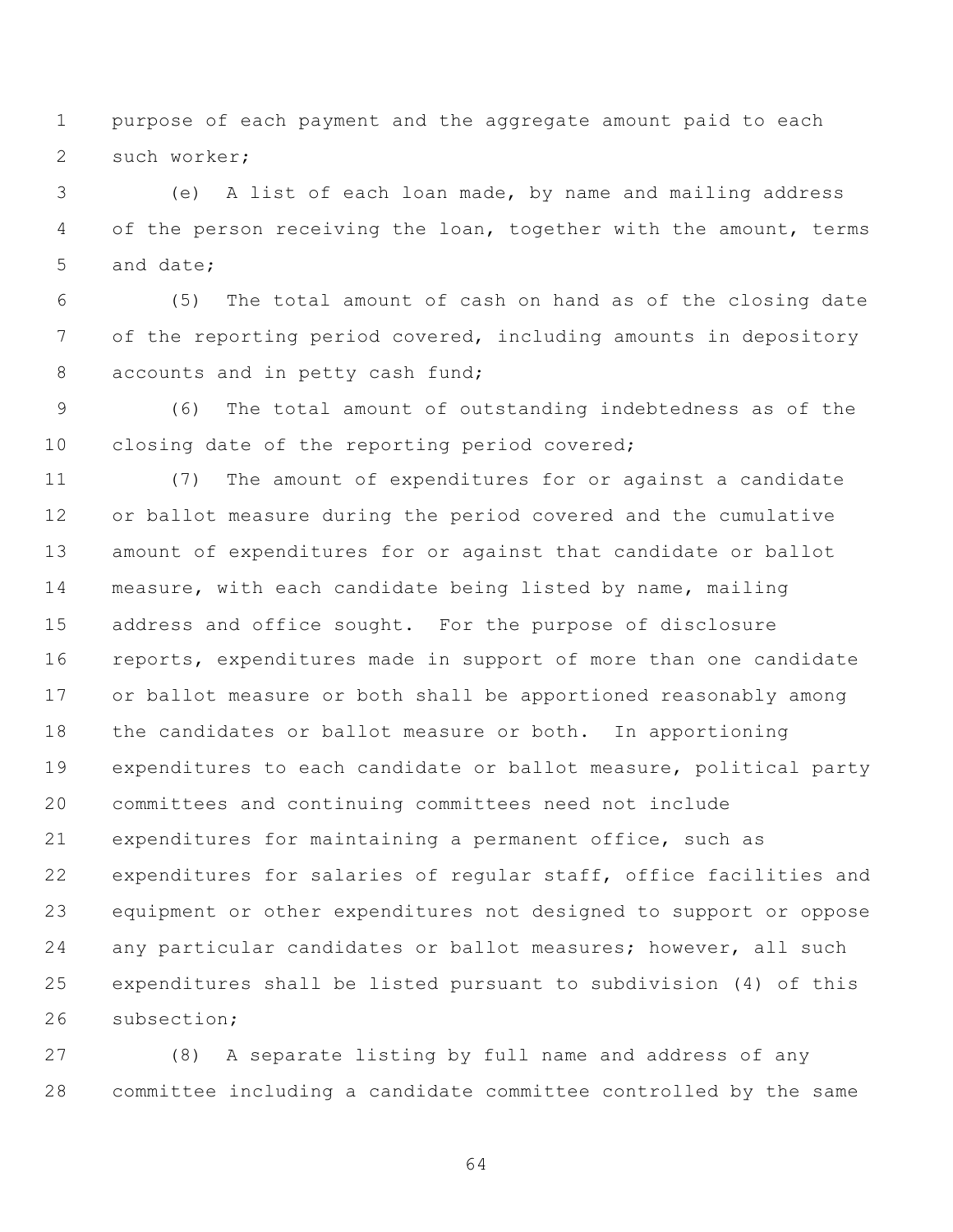purpose of each payment and the aggregate amount paid to each such worker;

(e) A list of each loan made, by name and mailing address of the person receiving the loan, together with the amount, terms and date;

(5) The total amount of cash on hand as of the closing date of the reporting period covered, including amounts in depository accounts and in petty cash fund;

(6) The total amount of outstanding indebtedness as of the closing date of the reporting period covered;

(7) The amount of expenditures for or against a candidate or ballot measure during the period covered and the cumulative amount of expenditures for or against that candidate or ballot measure, with each candidate being listed by name, mailing address and office sought. For the purpose of disclosure reports, expenditures made in support of more than one candidate or ballot measure or both shall be apportioned reasonably among the candidates or ballot measure or both. In apportioning expenditures to each candidate or ballot measure, political party committees and continuing committees need not include expenditures for maintaining a permanent office, such as expenditures for salaries of regular staff, office facilities and equipment or other expenditures not designed to support or oppose any particular candidates or ballot measures; however, all such expenditures shall be listed pursuant to subdivision (4) of this subsection;

(8) A separate listing by full name and address of any committee including a candidate committee controlled by the same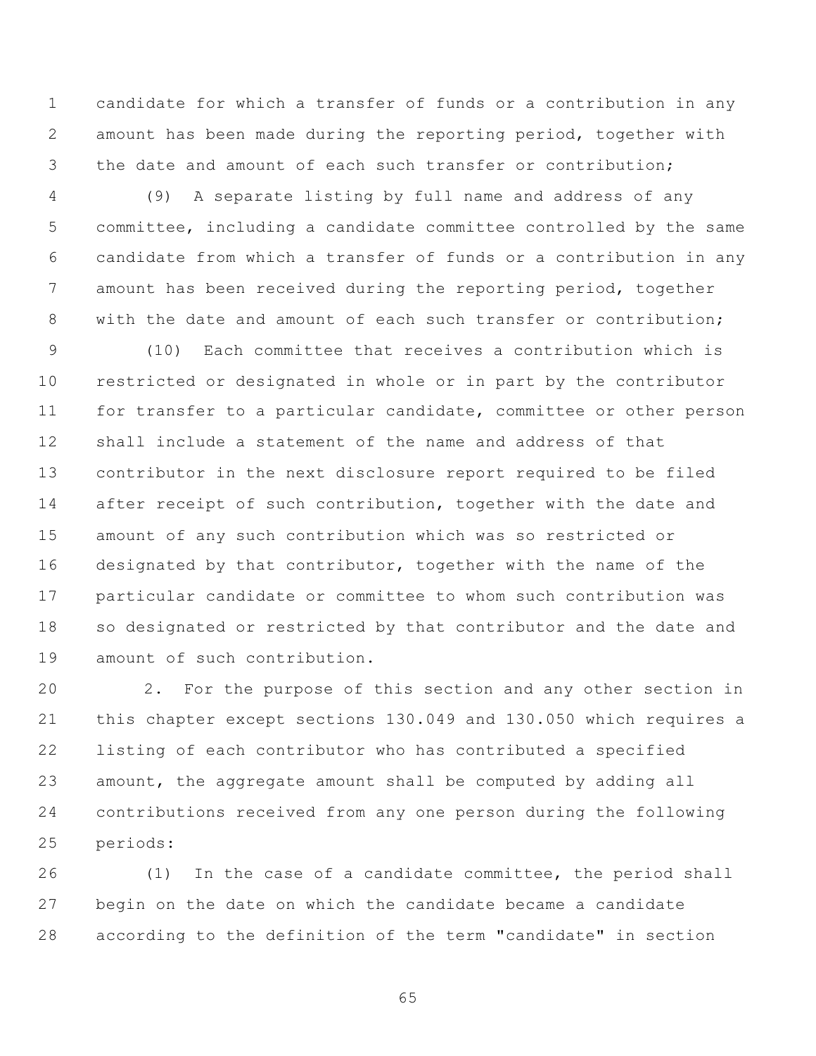candidate for which a transfer of funds or a contribution in any amount has been made during the reporting period, together with the date and amount of each such transfer or contribution;

(9) A separate listing by full name and address of any committee, including a candidate committee controlled by the same candidate from which a transfer of funds or a contribution in any amount has been received during the reporting period, together with the date and amount of each such transfer or contribution;

(10) Each committee that receives a contribution which is restricted or designated in whole or in part by the contributor for transfer to a particular candidate, committee or other person shall include a statement of the name and address of that contributor in the next disclosure report required to be filed after receipt of such contribution, together with the date and amount of any such contribution which was so restricted or designated by that contributor, together with the name of the particular candidate or committee to whom such contribution was so designated or restricted by that contributor and the date and amount of such contribution.

2. For the purpose of this section and any other section in this chapter except sections 130.049 and 130.050 which requires a listing of each contributor who has contributed a specified amount, the aggregate amount shall be computed by adding all contributions received from any one person during the following periods:

(1) In the case of a candidate committee, the period shall begin on the date on which the candidate became a candidate according to the definition of the term "candidate" in section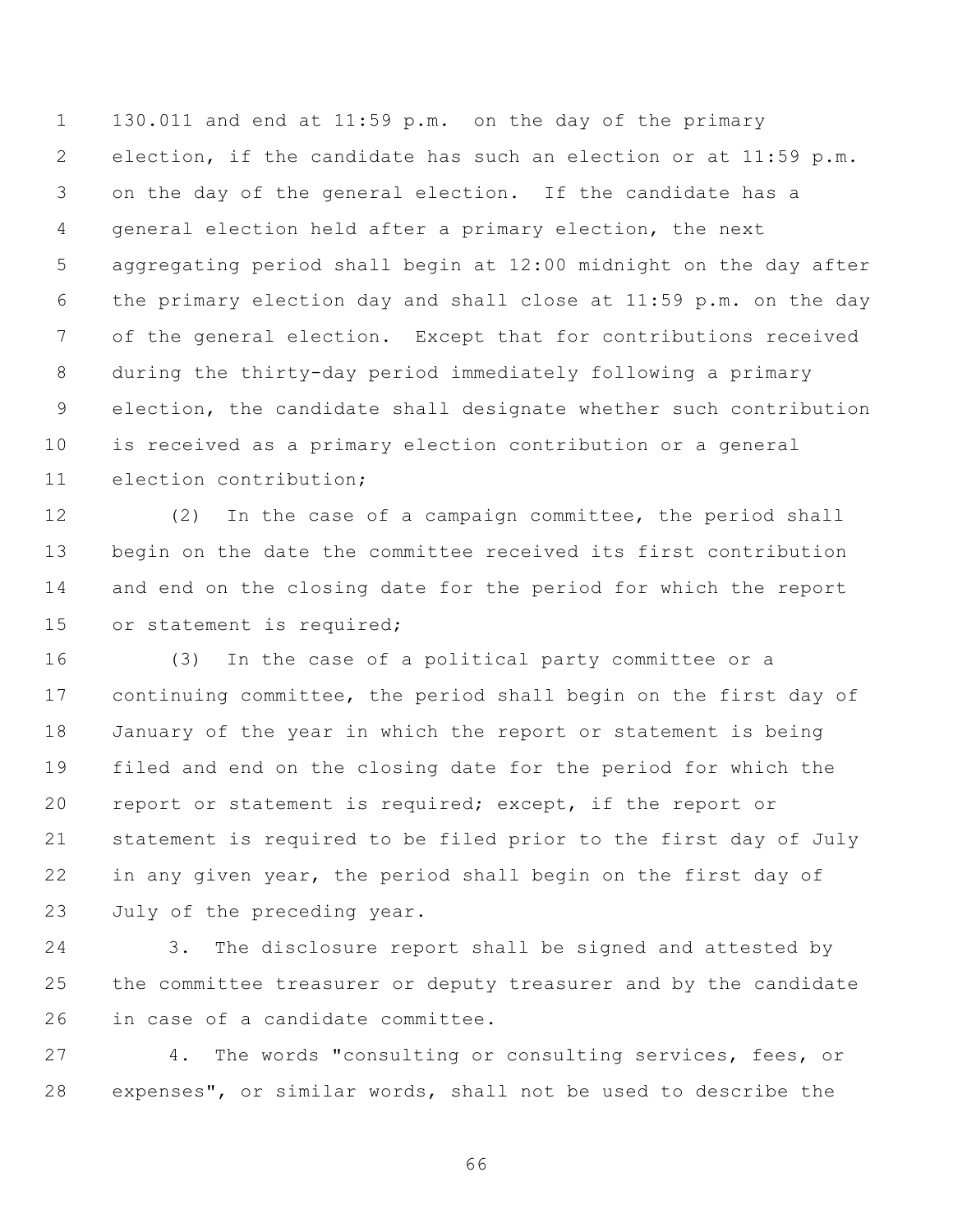130.011 and end at 11:59 p.m. on the day of the primary election, if the candidate has such an election or at 11:59 p.m. on the day of the general election. If the candidate has a general election held after a primary election, the next aggregating period shall begin at 12:00 midnight on the day after the primary election day and shall close at 11:59 p.m. on the day of the general election. Except that for contributions received during the thirty-day period immediately following a primary election, the candidate shall designate whether such contribution is received as a primary election contribution or a general election contribution;

(2) In the case of a campaign committee, the period shall begin on the date the committee received its first contribution and end on the closing date for the period for which the report or statement is required;

(3) In the case of a political party committee or a continuing committee, the period shall begin on the first day of January of the year in which the report or statement is being filed and end on the closing date for the period for which the report or statement is required; except, if the report or statement is required to be filed prior to the first day of July in any given year, the period shall begin on the first day of July of the preceding year.

3. The disclosure report shall be signed and attested by the committee treasurer or deputy treasurer and by the candidate in case of a candidate committee.

4. The words "consulting or consulting services, fees, or expenses", or similar words, shall not be used to describe the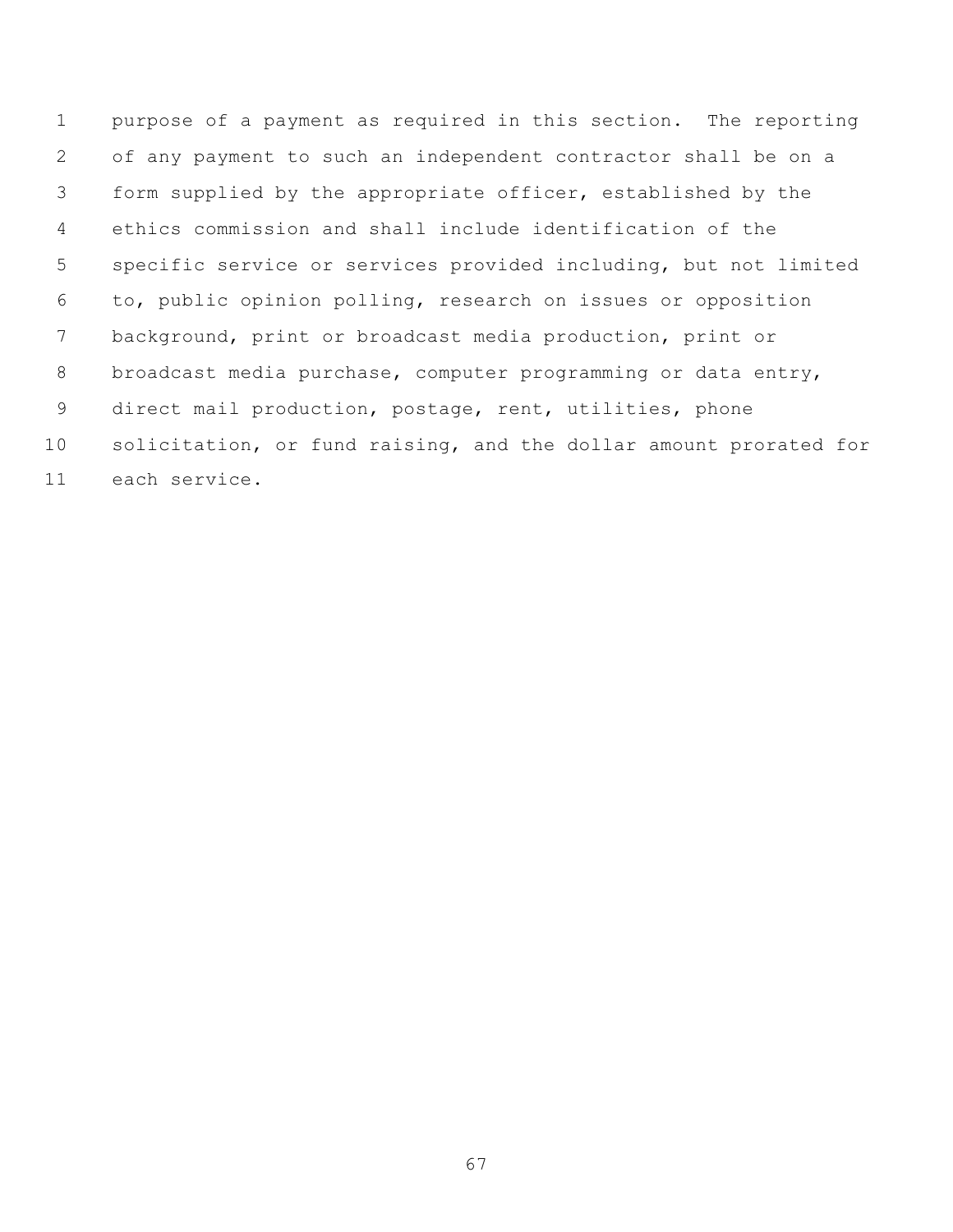purpose of a payment as required in this section. The reporting of any payment to such an independent contractor shall be on a form supplied by the appropriate officer, established by the ethics commission and shall include identification of the specific service or services provided including, but not limited to, public opinion polling, research on issues or opposition background, print or broadcast media production, print or broadcast media purchase, computer programming or data entry, direct mail production, postage, rent, utilities, phone solicitation, or fund raising, and the dollar amount prorated for each service.